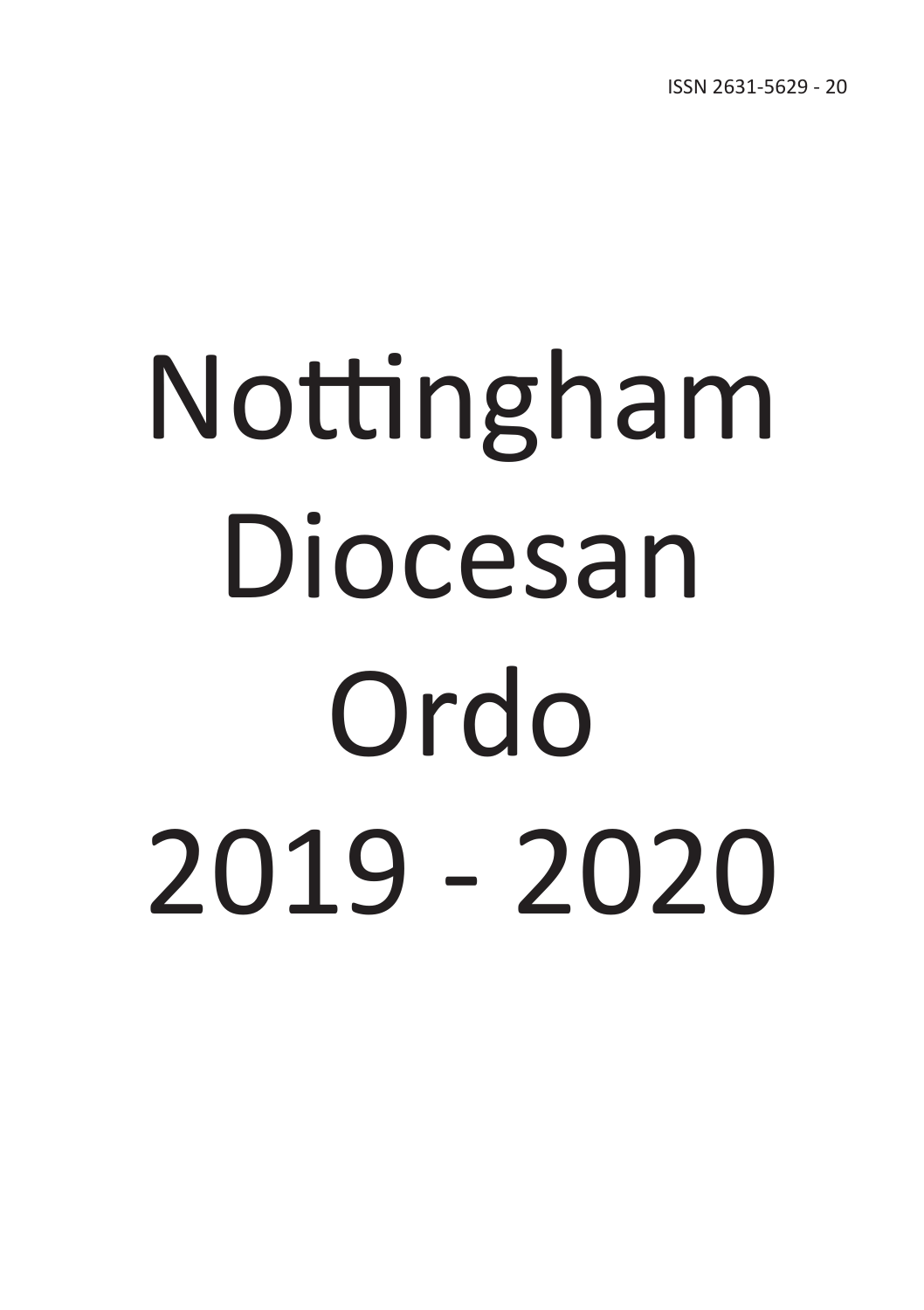ISSN 2631-5629 - 20

# Nottingham Diocesan Ordo 2019 - 2020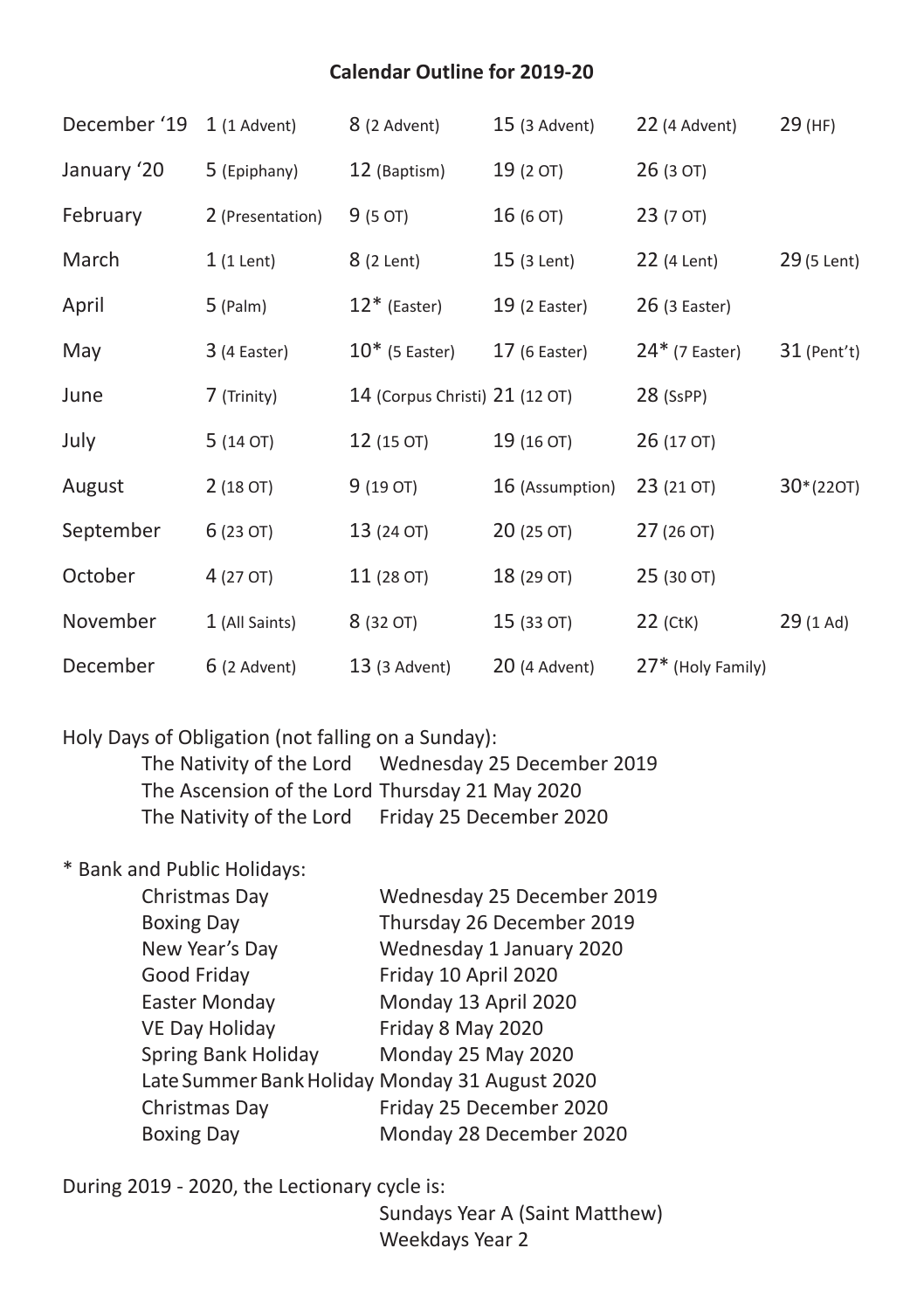**Calendar Outline for 2019-20**

| | | | | | |
|---|---|---|---|---|---|
| December '19 | 1 (1 Advent) | 8 (2 Advent) | 15 (3 Advent) | 22 (4 Advent) | 29 (HF) |
| January '20 | 5 (Epiphany) | 12 (Baptism) | 19 (2 OT) | 26 (3 OT) | |
| February | 2 (Presentation) | 9 (5 OT) | 16 (6 OT) | 23 (7 OT) | |
| March | 1 (1 Lent) | 8 (2 Lent) | 15 (3 Lent) | 22 (4 Lent) | 29 (5 Lent) |
| April | 5 (Palm) | 12* (Easter) | 19 (2 Easter) | 26 (3 Easter) | |
| May | 3 (4 Easter) | 10* (5 Easter) | 17 (6 Easter) | 24* (7 Easter) | 31 (Pent't) |
| June | 7 (Trinity) | 14 (Corpus Christi) | 21 (12 OT) | 28 (SsPP) | |
| July | 5 (14 OT) | 12 (15 OT) | 19 (16 OT) | 26 (17 OT) | |
| August | 2 (18 OT) | 9 (19 OT) | 16 (Assumption) | 23 (21 OT) | 30*(22OT) |
| September | 6 (23 OT) | 13 (24 OT) | 20 (25 OT) | 27 (26 OT) | |
| October | 4 (27 OT) | 11 (28 OT) | 18 (29 OT) | 25 (30 OT) | |
| November | 1 (All Saints) | 8 (32 OT) | 15 (33 OT) | 22 (CtK) | 29 (1 Ad) |
| December | 6 (2 Advent) | 13 (3 Advent) | 20 (4 Advent) | 27* (Holy Family) | |

Holy Days of Obligation (not falling on a Sunday):

| | |
|---|---|
| The Nativity of the Lord | Wednesday 25 December 2019 |
| The Ascension of the Lord | Thursday 21 May 2020 |
| The Nativity of the Lord | Friday 25 December 2020 |

* Bank and Public Holidays:

| | |
|---|---|
| Christmas Day | Wednesday 25 December 2019 |
| Boxing Day | Thursday 26 December 2019 |
| New Year's Day | Wednesday 1 January 2020 |
| Good Friday | Friday 10 April 2020 |
| Easter Monday | Monday 13 April 2020 |
| VE Day Holiday | Friday 8 May 2020 |
| Spring Bank Holiday | Monday 25 May 2020 |
| Late Summer Bank Holiday | Monday 31 August 2020 |
| Christmas Day | Friday 25 December 2020 |
| Boxing Day | Monday 28 December 2020 |

During 2019 - 2020, the Lectionary cycle is:

Sundays Year A (Saint Matthew)
Weekdays Year 2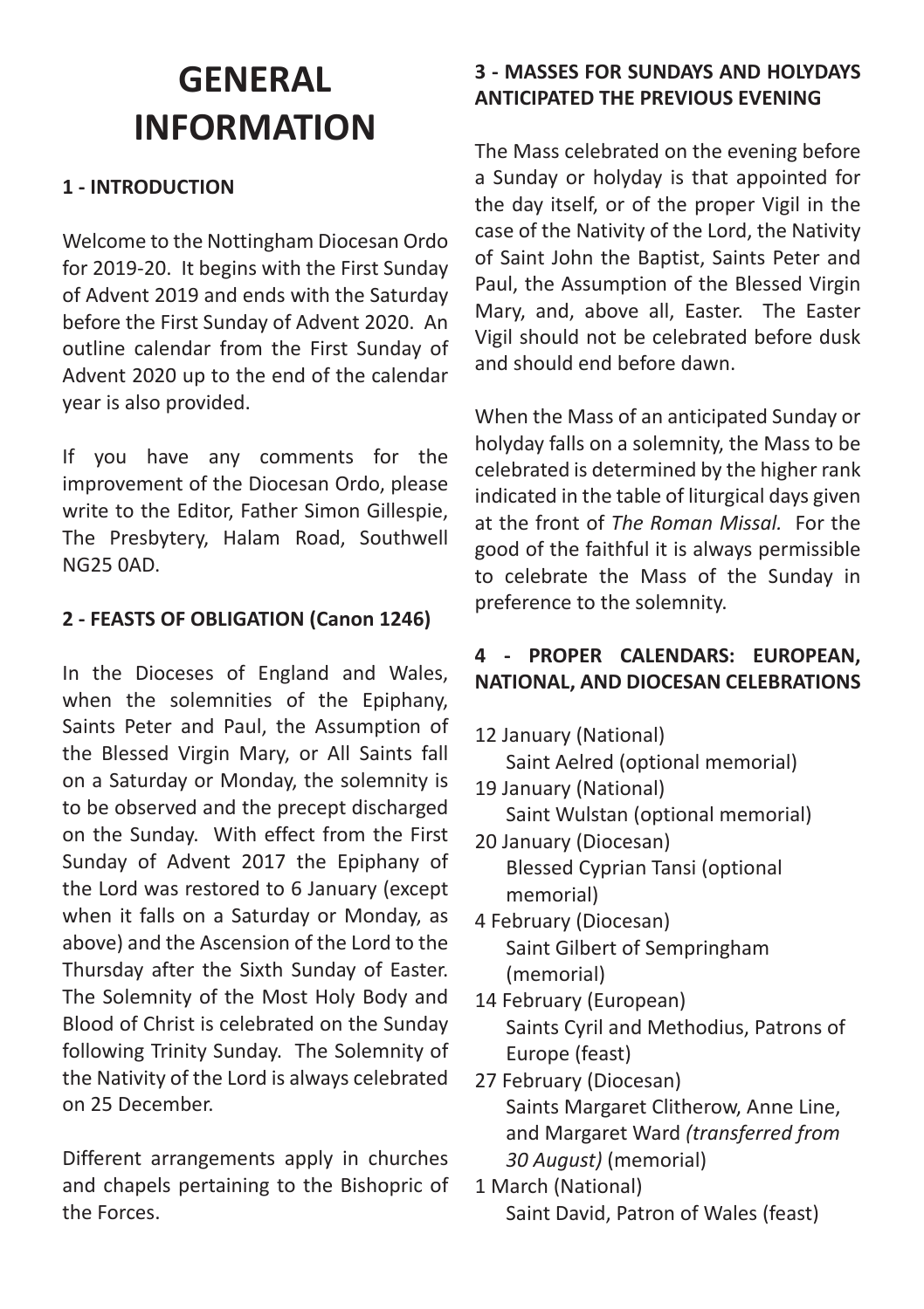# GENERAL INFORMATION

## 1 - INTRODUCTION

Welcome to the Nottingham Diocesan Ordo for 2019-20. It begins with the First Sunday of Advent 2019 and ends with the Saturday before the First Sunday of Advent 2020. An outline calendar from the First Sunday of Advent 2020 up to the end of the calendar year is also provided.

If you have any comments for the improvement of the Diocesan Ordo, please write to the Editor, Father Simon Gillespie, The Presbytery, Halam Road, Southwell NG25 0AD.

## 2 - FEASTS OF OBLIGATION (Canon 1246)

In the Dioceses of England and Wales, when the solemnities of the Epiphany, Saints Peter and Paul, the Assumption of the Blessed Virgin Mary, or All Saints fall on a Saturday or Monday, the solemnity is to be observed and the precept discharged on the Sunday. With effect from the First Sunday of Advent 2017 the Epiphany of the Lord was restored to 6 January (except when it falls on a Saturday or Monday, as above) and the Ascension of the Lord to the Thursday after the Sixth Sunday of Easter. The Solemnity of the Most Holy Body and Blood of Christ is celebrated on the Sunday following Trinity Sunday. The Solemnity of the Nativity of the Lord is always celebrated on 25 December.

Different arrangements apply in churches and chapels pertaining to the Bishopric of the Forces.

## 3 - MASSES FOR SUNDAYS AND HOLYDAYS ANTICIPATED THE PREVIOUS EVENING

The Mass celebrated on the evening before a Sunday or holyday is that appointed for the day itself, or of the proper Vigil in the case of the Nativity of the Lord, the Nativity of Saint John the Baptist, Saints Peter and Paul, the Assumption of the Blessed Virgin Mary, and, above all, Easter. The Easter Vigil should not be celebrated before dusk and should end before dawn.

When the Mass of an anticipated Sunday or holyday falls on a solemnity, the Mass to be celebrated is determined by the higher rank indicated in the table of liturgical days given at the front of *The Roman Missal.* For the good of the faithful it is always permissible to celebrate the Mass of the Sunday in preference to the solemnity.

## 4 - PROPER CALENDARS: EUROPEAN, NATIONAL, AND DIOCESAN CELEBRATIONS

12 January (National)
Saint Aelred (optional memorial)

19 January (National)
Saint Wulstan (optional memorial)

20 January (Diocesan)
Blessed Cyprian Tansi (optional memorial)

4 February (Diocesan)
Saint Gilbert of Sempringham (memorial)

14 February (European)
Saints Cyril and Methodius, Patrons of Europe (feast)

27 February (Diocesan)
Saints Margaret Clitherow, Anne Line, and Margaret Ward *(transferred from 30 August)* (memorial)

1 March (National)
Saint David, Patron of Wales (feast)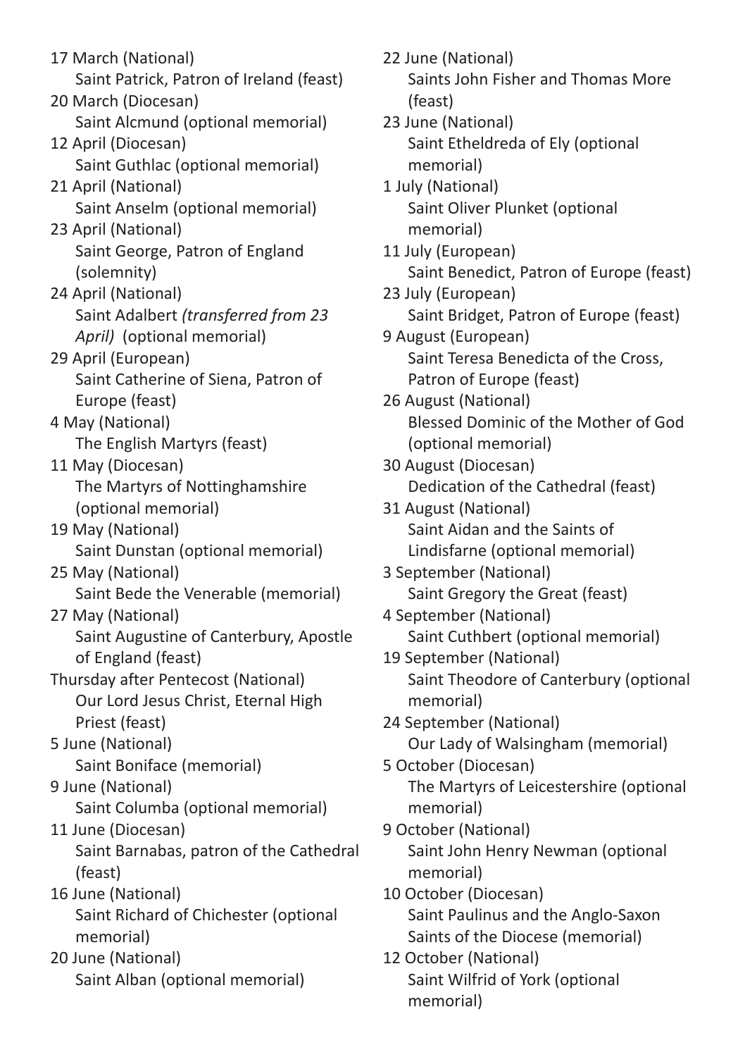17 March (National)
Saint Patrick, Patron of Ireland (feast)

20 March (Diocesan)
Saint Alcmund (optional memorial)

12 April (Diocesan)
Saint Guthlac (optional memorial)

21 April (National)
Saint Anselm (optional memorial)

23 April (National)
Saint George, Patron of England (solemnity)

24 April (National)
Saint Adalbert *(transferred from 23 April)* (optional memorial)

29 April (European)
Saint Catherine of Siena, Patron of Europe (feast)

4 May (National)
The English Martyrs (feast)

11 May (Diocesan)
The Martyrs of Nottinghamshire (optional memorial)

19 May (National)
Saint Dunstan (optional memorial)

25 May (National)
Saint Bede the Venerable (memorial)

27 May (National)
Saint Augustine of Canterbury, Apostle of England (feast)

Thursday after Pentecost (National)
Our Lord Jesus Christ, Eternal High Priest (feast)

5 June (National)
Saint Boniface (memorial)

9 June (National)
Saint Columba (optional memorial)

11 June (Diocesan)
Saint Barnabas, patron of the Cathedral (feast)

16 June (National)
Saint Richard of Chichester (optional memorial)

20 June (National)
Saint Alban (optional memorial)

22 June (National)
Saints John Fisher and Thomas More (feast)

23 June (National)
Saint Etheldreda of Ely (optional memorial)

1 July (National)
Saint Oliver Plunket (optional memorial)

11 July (European)
Saint Benedict, Patron of Europe (feast)

23 July (European)
Saint Bridget, Patron of Europe (feast)

9 August (European)
Saint Teresa Benedicta of the Cross, Patron of Europe (feast)

26 August (National)
Blessed Dominic of the Mother of God (optional memorial)

30 August (Diocesan)
Dedication of the Cathedral (feast)

31 August (National)
Saint Aidan and the Saints of Lindisfarne (optional memorial)

3 September (National)
Saint Gregory the Great (feast)

4 September (National)
Saint Cuthbert (optional memorial)

19 September (National)
Saint Theodore of Canterbury (optional memorial)

24 September (National)
Our Lady of Walsingham (memorial)

5 October (Diocesan)
The Martyrs of Leicestershire (optional memorial)

9 October (National)
Saint John Henry Newman (optional memorial)

10 October (Diocesan)
Saint Paulinus and the Anglo-Saxon Saints of the Diocese (memorial)

12 October (National)
Saint Wilfrid of York (optional memorial)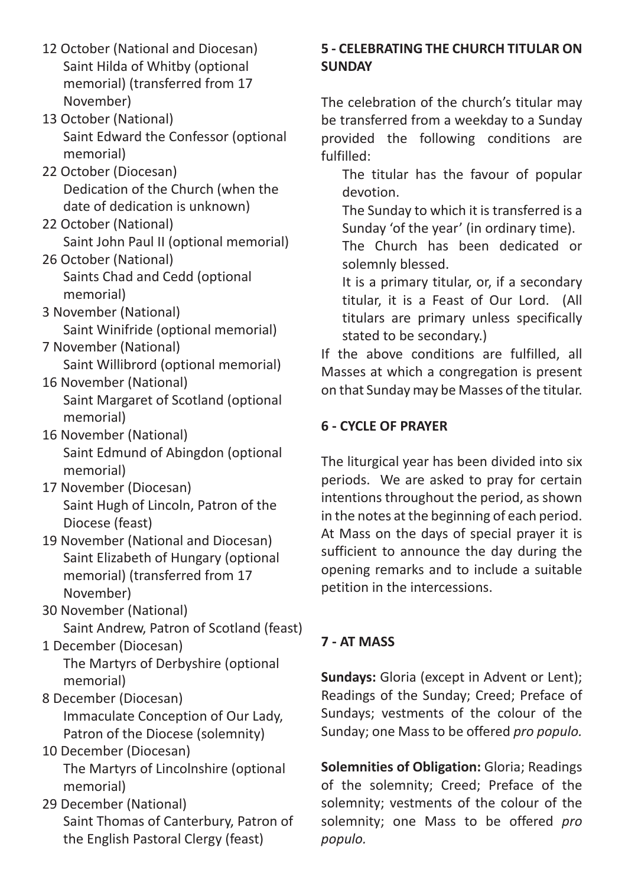12 October (National and Diocesan)
Saint Hilda of Whitby (optional memorial) (transferred from 17 November)

13 October (National)
Saint Edward the Confessor (optional memorial)

22 October (Diocesan)
Dedication of the Church (when the date of dedication is unknown)

22 October (National)
Saint John Paul II (optional memorial)

26 October (National)
Saints Chad and Cedd (optional memorial)

3 November (National)
Saint Winifride (optional memorial)

7 November (National)
Saint Willibrord (optional memorial)

16 November (National)
Saint Margaret of Scotland (optional memorial)

16 November (National)
Saint Edmund of Abingdon (optional memorial)

17 November (Diocesan)
Saint Hugh of Lincoln, Patron of the Diocese (feast)

19 November (National and Diocesan)
Saint Elizabeth of Hungary (optional memorial) (transferred from 17 November)

30 November (National)
Saint Andrew, Patron of Scotland (feast)

1 December (Diocesan)
The Martyrs of Derbyshire (optional memorial)

8 December (Diocesan)
Immaculate Conception of Our Lady, Patron of the Diocese (solemnity)

10 December (Diocesan)
The Martyrs of Lincolnshire (optional memorial)

29 December (National)
Saint Thomas of Canterbury, Patron of the English Pastoral Clergy (feast)

## 5 - CELEBRATING THE CHURCH TITULAR ON SUNDAY

The celebration of the church's titular may be transferred from a weekday to a Sunday provided the following conditions are fulfilled:

The titular has the favour of popular devotion.

The Sunday to which it is transferred is a Sunday 'of the year' (in ordinary time).

The Church has been dedicated or solemnly blessed.

It is a primary titular, or, if a secondary titular, it is a Feast of Our Lord. (All titulars are primary unless specifically stated to be secondary.)

If the above conditions are fulfilled, all Masses at which a congregation is present on that Sunday may be Masses of the titular.

## 6 - CYCLE OF PRAYER

The liturgical year has been divided into six periods. We are asked to pray for certain intentions throughout the period, as shown in the notes at the beginning of each period. At Mass on the days of special prayer it is sufficient to announce the day during the opening remarks and to include a suitable petition in the intercessions.

## 7 - AT MASS

**Sundays:** Gloria (except in Advent or Lent); Readings of the Sunday; Creed; Preface of Sundays; vestments of the colour of the Sunday; one Mass to be offered *pro populo.*

**Solemnities of Obligation:** Gloria; Readings of the solemnity; Creed; Preface of the solemnity; vestments of the colour of the solemnity; one Mass to be offered *pro populo.*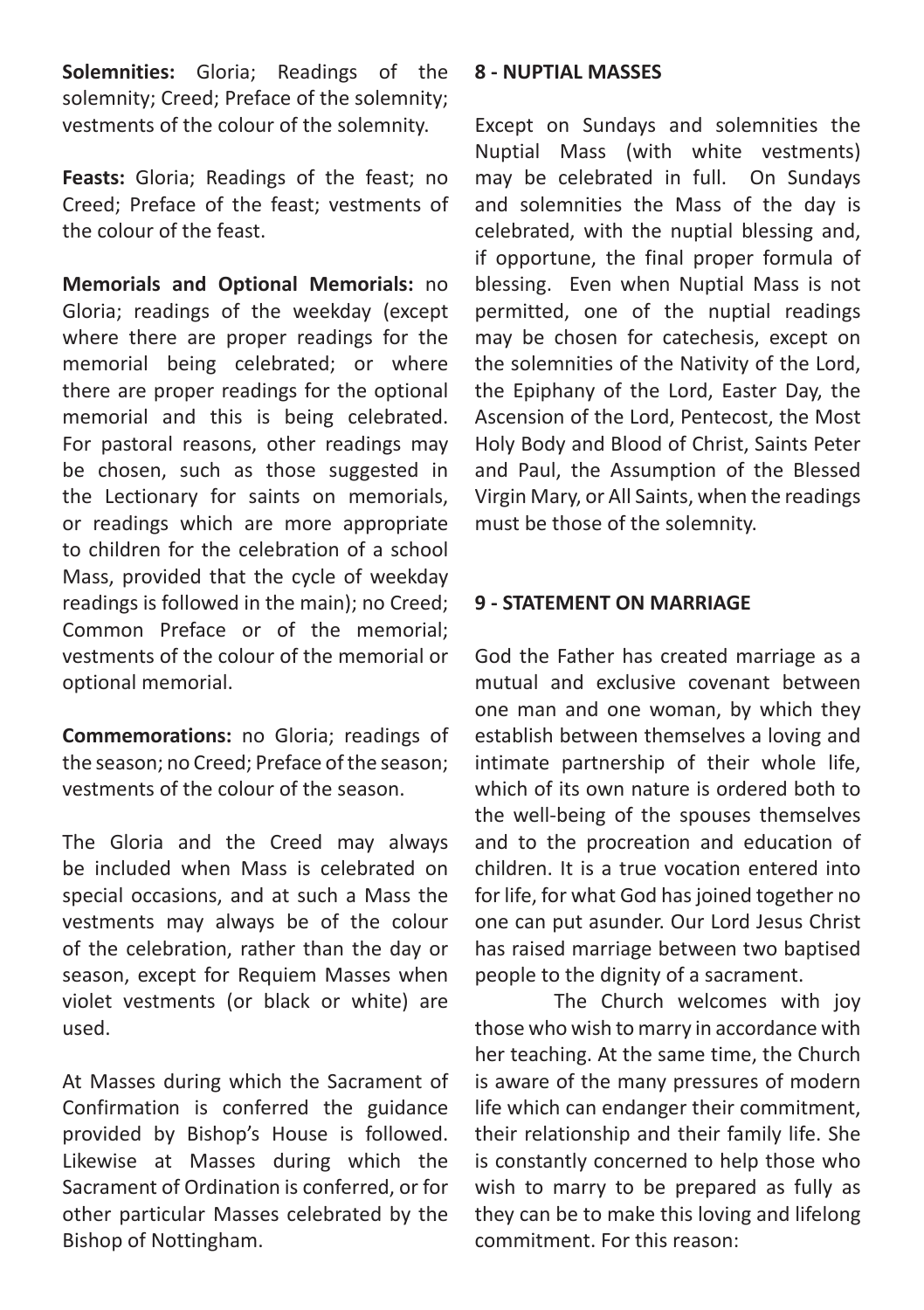**Solemnities:** Gloria; Readings of the solemnity; Creed; Preface of the solemnity; vestments of the colour of the solemnity.

**Feasts:** Gloria; Readings of the feast; no Creed; Preface of the feast; vestments of the colour of the feast.

**Memorials and Optional Memorials:** no Gloria; readings of the weekday (except where there are proper readings for the memorial being celebrated; or where there are proper readings for the optional memorial and this is being celebrated. For pastoral reasons, other readings may be chosen, such as those suggested in the Lectionary for saints on memorials, or readings which are more appropriate to children for the celebration of a school Mass, provided that the cycle of weekday readings is followed in the main); no Creed; Common Preface or of the memorial; vestments of the colour of the memorial or optional memorial.

**Commemorations:** no Gloria; readings of the season; no Creed; Preface of the season; vestments of the colour of the season.

The Gloria and the Creed may always be included when Mass is celebrated on special occasions, and at such a Mass the vestments may always be of the colour of the celebration, rather than the day or season, except for Requiem Masses when violet vestments (or black or white) are used.

At Masses during which the Sacrament of Confirmation is conferred the guidance provided by Bishop's House is followed. Likewise at Masses during which the Sacrament of Ordination is conferred, or for other particular Masses celebrated by the Bishop of Nottingham.

## 8 - NUPTIAL MASSES

Except on Sundays and solemnities the Nuptial Mass (with white vestments) may be celebrated in full. On Sundays and solemnities the Mass of the day is celebrated, with the nuptial blessing and, if opportune, the final proper formula of blessing. Even when Nuptial Mass is not permitted, one of the nuptial readings may be chosen for catechesis, except on the solemnities of the Nativity of the Lord, the Epiphany of the Lord, Easter Day, the Ascension of the Lord, Pentecost, the Most Holy Body and Blood of Christ, Saints Peter and Paul, the Assumption of the Blessed Virgin Mary, or All Saints, when the readings must be those of the solemnity.

## 9 - STATEMENT ON MARRIAGE

God the Father has created marriage as a mutual and exclusive covenant between one man and one woman, by which they establish between themselves a loving and intimate partnership of their whole life, which of its own nature is ordered both to the well-being of the spouses themselves and to the procreation and education of children. It is a true vocation entered into for life, for what God has joined together no one can put asunder. Our Lord Jesus Christ has raised marriage between two baptised people to the dignity of a sacrament.

The Church welcomes with joy those who wish to marry in accordance with her teaching. At the same time, the Church is aware of the many pressures of modern life which can endanger their commitment, their relationship and their family life. She is constantly concerned to help those who wish to marry to be prepared as fully as they can be to make this loving and lifelong commitment. For this reason: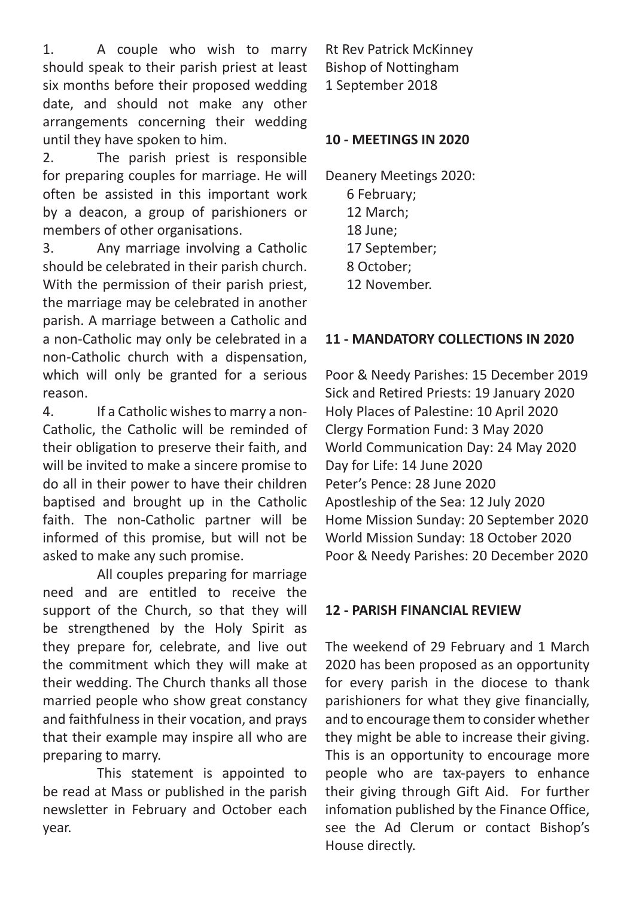1. A couple who wish to marry should speak to their parish priest at least six months before their proposed wedding date, and should not make any other arrangements concerning their wedding until they have spoken to him.
2. The parish priest is responsible for preparing couples for marriage. He will often be assisted in this important work by a deacon, a group of parishioners or members of other organisations.
3. Any marriage involving a Catholic should be celebrated in their parish church. With the permission of their parish priest, the marriage may be celebrated in another parish. A marriage between a Catholic and a non-Catholic may only be celebrated in a non-Catholic church with a dispensation, which will only be granted for a serious reason.
4. If a Catholic wishes to marry a non-Catholic, the Catholic will be reminded of their obligation to preserve their faith, and will be invited to make a sincere promise to do all in their power to have their children baptised and brought up in the Catholic faith. The non-Catholic partner will be informed of this promise, but will not be asked to make any such promise.

All couples preparing for marriage need and are entitled to receive the support of the Church, so that they will be strengthened by the Holy Spirit as they prepare for, celebrate, and live out the commitment which they will make at their wedding. The Church thanks all those married people who show great constancy and faithfulness in their vocation, and prays that their example may inspire all who are preparing to marry.

This statement is appointed to be read at Mass or published in the parish newsletter in February and October each year.

Rt Rev Patrick McKinney
Bishop of Nottingham
1 September 2018

## 10 - MEETINGS IN 2020

Deanery Meetings 2020:
- 6 February;
- 12 March;
- 18 June;
- 17 September;
- 8 October;
- 12 November.

## 11 - MANDATORY COLLECTIONS IN 2020

Poor & Needy Parishes: 15 December 2019
Sick and Retired Priests: 19 January 2020
Holy Places of Palestine: 10 April 2020
Clergy Formation Fund: 3 May 2020
World Communication Day: 24 May 2020
Day for Life: 14 June 2020
Peter's Pence: 28 June 2020
Apostleship of the Sea: 12 July 2020
Home Mission Sunday: 20 September 2020
World Mission Sunday: 18 October 2020
Poor & Needy Parishes: 20 December 2020

## 12 - PARISH FINANCIAL REVIEW

The weekend of 29 February and 1 March 2020 has been proposed as an opportunity for every parish in the diocese to thank parishioners for what they give financially, and to encourage them to consider whether they might be able to increase their giving. This is an opportunity to encourage more people who are tax-payers to enhance their giving through Gift Aid. For further infomation published by the Finance Office, see the Ad Clerum or contact Bishop's House directly.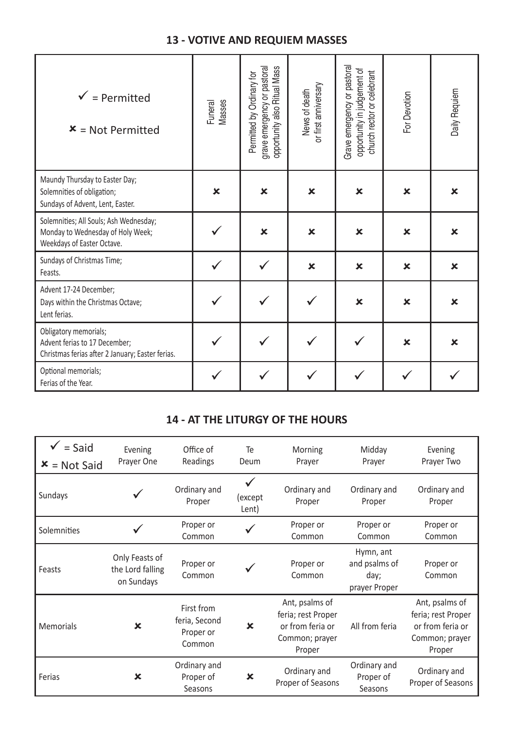## 13 - VOTIVE AND REQUIEM MASSES

| ✓ = Permitted<br>✗ = Not Permitted | Funeral Masses | Permitted by Ordinary for grave emergency or pastoral opportunity also Ritual Mass | News of death or first anniversary | Grave emergency or pastoral opportunity in judgement of church rector or celebrant | For Devotion | Daily Requiem |
|---|---|---|---|---|---|---|
| Maundy Thursday to Easter Day; Solemnities of obligation; Sundays of Advent, Lent, Easter. | ✗ | ✗ | ✗ | ✗ | ✗ | ✗ |
| Solemnities; All Souls; Ash Wednesday; Monday to Wednesday of Holy Week; Weekdays of Easter Octave. | ✓ | ✗ | ✗ | ✗ | ✗ | ✗ |
| Sundays of Christmas Time; Feasts. | ✓ | ✓ | ✗ | ✗ | ✗ | ✗ |
| Advent 17-24 December; Days within the Christmas Octave; Lent ferias. | ✓ | ✓ | ✓ | ✗ | ✗ | ✗ |
| Obligatory memorials; Advent ferias to 17 December; Christmas ferias after 2 January; Easter ferias. | ✓ | ✓ | ✓ | ✓ | ✗ | ✗ |
| Optional memorials; Ferias of the Year. | ✓ | ✓ | ✓ | ✓ | ✓ | ✓ |

## 14 - AT THE LITURGY OF THE HOURS

| ✓ = Said<br>✗ = Not Said | Evening Prayer One | Office of Readings | Te Deum | Morning Prayer | Midday Prayer | Evening Prayer Two |
|---|---|---|---|---|---|---|
| Sundays | ✓ | Ordinary and Proper | ✓ (except Lent) | Ordinary and Proper | Ordinary and Proper | Ordinary and Proper |
| Solemnities | ✓ | Proper or Common | ✓ | Proper or Common | Proper or Common | Proper or Common |
| Feasts | Only Feasts of the Lord falling on Sundays | Proper or Common | ✓ | Proper or Common | Hymn, ant and psalms of day; prayer Proper | Proper or Common |
| Memorials | ✗ | First from feria, Second Proper or Common | ✗ | Ant, psalms of feria; rest Proper or from feria or Common; prayer Proper | All from feria | Ant, psalms of feria; rest Proper or from feria or Common; prayer Proper |
| Ferias | ✗ | Ordinary and Proper of Seasons | ✗ | Ordinary and Proper of Seasons | Ordinary and Proper of Seasons | Ordinary and Proper of Seasons |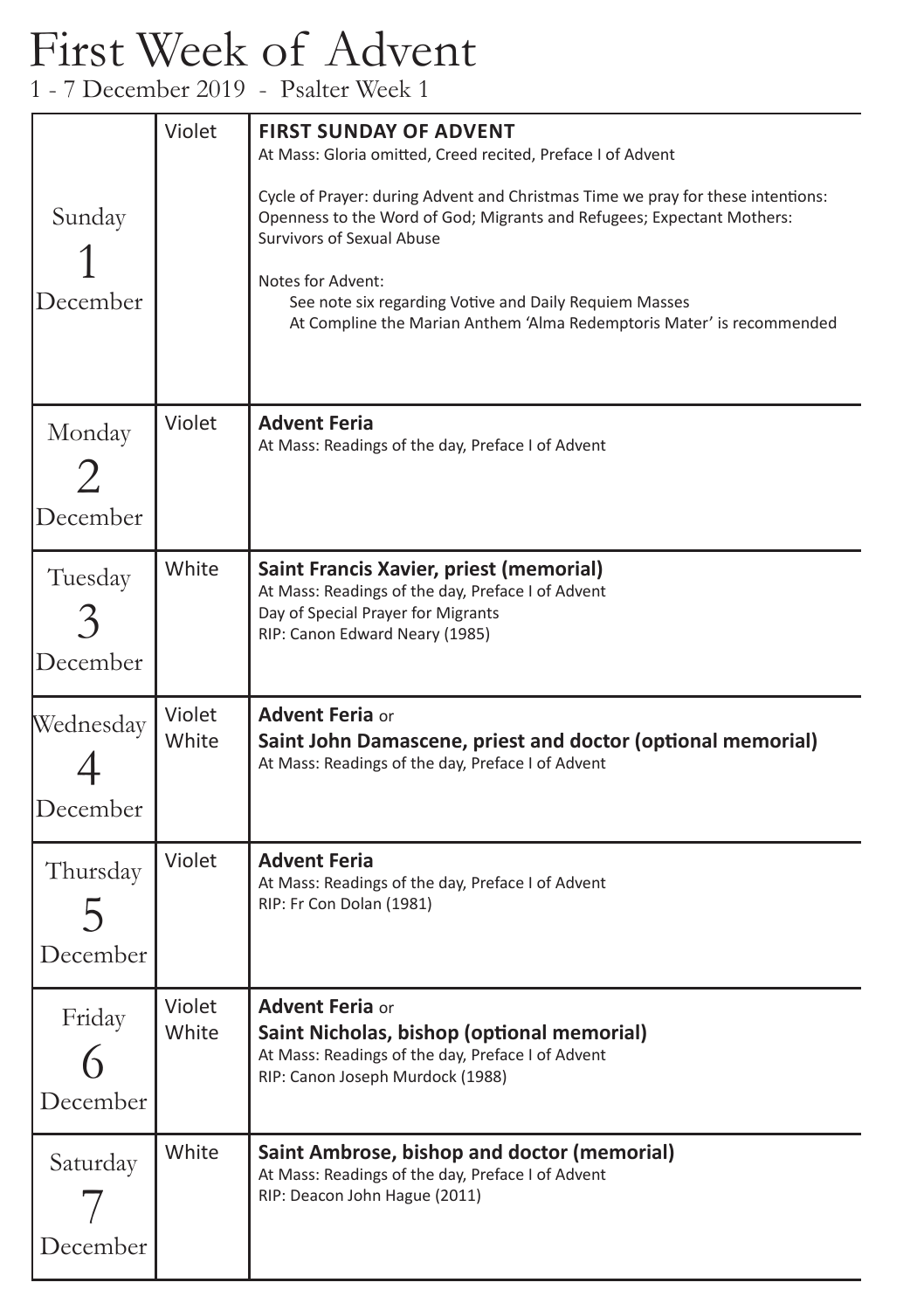# First Week of Advent

1 - 7 December 2019 - Psalter Week 1

| Day | Colour | Celebration |
|---|---|---|
| Sunday 1 December | Violet | **FIRST SUNDAY OF ADVENT**<br>At Mass: Gloria omitted, Creed recited, Preface I of Advent<br><br>Cycle of Prayer: during Advent and Christmas Time we pray for these intentions: Openness to the Word of God; Migrants and Refugees; Expectant Mothers: Survivors of Sexual Abuse<br><br>Notes for Advent:<br>See note six regarding Votive and Daily Requiem Masses<br>At Compline the Marian Anthem 'Alma Redemptoris Mater' is recommended |
| Monday 2 December | Violet | **Advent Feria**<br>At Mass: Readings of the day, Preface I of Advent |
| Tuesday 3 December | White | **Saint Francis Xavier, priest (memorial)**<br>At Mass: Readings of the day, Preface I of Advent<br>Day of Special Prayer for Migrants<br>RIP: Canon Edward Neary (1985) |
| Wednesday 4 December | Violet<br>White | **Advent Feria** or<br>**Saint John Damascene, priest and doctor (optional memorial)**<br>At Mass: Readings of the day, Preface I of Advent |
| Thursday 5 December | Violet | **Advent Feria**<br>At Mass: Readings of the day, Preface I of Advent<br>RIP: Fr Con Dolan (1981) |
| Friday 6 December | Violet<br>White | **Advent Feria** or<br>**Saint Nicholas, bishop (optional memorial)**<br>At Mass: Readings of the day, Preface I of Advent<br>RIP: Canon Joseph Murdock (1988) |
| Saturday 7 December | White | **Saint Ambrose, bishop and doctor (memorial)**<br>At Mass: Readings of the day, Preface I of Advent<br>RIP: Deacon John Hague (2011) |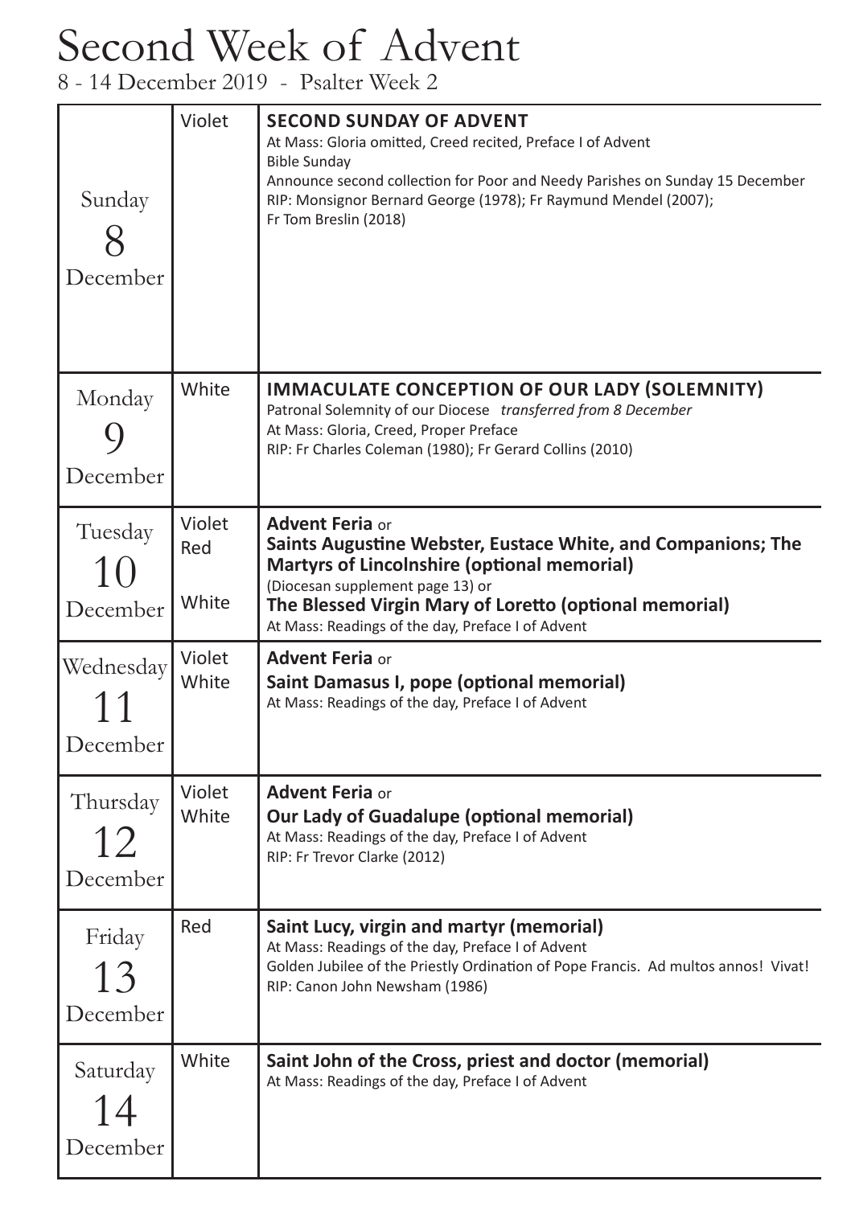# Second Week of Advent

8 - 14 December 2019 - Psalter Week 2

| Day | Colour | Celebration |
| --- | --- | --- |
| Sunday 8 December | Violet | **SECOND SUNDAY OF ADVENT**<br>At Mass: Gloria omitted, Creed recited, Preface I of Advent<br>Bible Sunday<br>Announce second collection for Poor and Needy Parishes on Sunday 15 December<br>RIP: Monsignor Bernard George (1978); Fr Raymund Mendel (2007); Fr Tom Breslin (2018) |
| Monday 9 December | White | **IMMACULATE CONCEPTION OF OUR LADY (SOLEMNITY)**<br>Patronal Solemnity of our Diocese *transferred from 8 December*<br>At Mass: Gloria, Creed, Proper Preface<br>RIP: Fr Charles Coleman (1980); Fr Gerard Collins (2010) |
| Tuesday 10 December | Violet<br>Red<br><br>White | **Advent Feria** or<br>**Saints Augustine Webster, Eustace White, and Companions; The Martyrs of Lincolnshire (optional memorial)**<br>(Diocesan supplement page 13) or<br>**The Blessed Virgin Mary of Loretto (optional memorial)**<br>At Mass: Readings of the day, Preface I of Advent |
| Wednesday 11 December | Violet<br>White | **Advent Feria** or<br>**Saint Damasus I, pope (optional memorial)**<br>At Mass: Readings of the day, Preface I of Advent |
| Thursday 12 December | Violet<br>White | **Advent Feria** or<br>**Our Lady of Guadalupe (optional memorial)**<br>At Mass: Readings of the day, Preface I of Advent<br>RIP: Fr Trevor Clarke (2012) |
| Friday 13 December | Red | **Saint Lucy, virgin and martyr (memorial)**<br>At Mass: Readings of the day, Preface I of Advent<br>Golden Jubilee of the Priestly Ordination of Pope Francis. Ad multos annos! Vivat!<br>RIP: Canon John Newsham (1986) |
| Saturday 14 December | White | **Saint John of the Cross, priest and doctor (memorial)**<br>At Mass: Readings of the day, Preface I of Advent |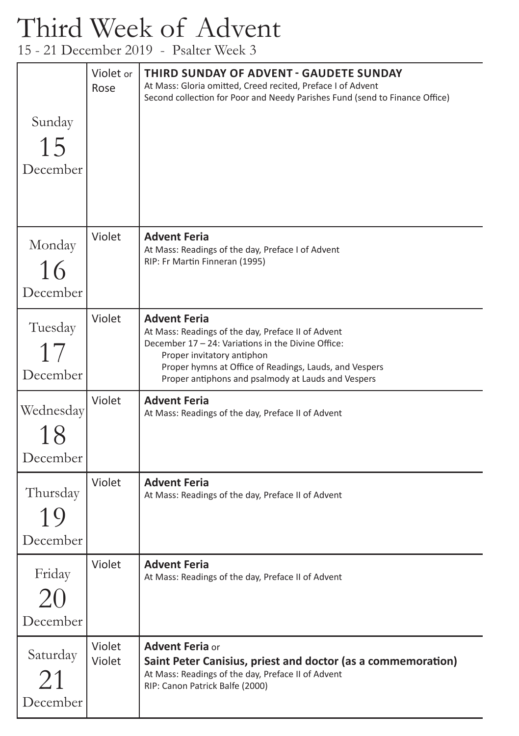# Third Week of Advent

15 - 21 December 2019 - Psalter Week 3

| Day | Colour | Celebration |
|---|---|---|
| Sunday 15 December | Violet or Rose | **THIRD SUNDAY OF ADVENT - GAUDETE SUNDAY**<br>At Mass: Gloria omitted, Creed recited, Preface I of Advent<br>Second collection for Poor and Needy Parishes Fund (send to Finance Office) |
| Monday 16 December | Violet | **Advent Feria**<br>At Mass: Readings of the day, Preface I of Advent<br>RIP: Fr Martin Finneran (1995) |
| Tuesday 17 December | Violet | **Advent Feria**<br>At Mass: Readings of the day, Preface II of Advent<br>December 17 – 24: Variations in the Divine Office:<br>Proper invitatory antiphon<br>Proper hymns at Office of Readings, Lauds, and Vespers<br>Proper antiphons and psalmody at Lauds and Vespers |
| Wednesday 18 December | Violet | **Advent Feria**<br>At Mass: Readings of the day, Preface II of Advent |
| Thursday 19 December | Violet | **Advent Feria**<br>At Mass: Readings of the day, Preface II of Advent |
| Friday 20 December | Violet | **Advent Feria**<br>At Mass: Readings of the day, Preface II of Advent |
| Saturday 21 December | Violet<br>Violet | **Advent Feria** or<br>**Saint Peter Canisius, priest and doctor (as a commemoration)**<br>At Mass: Readings of the day, Preface II of Advent<br>RIP: Canon Patrick Balfe (2000) |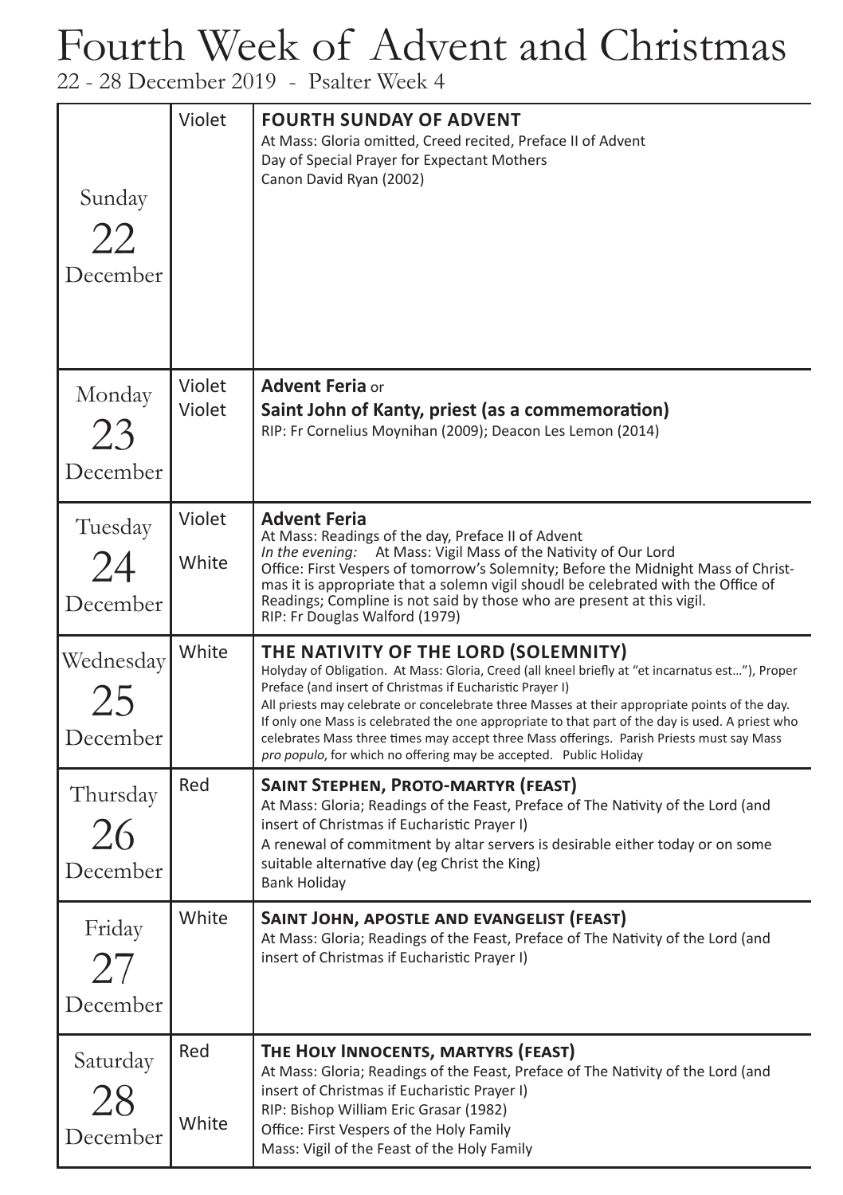# Fourth Week of Advent and Christmas

22 - 28 December 2019 - Psalter Week 4

| Day | Colour | Celebration |
|---|---|---|
| Sunday 22 December | Violet | **FOURTH SUNDAY OF ADVENT**<br>At Mass: Gloria omitted, Creed recited, Preface II of Advent<br>Day of Special Prayer for Expectant Mothers<br>Canon David Ryan (2002) |
| Monday 23 December | Violet<br>Violet | **Advent Feria** or<br>**Saint John of Kanty, priest (as a commemoration)**<br>RIP: Fr Cornelius Moynihan (2009); Deacon Les Lemon (2014) |
| Tuesday 24 December | Violet<br><br>White | **Advent Feria**<br>At Mass: Readings of the day, Preface II of Advent<br>*In the evening:* At Mass: Vigil Mass of the Nativity of Our Lord<br>Office: First Vespers of tomorrow's Solemnity; Before the Midnight Mass of Christmas it is appropriate that a solemn vigil shoudl be celebrated with the Office of Readings; Compline is not said by those who are present at this vigil.<br>RIP: Fr Douglas Walford (1979) |
| Wednesday 25 December | White | **THE NATIVITY OF THE LORD (SOLEMNITY)**<br>Holyday of Obligation. At Mass: Gloria, Creed (all kneel briefly at "et incarnatus est…"), Proper Preface (and insert of Christmas if Eucharistic Prayer I)<br>All priests may celebrate or concelebrate three Masses at their appropriate points of the day. If only one Mass is celebrated the one appropriate to that part of the day is used. A priest who celebrates Mass three times may accept three Mass offerings. Parish Priests must say Mass *pro populo*, for which no offering may be accepted. Public Holiday |
| Thursday 26 December | Red | **SAINT STEPHEN, PROTO-MARTYR (FEAST)**<br>At Mass: Gloria; Readings of the Feast, Preface of The Nativity of the Lord (and insert of Christmas if Eucharistic Prayer I)<br>A renewal of commitment by altar servers is desirable either today or on some suitable alternative day (eg Christ the King)<br>Bank Holiday |
| Friday 27 December | White | **SAINT JOHN, APOSTLE AND EVANGELIST (FEAST)**<br>At Mass: Gloria; Readings of the Feast, Preface of The Nativity of the Lord (and insert of Christmas if Eucharistic Prayer I) |
| Saturday 28 December | Red<br><br>White | **THE HOLY INNOCENTS, MARTYRS (FEAST)**<br>At Mass: Gloria; Readings of the Feast, Preface of The Nativity of the Lord (and insert of Christmas if Eucharistic Prayer I)<br>RIP: Bishop William Eric Grasar (1982)<br>Office: First Vespers of the Holy Family<br>Mass: Vigil of the Feast of the Holy Family |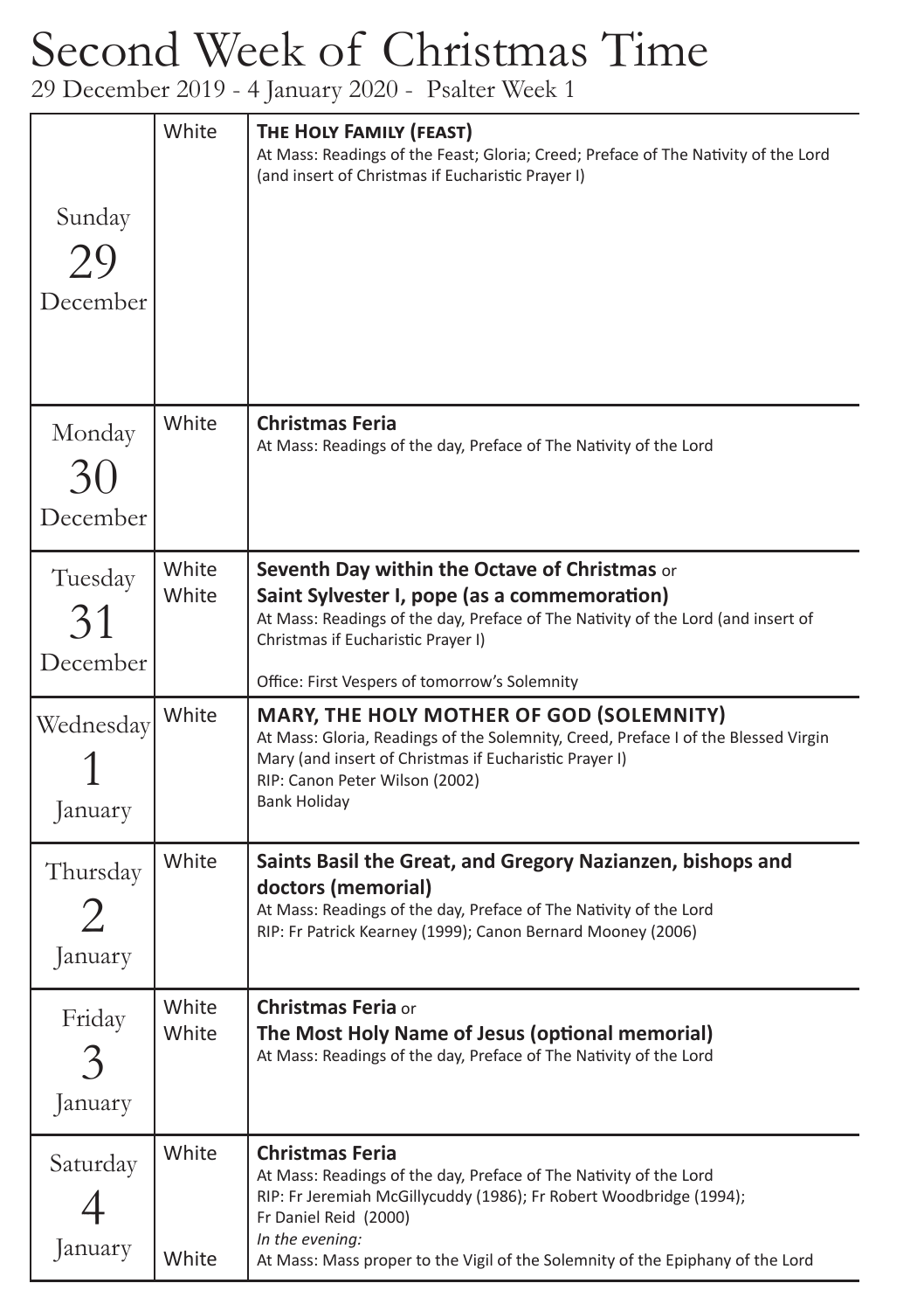# Second Week of Christmas Time

29 December 2019 - 4 January 2020 - Psalter Week 1

| Day | Colour | Celebration |
|---|---|---|
| Sunday 29 December | White | **The Holy Family (feast)**<br>At Mass: Readings of the Feast; Gloria; Creed; Preface of The Nativity of the Lord (and insert of Christmas if Eucharistic Prayer I) |
| Monday 30 December | White | **Christmas Feria**<br>At Mass: Readings of the day, Preface of The Nativity of the Lord |
| Tuesday 31 December | White<br>White | **Seventh Day within the Octave of Christmas** or<br>**Saint Sylvester I, pope (as a commemoration)**<br>At Mass: Readings of the day, Preface of The Nativity of the Lord (and insert of Christmas if Eucharistic Prayer I)<br>Office: First Vespers of tomorrow's Solemnity |
| Wednesday 1 January | White | **MARY, THE HOLY MOTHER OF GOD (SOLEMNITY)**<br>At Mass: Gloria, Readings of the Solemnity, Creed, Preface I of the Blessed Virgin Mary (and insert of Christmas if Eucharistic Prayer I)<br>RIP: Canon Peter Wilson (2002)<br>Bank Holiday |
| Thursday 2 January | White | **Saints Basil the Great, and Gregory Nazianzen, bishops and doctors (memorial)**<br>At Mass: Readings of the day, Preface of The Nativity of the Lord<br>RIP: Fr Patrick Kearney (1999); Canon Bernard Mooney (2006) |
| Friday 3 January | White<br>White | **Christmas Feria** or<br>**The Most Holy Name of Jesus (optional memorial)**<br>At Mass: Readings of the day, Preface of The Nativity of the Lord |
| Saturday 4 January | White<br><br><br><br>White | **Christmas Feria**<br>At Mass: Readings of the day, Preface of The Nativity of the Lord<br>RIP: Fr Jeremiah McGillycuddy (1986); Fr Robert Woodbridge (1994); Fr Daniel Reid (2000)<br>*In the evening:*<br>At Mass: Mass proper to the Vigil of the Solemnity of the Epiphany of the Lord |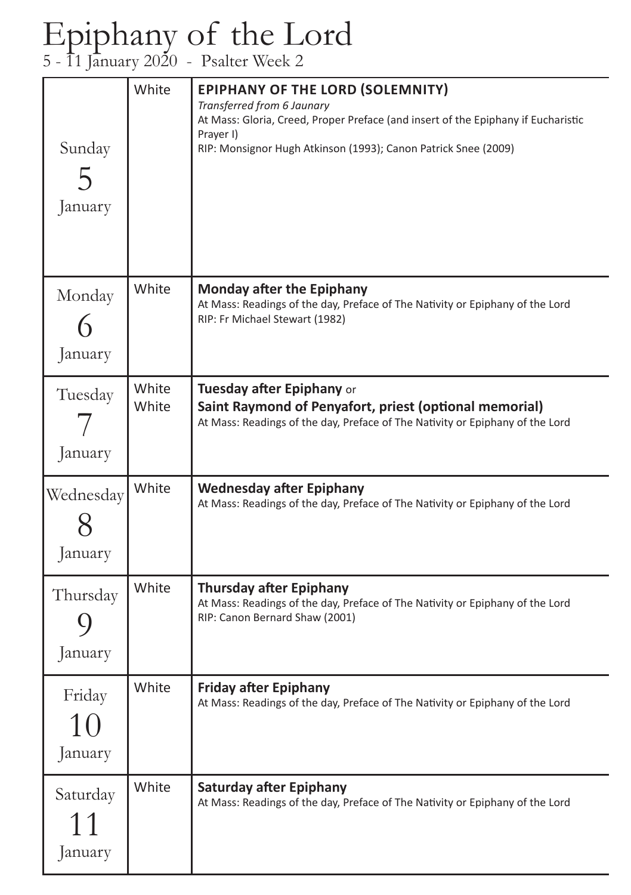# Epiphany of the Lord

5 - 11 January 2020 - Psalter Week 2

| Day | Colour | Celebration |
|---|---|---|
| Sunday 5 January | White | **EPIPHANY OF THE LORD (SOLEMNITY)**<br>*Transferred from 6 Jaunary*<br>At Mass: Gloria, Creed, Proper Preface (and insert of the Epiphany if Eucharistic Prayer I)<br>RIP: Monsignor Hugh Atkinson (1993); Canon Patrick Snee (2009) |
| Monday 6 January | White | **Monday after the Epiphany**<br>At Mass: Readings of the day, Preface of The Nativity or Epiphany of the Lord<br>RIP: Fr Michael Stewart (1982) |
| Tuesday 7 January | White<br>White | **Tuesday after Epiphany** or<br>**Saint Raymond of Penyafort, priest (optional memorial)**<br>At Mass: Readings of the day, Preface of The Nativity or Epiphany of the Lord |
| Wednesday 8 January | White | **Wednesday after Epiphany**<br>At Mass: Readings of the day, Preface of The Nativity or Epiphany of the Lord |
| Thursday 9 January | White | **Thursday after Epiphany**<br>At Mass: Readings of the day, Preface of The Nativity or Epiphany of the Lord<br>RIP: Canon Bernard Shaw (2001) |
| Friday 10 January | White | **Friday after Epiphany**<br>At Mass: Readings of the day, Preface of The Nativity or Epiphany of the Lord |
| Saturday 11 January | White | **Saturday after Epiphany**<br>At Mass: Readings of the day, Preface of The Nativity or Epiphany of the Lord |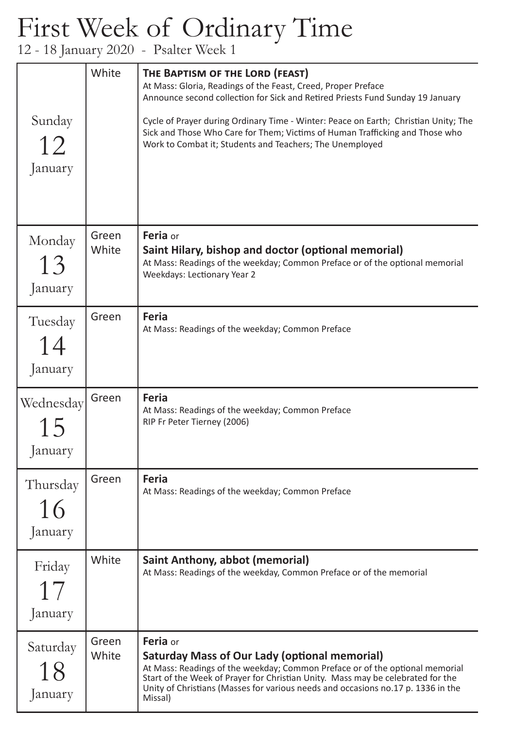# First Week of Ordinary Time

12 - 18 January 2020 - Psalter Week 1

| Day | Colour | Celebration |
|---|---|---|
| Sunday 12 January | White | **THE BAPTISM OF THE LORD (FEAST)**<br>At Mass: Gloria, Readings of the Feast, Creed, Proper Preface<br>Announce second collection for Sick and Retired Priests Fund Sunday 19 January<br><br>Cycle of Prayer during Ordinary Time - Winter: Peace on Earth; Christian Unity; The Sick and Those Who Care for Them; Victims of Human Trafficking and Those who Work to Combat it; Students and Teachers; The Unemployed |
| Monday 13 January | Green<br>White | **Feria** or<br>**Saint Hilary, bishop and doctor (optional memorial)**<br>At Mass: Readings of the weekday; Common Preface or of the optional memorial<br>Weekdays: Lectionary Year 2 |
| Tuesday 14 January | Green | **Feria**<br>At Mass: Readings of the weekday; Common Preface |
| Wednesday 15 January | Green | **Feria**<br>At Mass: Readings of the weekday; Common Preface<br>RIP Fr Peter Tierney (2006) |
| Thursday 16 January | Green | **Feria**<br>At Mass: Readings of the weekday; Common Preface |
| Friday 17 January | White | **Saint Anthony, abbot (memorial)**<br>At Mass: Readings of the weekday, Common Preface or of the memorial |
| Saturday 18 January | Green<br>White | **Feria** or<br>**Saturday Mass of Our Lady (optional memorial)**<br>At Mass: Readings of the weekday; Common Preface or of the optional memorial<br>Start of the Week of Prayer for Christian Unity. Mass may be celebrated for the Unity of Christians (Masses for various needs and occasions no.17 p. 1336 in the Missal) |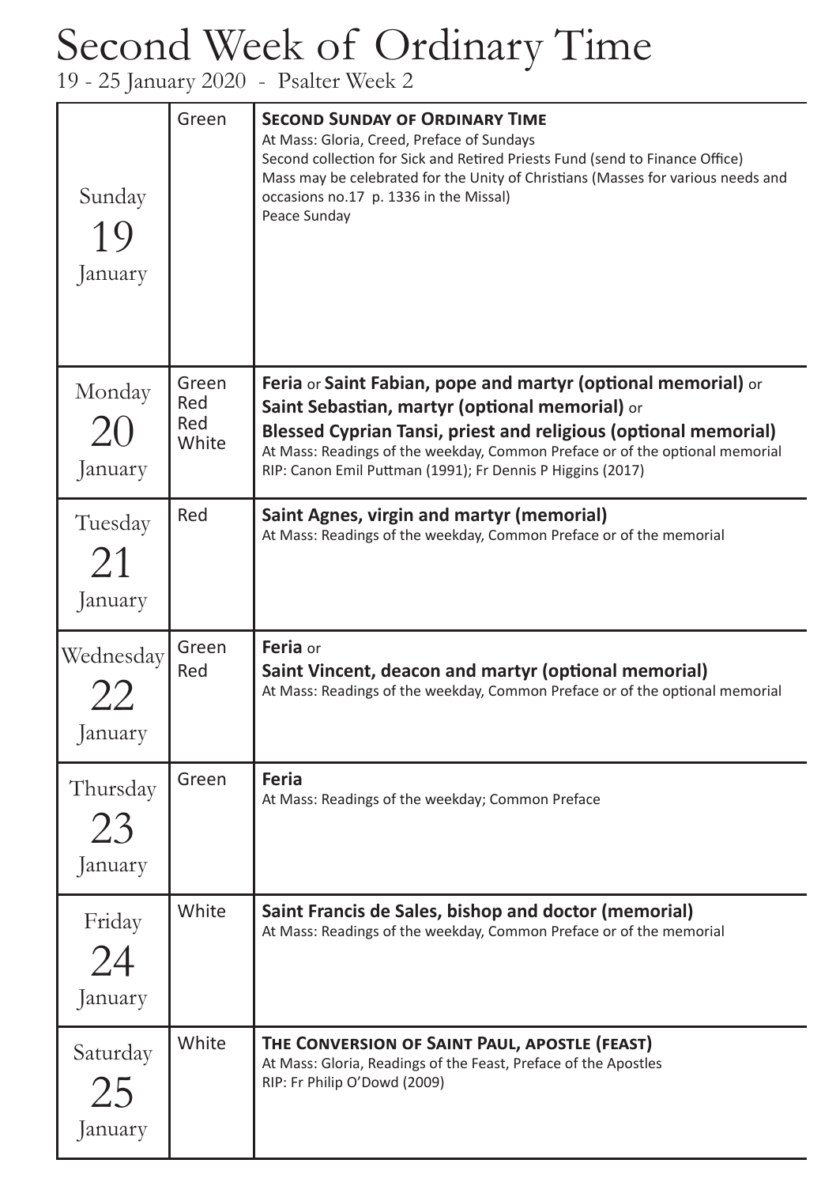# Second Week of Ordinary Time

19 - 25 January 2020 - Psalter Week 2

| Day | Colour | Celebration |
|---|---|---|
| Sunday 19 January | Green | **SECOND SUNDAY OF ORDINARY TIME**<br>At Mass: Gloria, Creed, Preface of Sundays<br>Second collection for Sick and Retired Priests Fund (send to Finance Office)<br>Mass may be celebrated for the Unity of Christians (Masses for various needs and occasions no.17 p. 1336 in the Missal)<br>Peace Sunday |
| Monday 20 January | Green<br>Red<br>Red<br>White | **Feria** or **Saint Fabian, pope and martyr (optional memorial)** or **Saint Sebastian, martyr (optional memorial)** or **Blessed Cyprian Tansi, priest and religious (optional memorial)**<br>At Mass: Readings of the weekday, Common Preface or of the optional memorial<br>RIP: Canon Emil Puttman (1991); Fr Dennis P Higgins (2017) |
| Tuesday 21 January | Red | **Saint Agnes, virgin and martyr (memorial)**<br>At Mass: Readings of the weekday, Common Preface or of the memorial |
| Wednesday 22 January | Green<br>Red | **Feria** or<br>**Saint Vincent, deacon and martyr (optional memorial)**<br>At Mass: Readings of the weekday, Common Preface or of the optional memorial |
| Thursday 23 January | Green | **Feria**<br>At Mass: Readings of the weekday; Common Preface |
| Friday 24 January | White | **Saint Francis de Sales, bishop and doctor (memorial)**<br>At Mass: Readings of the weekday, Common Preface or of the memorial |
| Saturday 25 January | White | **THE CONVERSION OF SAINT PAUL, APOSTLE (FEAST)**<br>At Mass: Gloria, Readings of the Feast, Preface of the Apostles<br>RIP: Fr Philip O'Dowd (2009) |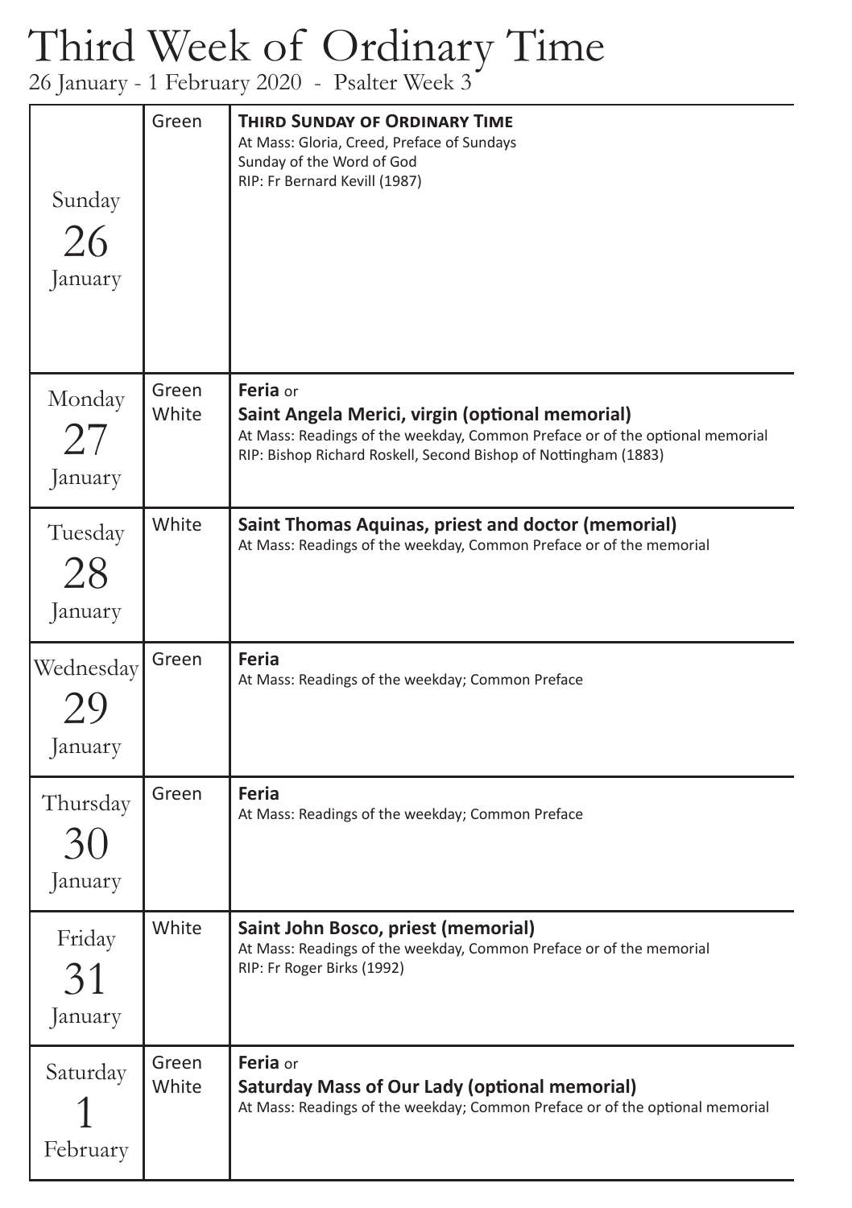# Third Week of Ordinary Time

26 January - 1 February 2020 - Psalter Week 3

| Day | Colour | Celebration |
|---|---|---|
| Sunday 26 January | Green | **THIRD SUNDAY OF ORDINARY TIME**<br>At Mass: Gloria, Creed, Preface of Sundays<br>Sunday of the Word of God<br>RIP: Fr Bernard Kevill (1987) |
| Monday 27 January | Green<br>White | **Feria** or<br>**Saint Angela Merici, virgin (optional memorial)**<br>At Mass: Readings of the weekday, Common Preface or of the optional memorial<br>RIP: Bishop Richard Roskell, Second Bishop of Nottingham (1883) |
| Tuesday 28 January | White | **Saint Thomas Aquinas, priest and doctor (memorial)**<br>At Mass: Readings of the weekday, Common Preface or of the memorial |
| Wednesday 29 January | Green | **Feria**<br>At Mass: Readings of the weekday; Common Preface |
| Thursday 30 January | Green | **Feria**<br>At Mass: Readings of the weekday; Common Preface |
| Friday 31 January | White | **Saint John Bosco, priest (memorial)**<br>At Mass: Readings of the weekday, Common Preface or of the memorial<br>RIP: Fr Roger Birks (1992) |
| Saturday 1 February | Green<br>White | **Feria** or<br>**Saturday Mass of Our Lady (optional memorial)**<br>At Mass: Readings of the weekday; Common Preface or of the optional memorial |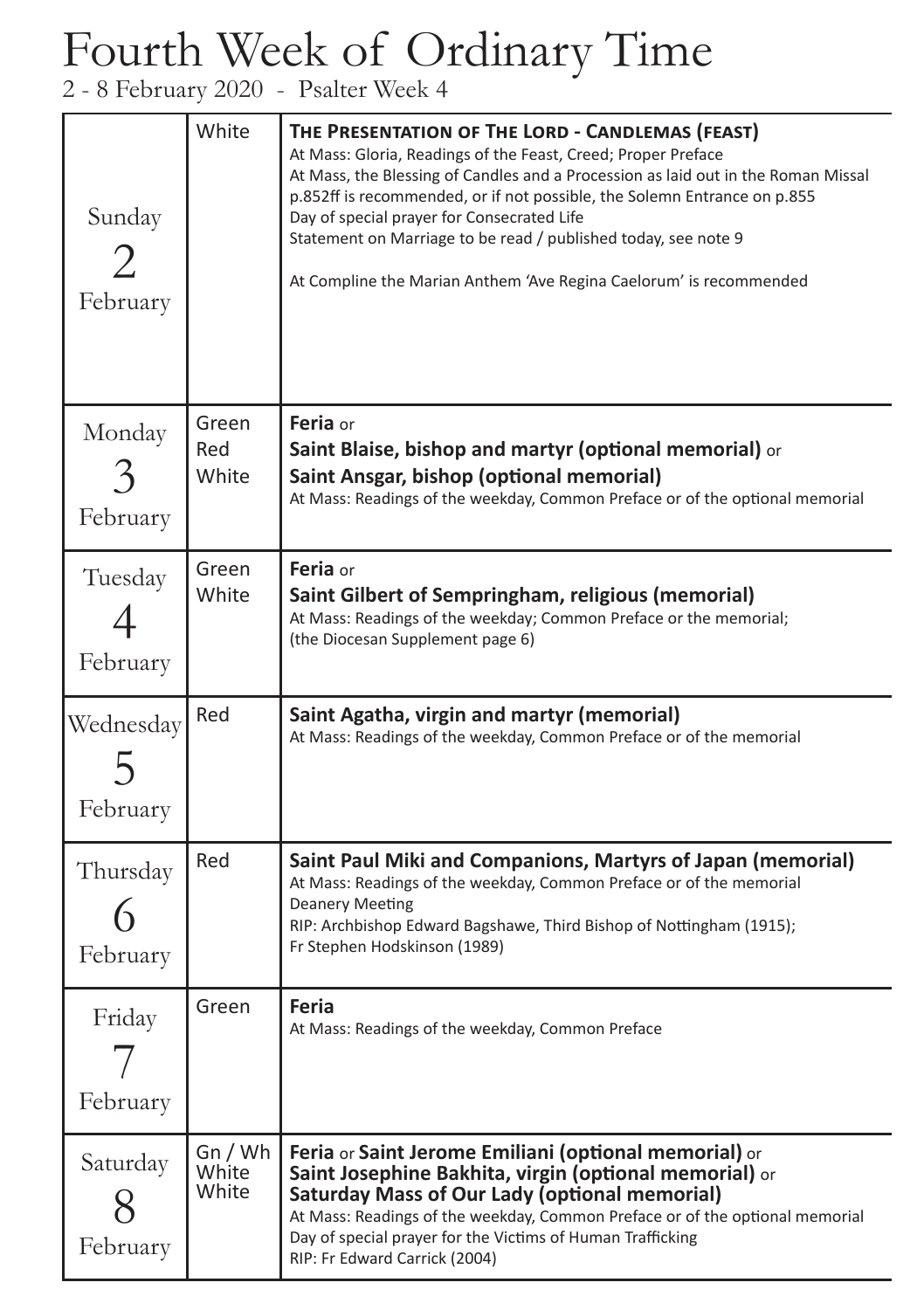# Fourth Week of Ordinary Time

2 - 8 February 2020 - Psalter Week 4

| Day | Colour | Celebration |
|---|---|---|
| Sunday 2 February | White | **The Presentation of The Lord - Candlemas (feast)**<br>At Mass: Gloria, Readings of the Feast, Creed; Proper Preface<br>At Mass, the Blessing of Candles and a Procession as laid out in the Roman Missal p.852ff is recommended, or if not possible, the Solemn Entrance on p.855<br>Day of special prayer for Consecrated Life<br>Statement on Marriage to be read / published today, see note 9<br><br>At Compline the Marian Anthem 'Ave Regina Caelorum' is recommended |
| Monday 3 February | Green<br>Red<br>White | **Feria** or<br>**Saint Blaise, bishop and martyr (optional memorial)** or<br>**Saint Ansgar, bishop (optional memorial)**<br>At Mass: Readings of the weekday, Common Preface or of the optional memorial |
| Tuesday 4 February | Green<br>White | **Feria** or<br>**Saint Gilbert of Sempringham, religious (memorial)**<br>At Mass: Readings of the weekday; Common Preface or the memorial;<br>(the Diocesan Supplement page 6) |
| Wednesday 5 February | Red | **Saint Agatha, virgin and martyr (memorial)**<br>At Mass: Readings of the weekday, Common Preface or of the memorial |
| Thursday 6 February | Red | **Saint Paul Miki and Companions, Martyrs of Japan (memorial)**<br>At Mass: Readings of the weekday, Common Preface or of the memorial<br>Deanery Meeting<br>RIP: Archbishop Edward Bagshawe, Third Bishop of Nottingham (1915);<br>Fr Stephen Hodskinson (1989) |
| Friday 7 February | Green | **Feria**<br>At Mass: Readings of the weekday, Common Preface |
| Saturday 8 February | Gn / Wh<br>White<br>White | **Feria** or **Saint Jerome Emiliani (optional memorial)** or<br>**Saint Josephine Bakhita, virgin (optional memorial)** or<br>**Saturday Mass of Our Lady (optional memorial)**<br>At Mass: Readings of the weekday, Common Preface or of the optional memorial<br>Day of special prayer for the Victims of Human Trafficking<br>RIP: Fr Edward Carrick (2004) |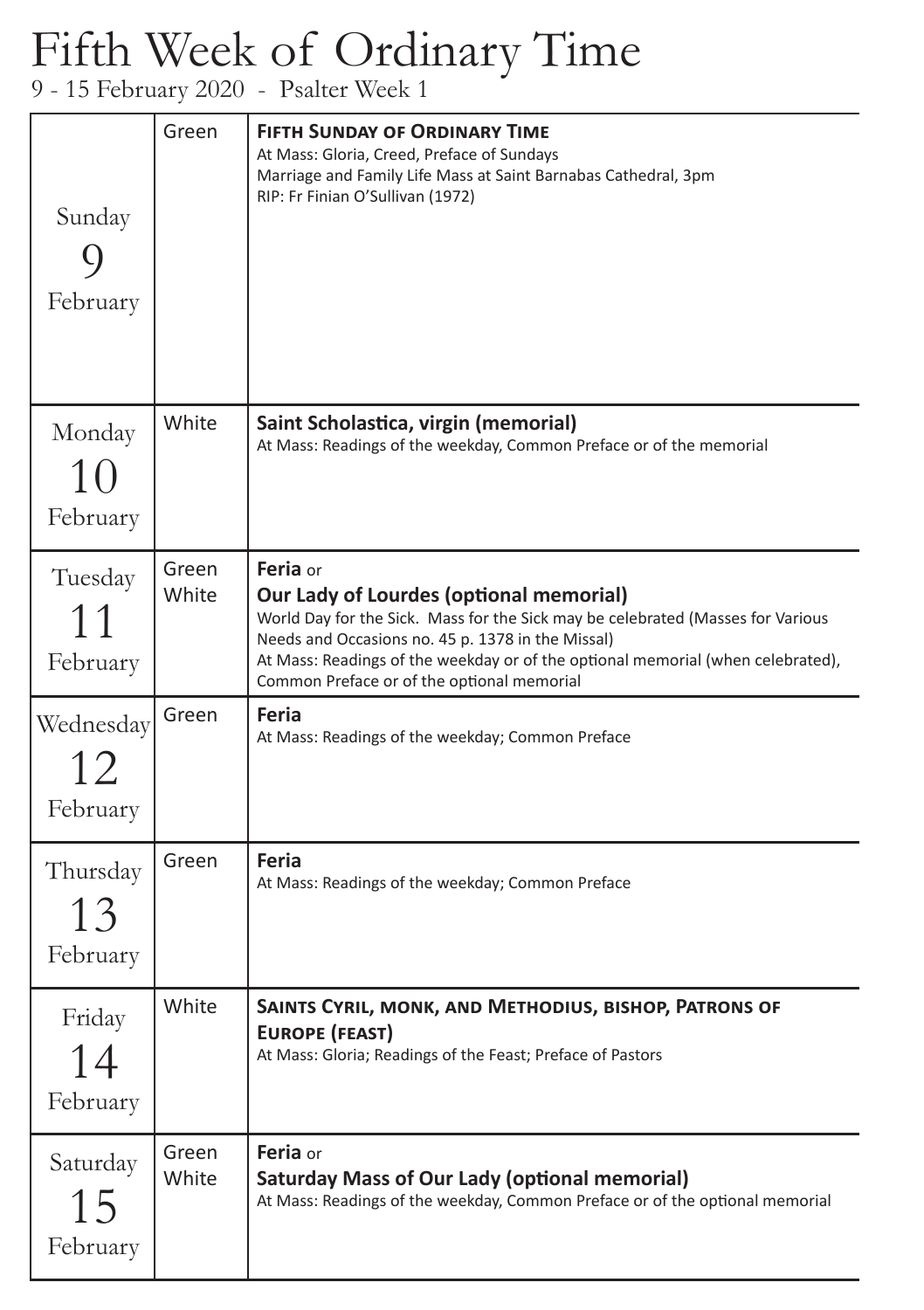# Fifth Week of Ordinary Time

9 - 15 February 2020 - Psalter Week 1

| Day | Colour | Celebration |
|---|---|---|
| Sunday 9 February | Green | **FIFTH SUNDAY OF ORDINARY TIME**<br>At Mass: Gloria, Creed, Preface of Sundays<br>Marriage and Family Life Mass at Saint Barnabas Cathedral, 3pm<br>RIP: Fr Finian O'Sullivan (1972) |
| Monday 10 February | White | **Saint Scholastica, virgin (memorial)**<br>At Mass: Readings of the weekday, Common Preface or of the memorial |
| Tuesday 11 February | Green<br>White | **Feria** or<br>**Our Lady of Lourdes (optional memorial)**<br>World Day for the Sick. Mass for the Sick may be celebrated (Masses for Various Needs and Occasions no. 45 p. 1378 in the Missal)<br>At Mass: Readings of the weekday or of the optional memorial (when celebrated), Common Preface or of the optional memorial |
| Wednesday 12 February | Green | **Feria**<br>At Mass: Readings of the weekday; Common Preface |
| Thursday 13 February | Green | **Feria**<br>At Mass: Readings of the weekday; Common Preface |
| Friday 14 February | White | **SAINTS CYRIL, MONK, AND METHODIUS, BISHOP, PATRONS OF EUROPE (FEAST)**<br>At Mass: Gloria; Readings of the Feast; Preface of Pastors |
| Saturday 15 February | Green<br>White | **Feria** or<br>**Saturday Mass of Our Lady (optional memorial)**<br>At Mass: Readings of the weekday, Common Preface or of the optional memorial |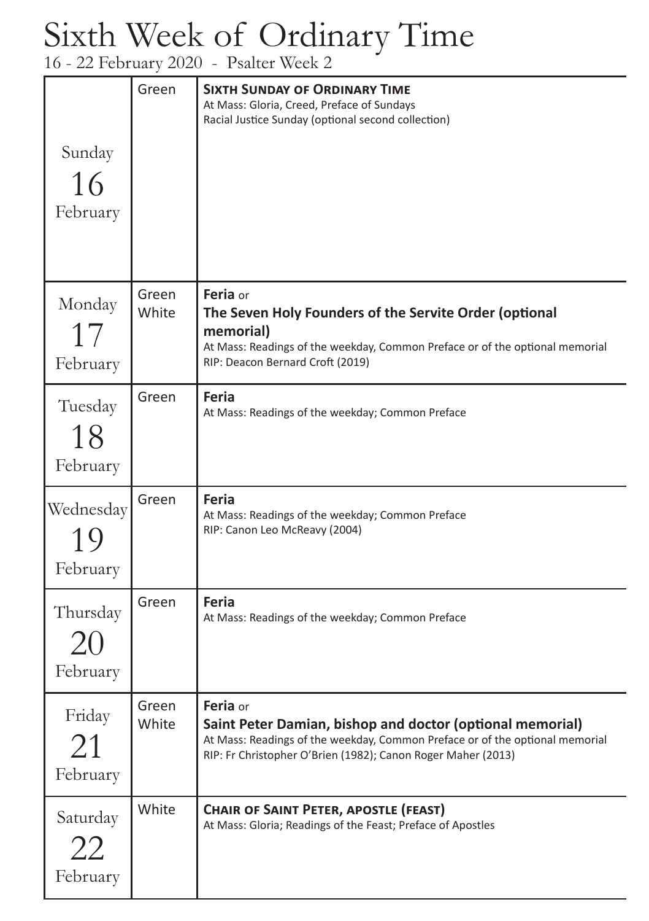# Sixth Week of Ordinary Time

16 - 22 February 2020 - Psalter Week 2

| Day | Colour | Celebration |
|---|---|---|
| Sunday 16 February | Green | **Sixth Sunday of Ordinary Time**<br>At Mass: Gloria, Creed, Preface of Sundays<br>Racial Justice Sunday (optional second collection) |
| Monday 17 February | Green<br>White | **Feria** or<br>**The Seven Holy Founders of the Servite Order (optional memorial)**<br>At Mass: Readings of the weekday, Common Preface or of the optional memorial<br>RIP: Deacon Bernard Croft (2019) |
| Tuesday 18 February | Green | **Feria**<br>At Mass: Readings of the weekday; Common Preface |
| Wednesday 19 February | Green | **Feria**<br>At Mass: Readings of the weekday; Common Preface<br>RIP: Canon Leo McReavy (2004) |
| Thursday 20 February | Green | **Feria**<br>At Mass: Readings of the weekday; Common Preface |
| Friday 21 February | Green<br>White | **Feria** or<br>**Saint Peter Damian, bishop and doctor (optional memorial)**<br>At Mass: Readings of the weekday, Common Preface or of the optional memorial<br>RIP: Fr Christopher O'Brien (1982); Canon Roger Maher (2013) |
| Saturday 22 February | White | **Chair of Saint Peter, apostle (feast)**<br>At Mass: Gloria; Readings of the Feast; Preface of Apostles |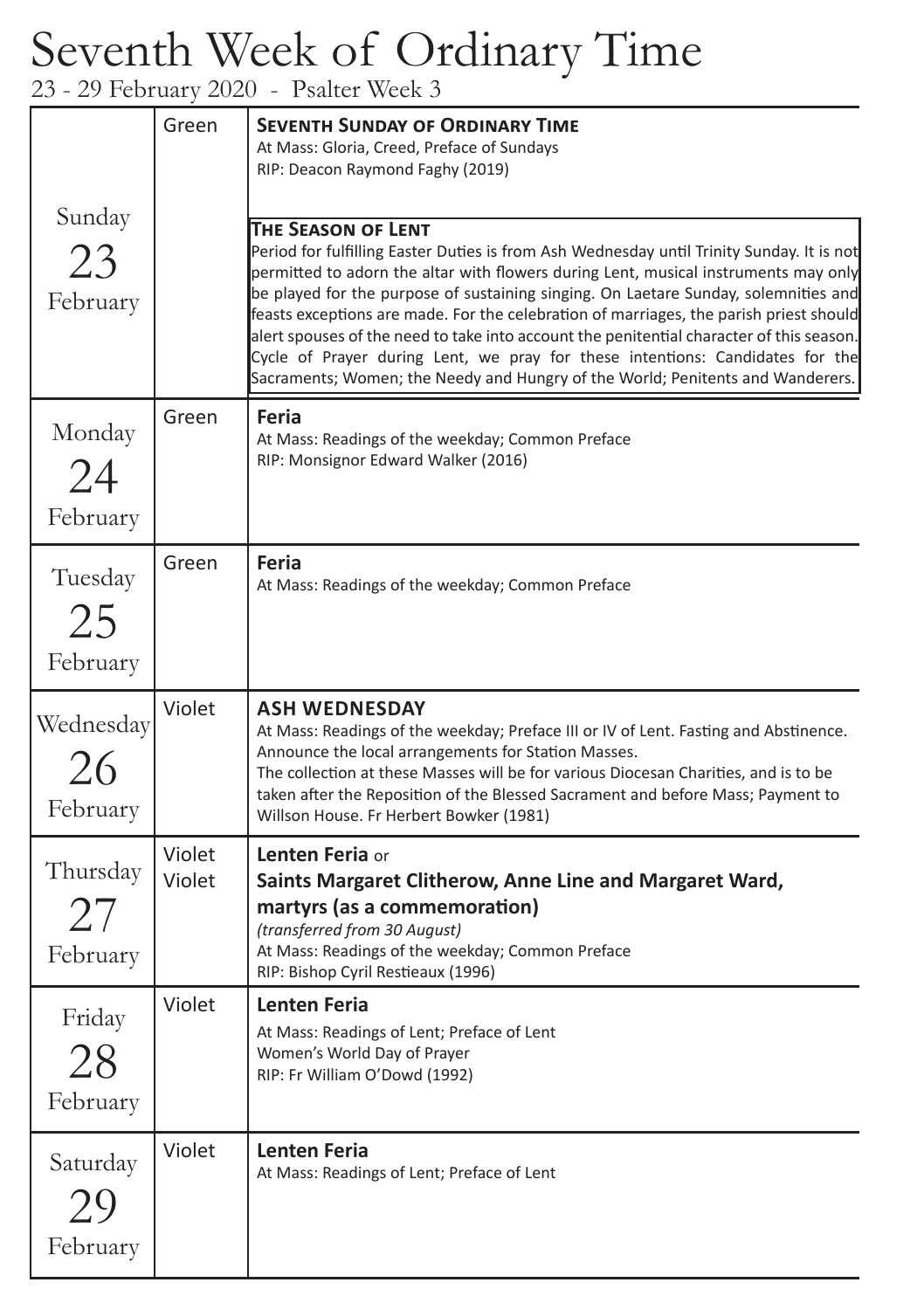# Seventh Week of Ordinary Time

23 - 29 February 2020 - Psalter Week 3

| Day | Colour | Celebration |
| --- | --- | --- |
| Sunday 23 February | Green | **SEVENTH SUNDAY OF ORDINARY TIME**<br>At Mass: Gloria, Creed, Preface of Sundays<br>RIP: Deacon Raymond Faghy (2019)<br><br>**THE SEASON OF LENT**<br>Period for fulfilling Easter Duties is from Ash Wednesday until Trinity Sunday. It is not permitted to adorn the altar with flowers during Lent, musical instruments may only be played for the purpose of sustaining singing. On Laetare Sunday, solemnities and feasts exceptions are made. For the celebration of marriages, the parish priest should alert spouses of the need to take into account the penitential character of this season. Cycle of Prayer during Lent, we pray for these intentions: Candidates for the Sacraments; Women; the Needy and Hungry of the World; Penitents and Wanderers. |
| Monday 24 February | Green | **Feria**<br>At Mass: Readings of the weekday; Common Preface<br>RIP: Monsignor Edward Walker (2016) |
| Tuesday 25 February | Green | **Feria**<br>At Mass: Readings of the weekday; Common Preface |
| Wednesday 26 February | Violet | **ASH WEDNESDAY**<br>At Mass: Readings of the weekday; Preface III or IV of Lent. Fasting and Abstinence.<br>Announce the local arrangements for Station Masses.<br>The collection at these Masses will be for various Diocesan Charities, and is to be taken after the Reposition of the Blessed Sacrament and before Mass; Payment to Willson House. Fr Herbert Bowker (1981) |
| Thursday 27 February | Violet<br>Violet | **Lenten Feria** or<br>**Saints Margaret Clitherow, Anne Line and Margaret Ward, martyrs (as a commemoration)**<br>*(transferred from 30 August)*<br>At Mass: Readings of the weekday; Common Preface<br>RIP: Bishop Cyril Restieaux (1996) |
| Friday 28 February | Violet | **Lenten Feria**<br>At Mass: Readings of Lent; Preface of Lent<br>Women's World Day of Prayer<br>RIP: Fr William O'Dowd (1992) |
| Saturday 29 February | Violet | **Lenten Feria**<br>At Mass: Readings of Lent; Preface of Lent |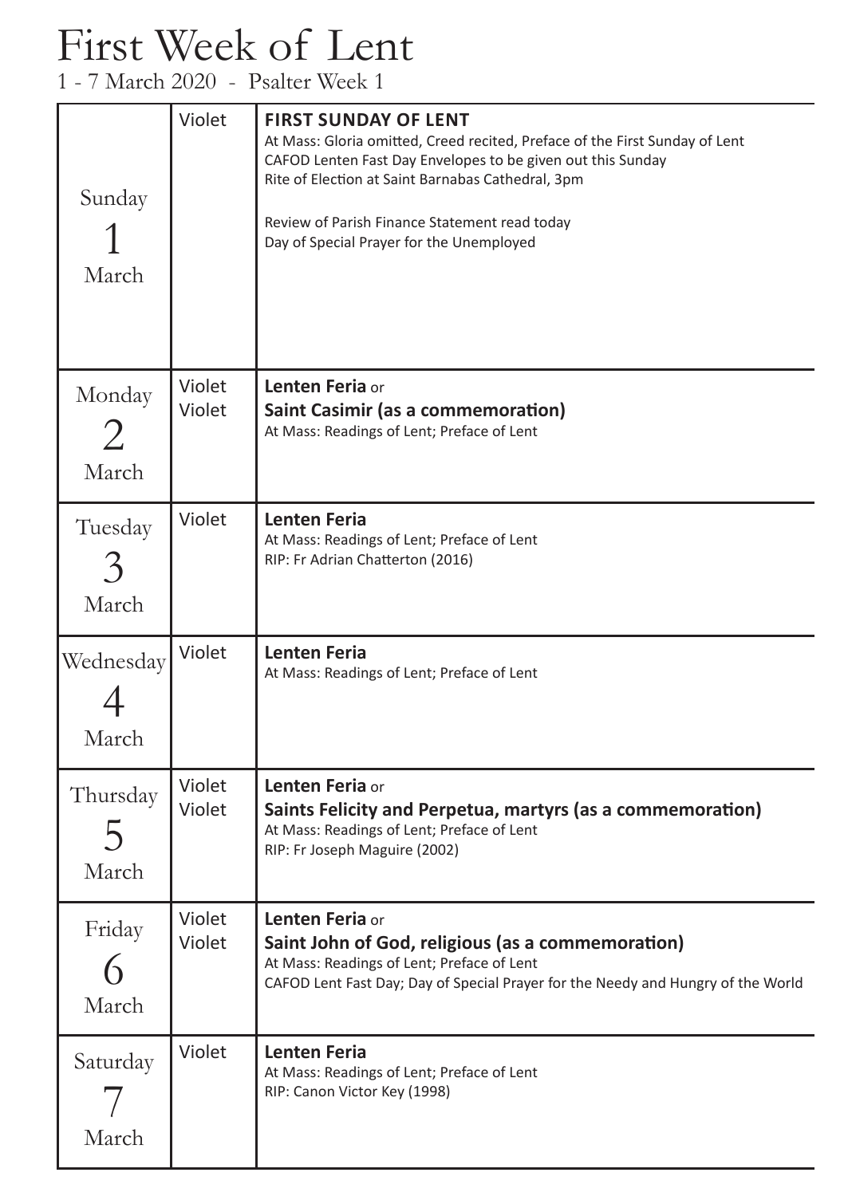# First Week of Lent

1 - 7 March 2020 - Psalter Week 1

| Day | Colour | Celebration |
|---|---|---|
| Sunday 1 March | Violet | **FIRST SUNDAY OF LENT**<br>At Mass: Gloria omitted, Creed recited, Preface of the First Sunday of Lent<br>CAFOD Lenten Fast Day Envelopes to be given out this Sunday<br>Rite of Election at Saint Barnabas Cathedral, 3pm<br><br>Review of Parish Finance Statement read today<br>Day of Special Prayer for the Unemployed |
| Monday 2 March | Violet<br>Violet | **Lenten Feria** or<br>**Saint Casimir (as a commemoration)**<br>At Mass: Readings of Lent; Preface of Lent |
| Tuesday 3 March | Violet | **Lenten Feria**<br>At Mass: Readings of Lent; Preface of Lent<br>RIP: Fr Adrian Chatterton (2016) |
| Wednesday 4 March | Violet | **Lenten Feria**<br>At Mass: Readings of Lent; Preface of Lent |
| Thursday 5 March | Violet<br>Violet | **Lenten Feria** or<br>**Saints Felicity and Perpetua, martyrs (as a commemoration)**<br>At Mass: Readings of Lent; Preface of Lent<br>RIP: Fr Joseph Maguire (2002) |
| Friday 6 March | Violet<br>Violet | **Lenten Feria** or<br>**Saint John of God, religious (as a commemoration)**<br>At Mass: Readings of Lent; Preface of Lent<br>CAFOD Lent Fast Day; Day of Special Prayer for the Needy and Hungry of the World |
| Saturday 7 March | Violet | **Lenten Feria**<br>At Mass: Readings of Lent; Preface of Lent<br>RIP: Canon Victor Key (1998) |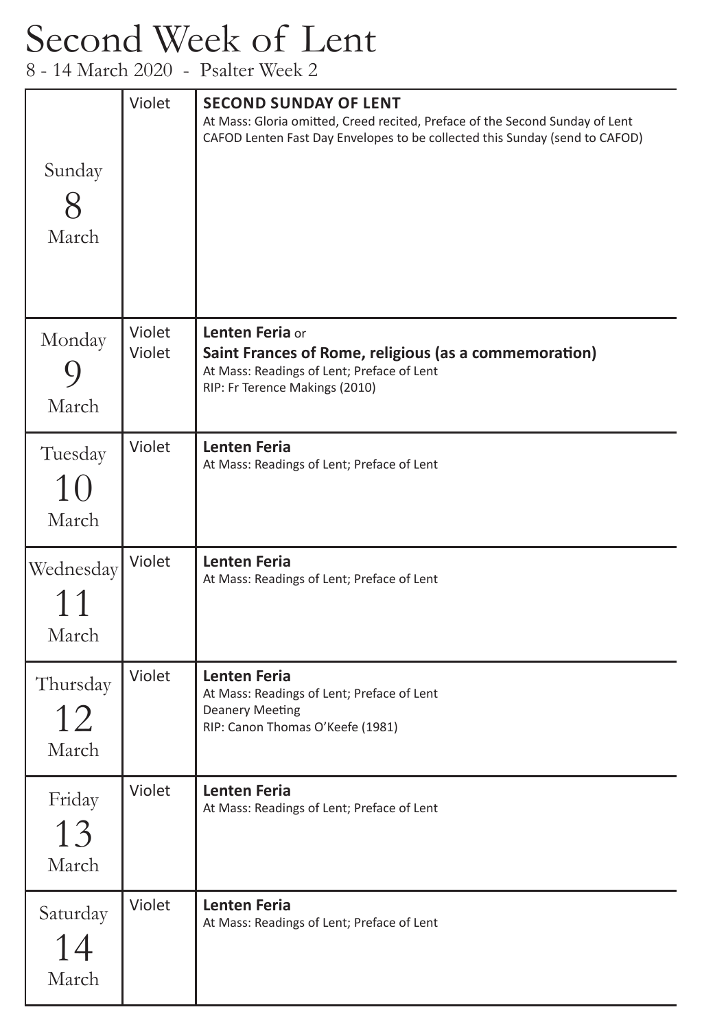# Second Week of Lent

8 - 14 March 2020 - Psalter Week 2

| Day | Colour | Celebration |
|---|---|---|
| Sunday 8 March | Violet | **SECOND SUNDAY OF LENT**<br>At Mass: Gloria omitted, Creed recited, Preface of the Second Sunday of Lent<br>CAFOD Lenten Fast Day Envelopes to be collected this Sunday (send to CAFOD) |
| Monday 9 March | Violet<br>Violet | **Lenten Feria** or<br>**Saint Frances of Rome, religious (as a commemoration)**<br>At Mass: Readings of Lent; Preface of Lent<br>RIP: Fr Terence Makings (2010) |
| Tuesday 10 March | Violet | **Lenten Feria**<br>At Mass: Readings of Lent; Preface of Lent |
| Wednesday 11 March | Violet | **Lenten Feria**<br>At Mass: Readings of Lent; Preface of Lent |
| Thursday 12 March | Violet | **Lenten Feria**<br>At Mass: Readings of Lent; Preface of Lent<br>Deanery Meeting<br>RIP: Canon Thomas O'Keefe (1981) |
| Friday 13 March | Violet | **Lenten Feria**<br>At Mass: Readings of Lent; Preface of Lent |
| Saturday 14 March | Violet | **Lenten Feria**<br>At Mass: Readings of Lent; Preface of Lent |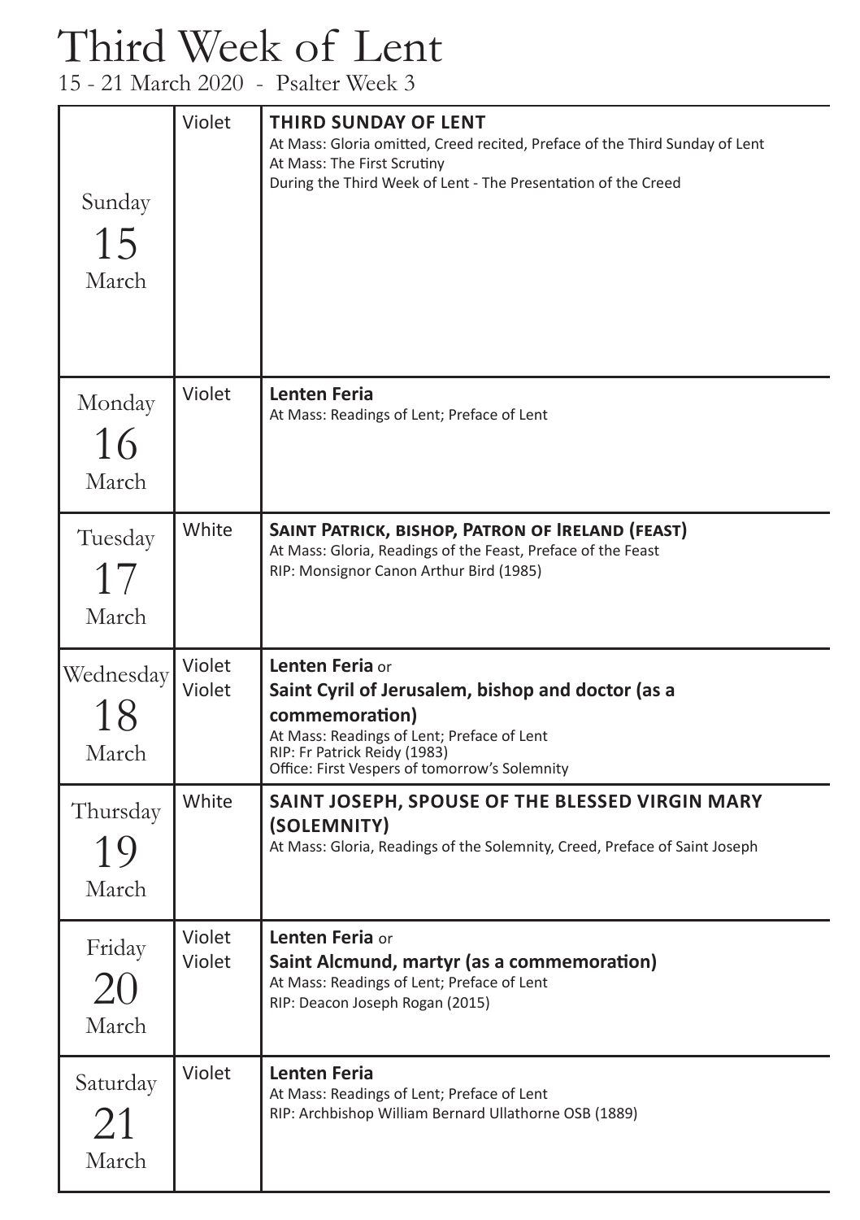# Third Week of Lent

15 - 21 March 2020 - Psalter Week 3

| Day | Colour | Celebration |
|---|---|---|
| Sunday 15 March | Violet | **THIRD SUNDAY OF LENT**<br>At Mass: Gloria omitted, Creed recited, Preface of the Third Sunday of Lent<br>At Mass: The First Scrutiny<br>During the Third Week of Lent - The Presentation of the Creed |
| Monday 16 March | Violet | **Lenten Feria**<br>At Mass: Readings of Lent; Preface of Lent |
| Tuesday 17 March | White | **SAINT PATRICK, BISHOP, PATRON OF IRELAND (FEAST)**<br>At Mass: Gloria, Readings of the Feast, Preface of the Feast<br>RIP: Monsignor Canon Arthur Bird (1985) |
| Wednesday 18 March | Violet<br>Violet | **Lenten Feria** or<br>**Saint Cyril of Jerusalem, bishop and doctor (as a commemoration)**<br>At Mass: Readings of Lent; Preface of Lent<br>RIP: Fr Patrick Reidy (1983)<br>Office: First Vespers of tomorrow's Solemnity |
| Thursday 19 March | White | **SAINT JOSEPH, SPOUSE OF THE BLESSED VIRGIN MARY (SOLEMNITY)**<br>At Mass: Gloria, Readings of the Solemnity, Creed, Preface of Saint Joseph |
| Friday 20 March | Violet<br>Violet | **Lenten Feria** or<br>**Saint Alcmund, martyr (as a commemoration)**<br>At Mass: Readings of Lent; Preface of Lent<br>RIP: Deacon Joseph Rogan (2015) |
| Saturday 21 March | Violet | **Lenten Feria**<br>At Mass: Readings of Lent; Preface of Lent<br>RIP: Archbishop William Bernard Ullathorne OSB (1889) |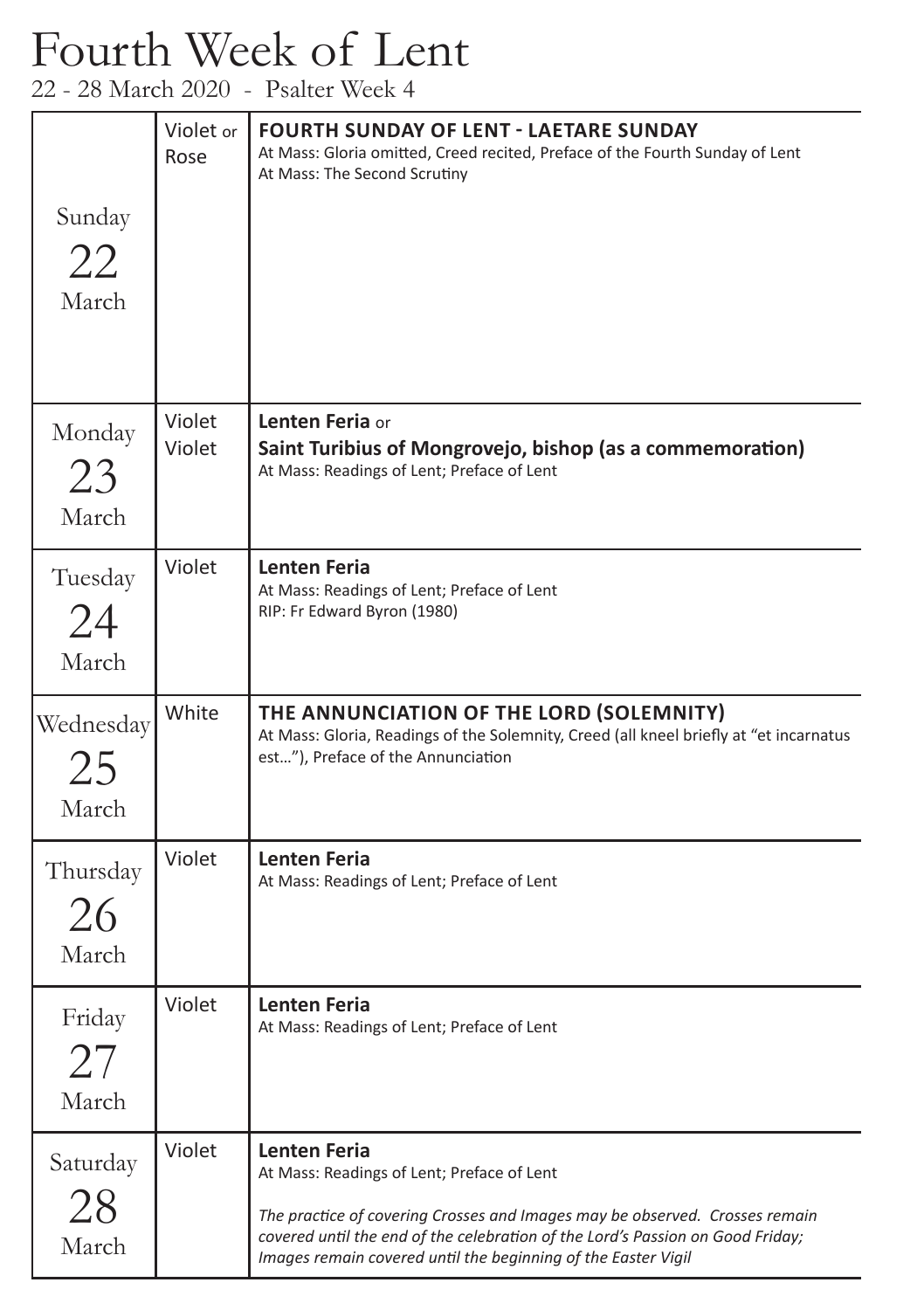# Fourth Week of Lent

22 - 28 March 2020 - Psalter Week 4

| Day | Colour | Celebration |
| --- | --- | --- |
| Sunday 22 March | Violet or Rose | **FOURTH SUNDAY OF LENT - LAETARE SUNDAY**<br>At Mass: Gloria omitted, Creed recited, Preface of the Fourth Sunday of Lent<br>At Mass: The Second Scrutiny |
| Monday 23 March | Violet<br>Violet | **Lenten Feria** or<br>**Saint Turibius of Mongrovejo, bishop (as a commemoration)**<br>At Mass: Readings of Lent; Preface of Lent |
| Tuesday 24 March | Violet | **Lenten Feria**<br>At Mass: Readings of Lent; Preface of Lent<br>RIP: Fr Edward Byron (1980) |
| Wednesday 25 March | White | **THE ANNUNCIATION OF THE LORD (SOLEMNITY)**<br>At Mass: Gloria, Readings of the Solemnity, Creed (all kneel briefly at "et incarnatus est…"), Preface of the Annunciation |
| Thursday 26 March | Violet | **Lenten Feria**<br>At Mass: Readings of Lent; Preface of Lent |
| Friday 27 March | Violet | **Lenten Feria**<br>At Mass: Readings of Lent; Preface of Lent |
| Saturday 28 March | Violet | **Lenten Feria**<br>At Mass: Readings of Lent; Preface of Lent<br><br>*The practice of covering Crosses and Images may be observed. Crosses remain covered until the end of the celebration of the Lord's Passion on Good Friday; Images remain covered until the beginning of the Easter Vigil* |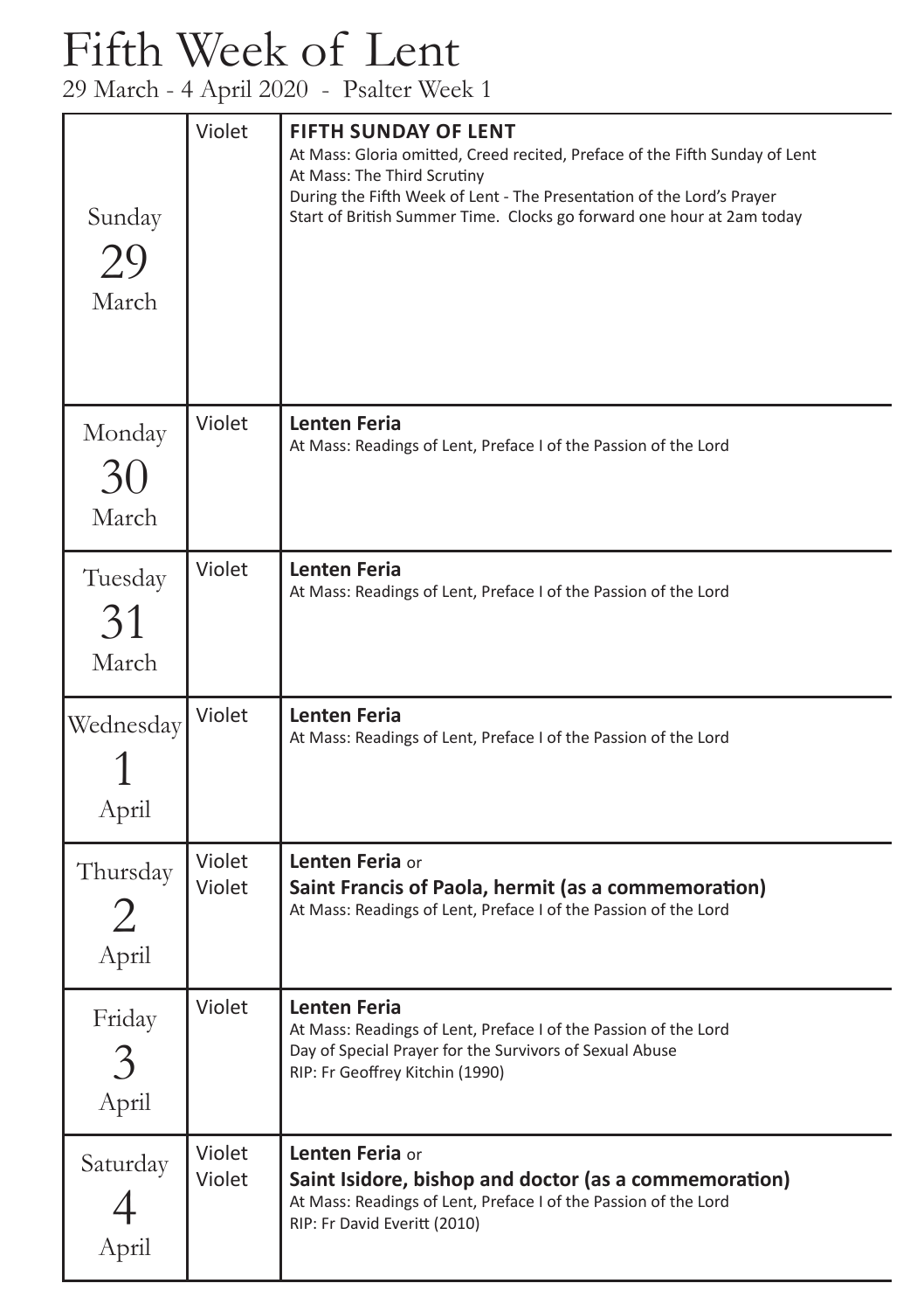# Fifth Week of Lent

29 March - 4 April 2020 - Psalter Week 1

| Day | Colour | Celebration |
| --- | --- | --- |
| Sunday 29 March | Violet | **FIFTH SUNDAY OF LENT**<br>At Mass: Gloria omitted, Creed recited, Preface of the Fifth Sunday of Lent<br>At Mass: The Third Scrutiny<br>During the Fifth Week of Lent - The Presentation of the Lord's Prayer<br>Start of British Summer Time. Clocks go forward one hour at 2am today |
| Monday 30 March | Violet | **Lenten Feria**<br>At Mass: Readings of Lent, Preface I of the Passion of the Lord |
| Tuesday 31 March | Violet | **Lenten Feria**<br>At Mass: Readings of Lent, Preface I of the Passion of the Lord |
| Wednesday 1 April | Violet | **Lenten Feria**<br>At Mass: Readings of Lent, Preface I of the Passion of the Lord |
| Thursday 2 April | Violet<br>Violet | **Lenten Feria** or<br>**Saint Francis of Paola, hermit (as a commemoration)**<br>At Mass: Readings of Lent, Preface I of the Passion of the Lord |
| Friday 3 April | Violet | **Lenten Feria**<br>At Mass: Readings of Lent, Preface I of the Passion of the Lord<br>Day of Special Prayer for the Survivors of Sexual Abuse<br>RIP: Fr Geoffrey Kitchin (1990) |
| Saturday 4 April | Violet<br>Violet | **Lenten Feria** or<br>**Saint Isidore, bishop and doctor (as a commemoration)**<br>At Mass: Readings of Lent, Preface I of the Passion of the Lord<br>RIP: Fr David Everitt (2010) |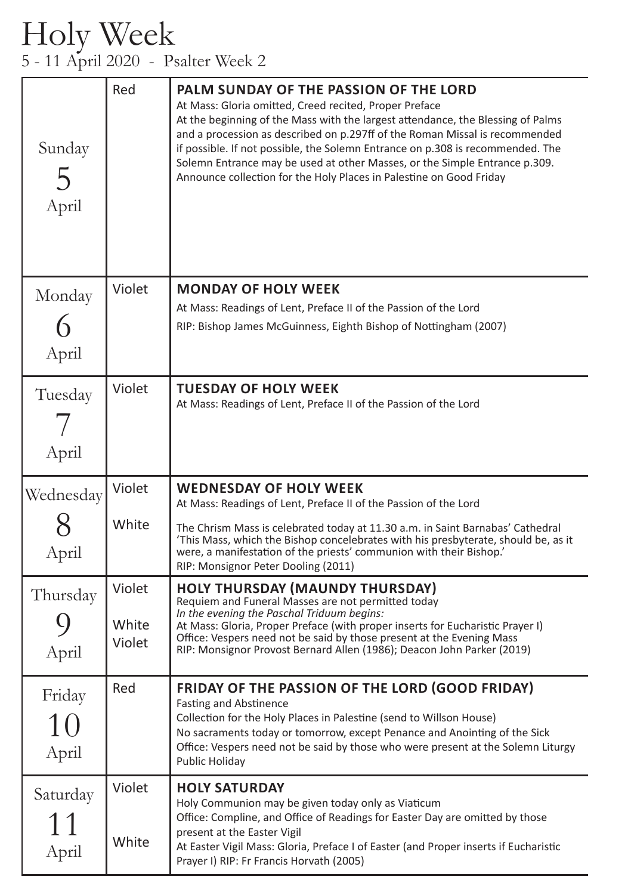# Holy Week

5 - 11 April 2020 - Psalter Week 2

| Day | Colour | Celebration |
| --- | --- | --- |
| Sunday 5 April | Red | **PALM SUNDAY OF THE PASSION OF THE LORD**<br>At Mass: Gloria omitted, Creed recited, Proper Preface<br>At the beginning of the Mass with the largest attendance, the Blessing of Palms and a procession as described on p.297ff of the Roman Missal is recommended if possible. If not possible, the Solemn Entrance on p.308 is recommended. The Solemn Entrance may be used at other Masses, or the Simple Entrance p.309.<br>Announce collection for the Holy Places in Palestine on Good Friday |
| Monday 6 April | Violet | **MONDAY OF HOLY WEEK**<br>At Mass: Readings of Lent, Preface II of the Passion of the Lord<br>RIP: Bishop James McGuinness, Eighth Bishop of Nottingham (2007) |
| Tuesday 7 April | Violet | **TUESDAY OF HOLY WEEK**<br>At Mass: Readings of Lent, Preface II of the Passion of the Lord |
| Wednesday 8 April | Violet<br><br>White | **WEDNESDAY OF HOLY WEEK**<br>At Mass: Readings of Lent, Preface II of the Passion of the Lord<br>The Chrism Mass is celebrated today at 11.30 a.m. in Saint Barnabas' Cathedral<br>'This Mass, which the Bishop concelebrates with his presbyterate, should be, as it were, a manifestation of the priests' communion with their Bishop.'<br>RIP: Monsignor Peter Dooling (2011) |
| Thursday 9 April | Violet<br><br>White<br>Violet | **HOLY THURSDAY (MAUNDY THURSDAY)**<br>Requiem and Funeral Masses are not permitted today<br>*In the evening the Paschal Triduum begins:*<br>At Mass: Gloria, Proper Preface (with proper inserts for Eucharistic Prayer I)<br>Office: Vespers need not be said by those present at the Evening Mass<br>RIP: Monsignor Provost Bernard Allen (1986); Deacon John Parker (2019) |
| Friday 10 April | Red | **FRIDAY OF THE PASSION OF THE LORD (GOOD FRIDAY)**<br>Fasting and Abstinence<br>Collection for the Holy Places in Palestine (send to Willson House)<br>No sacraments today or tomorrow, except Penance and Anointing of the Sick<br>Office: Vespers need not be said by those who were present at the Solemn Liturgy<br>Public Holiday |
| Saturday 11 April | Violet<br><br>White | **HOLY SATURDAY**<br>Holy Communion may be given today only as Viaticum<br>Office: Compline, and Office of Readings for Easter Day are omitted by those present at the Easter Vigil<br>At Easter Vigil Mass: Gloria, Preface I of Easter (and Proper inserts if Eucharistic Prayer I) RIP: Fr Francis Horvath (2005) |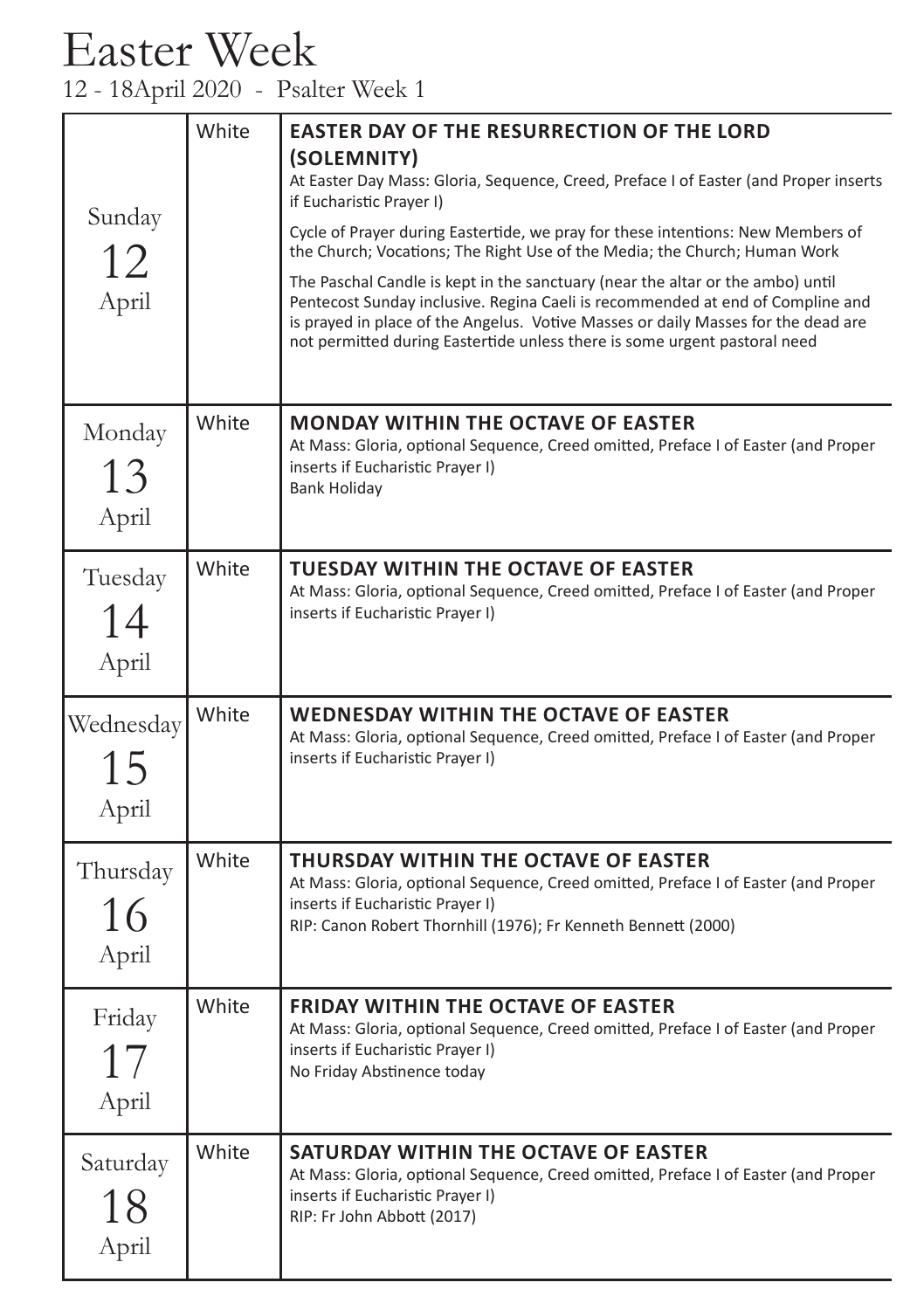# Easter Week

12 - 18April 2020 - Psalter Week 1

| Day | Colour | Celebration |
| --- | --- | --- |
| Sunday 12 April | White | **EASTER DAY OF THE RESURRECTION OF THE LORD (SOLEMNITY)**<br>At Easter Day Mass: Gloria, Sequence, Creed, Preface I of Easter (and Proper inserts if Eucharistic Prayer I)<br>Cycle of Prayer during Eastertide, we pray for these intentions: New Members of the Church; Vocations; The Right Use of the Media; the Church; Human Work<br>The Paschal Candle is kept in the sanctuary (near the altar or the ambo) until Pentecost Sunday inclusive. Regina Caeli is recommended at end of Compline and is prayed in place of the Angelus. Votive Masses or daily Masses for the dead are not permitted during Eastertide unless there is some urgent pastoral need |
| Monday 13 April | White | **MONDAY WITHIN THE OCTAVE OF EASTER**<br>At Mass: Gloria, optional Sequence, Creed omitted, Preface I of Easter (and Proper inserts if Eucharistic Prayer I)<br>Bank Holiday |
| Tuesday 14 April | White | **TUESDAY WITHIN THE OCTAVE OF EASTER**<br>At Mass: Gloria, optional Sequence, Creed omitted, Preface I of Easter (and Proper inserts if Eucharistic Prayer I) |
| Wednesday 15 April | White | **WEDNESDAY WITHIN THE OCTAVE OF EASTER**<br>At Mass: Gloria, optional Sequence, Creed omitted, Preface I of Easter (and Proper inserts if Eucharistic Prayer I) |
| Thursday 16 April | White | **THURSDAY WITHIN THE OCTAVE OF EASTER**<br>At Mass: Gloria, optional Sequence, Creed omitted, Preface I of Easter (and Proper inserts if Eucharistic Prayer I)<br>RIP: Canon Robert Thornhill (1976); Fr Kenneth Bennett (2000) |
| Friday 17 April | White | **FRIDAY WITHIN THE OCTAVE OF EASTER**<br>At Mass: Gloria, optional Sequence, Creed omitted, Preface I of Easter (and Proper inserts if Eucharistic Prayer I)<br>No Friday Abstinence today |
| Saturday 18 April | White | **SATURDAY WITHIN THE OCTAVE OF EASTER**<br>At Mass: Gloria, optional Sequence, Creed omitted, Preface I of Easter (and Proper inserts if Eucharistic Prayer I)<br>RIP: Fr John Abbott (2017) |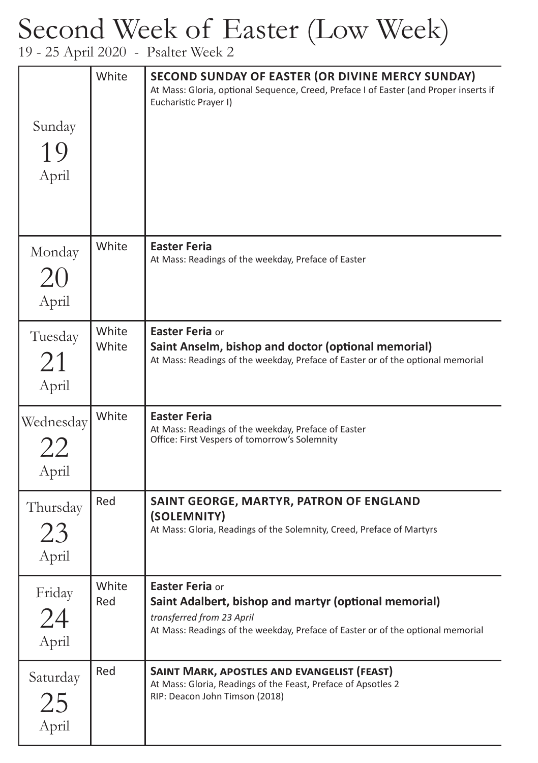# Second Week of Easter (Low Week)

19 - 25 April 2020 - Psalter Week 2

| Day | Colour | Celebration |
|---|---|---|
| Sunday 19 April | White | **SECOND SUNDAY OF EASTER (OR DIVINE MERCY SUNDAY)**<br>At Mass: Gloria, optional Sequence, Creed, Preface I of Easter (and Proper inserts if Eucharistic Prayer I) |
| Monday 20 April | White | **Easter Feria**<br>At Mass: Readings of the weekday, Preface of Easter |
| Tuesday 21 April | White<br>White | **Easter Feria** or<br>**Saint Anselm, bishop and doctor (optional memorial)**<br>At Mass: Readings of the weekday, Preface of Easter or of the optional memorial |
| Wednesday 22 April | White | **Easter Feria**<br>At Mass: Readings of the weekday, Preface of Easter<br>Office: First Vespers of tomorrow's Solemnity |
| Thursday 23 April | Red | **SAINT GEORGE, MARTYR, PATRON OF ENGLAND (SOLEMNITY)**<br>At Mass: Gloria, Readings of the Solemnity, Creed, Preface of Martyrs |
| Friday 24 April | White<br>Red | **Easter Feria** or<br>**Saint Adalbert, bishop and martyr (optional memorial)**<br>*transferred from 23 April*<br>At Mass: Readings of the weekday, Preface of Easter or of the optional memorial |
| Saturday 25 April | Red | **SAINT MARK, APOSTLES AND EVANGELIST (FEAST)**<br>At Mass: Gloria, Readings of the Feast, Preface of Apsotles 2<br>RIP: Deacon John Timson (2018) |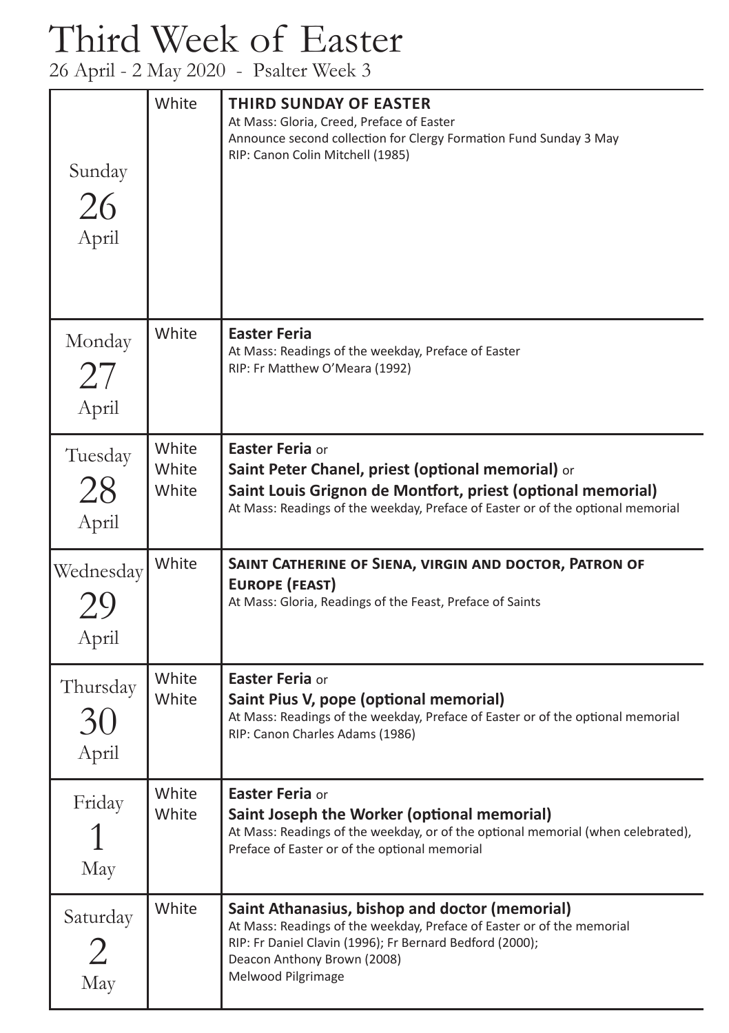# Third Week of Easter

26 April - 2 May 2020 - Psalter Week 3

| Day | Colour | Celebration |
|---|---|---|
| Sunday 26 April | White | **THIRD SUNDAY OF EASTER**<br>At Mass: Gloria, Creed, Preface of Easter<br>Announce second collection for Clergy Formation Fund Sunday 3 May<br>RIP: Canon Colin Mitchell (1985) |
| Monday 27 April | White | **Easter Feria**<br>At Mass: Readings of the weekday, Preface of Easter<br>RIP: Fr Matthew O'Meara (1992) |
| Tuesday 28 April | White<br>White<br>White | **Easter Feria** or<br>**Saint Peter Chanel, priest (optional memorial)** or<br>**Saint Louis Grignon de Montfort, priest (optional memorial)**<br>At Mass: Readings of the weekday, Preface of Easter or of the optional memorial |
| Wednesday 29 April | White | **SAINT CATHERINE OF SIENA, VIRGIN AND DOCTOR, PATRON OF EUROPE (FEAST)**<br>At Mass: Gloria, Readings of the Feast, Preface of Saints |
| Thursday 30 April | White<br>White | **Easter Feria** or<br>**Saint Pius V, pope (optional memorial)**<br>At Mass: Readings of the weekday, Preface of Easter or of the optional memorial<br>RIP: Canon Charles Adams (1986) |
| Friday 1 May | White<br>White | **Easter Feria** or<br>**Saint Joseph the Worker (optional memorial)**<br>At Mass: Readings of the weekday, or of the optional memorial (when celebrated), Preface of Easter or of the optional memorial |
| Saturday 2 May | White | **Saint Athanasius, bishop and doctor (memorial)**<br>At Mass: Readings of the weekday, Preface of Easter or of the memorial<br>RIP: Fr Daniel Clavin (1996); Fr Bernard Bedford (2000);<br>Deacon Anthony Brown (2008)<br>Melwood Pilgrimage |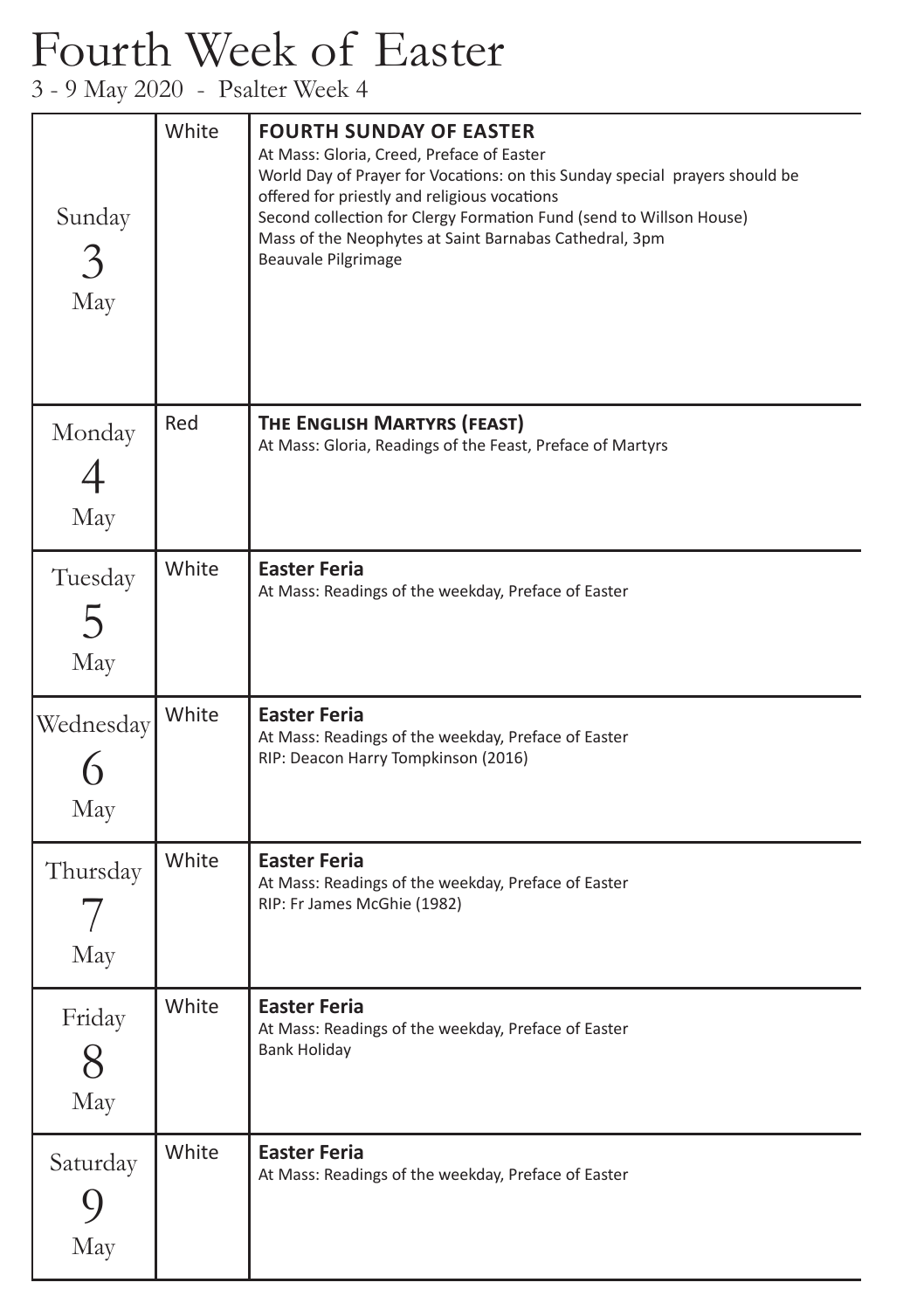# Fourth Week of Easter

3 - 9 May 2020 - Psalter Week 4

| Day | Colour | Celebration |
| --- | --- | --- |
| Sunday 3 May | White | **FOURTH SUNDAY OF EASTER**<br>At Mass: Gloria, Creed, Preface of Easter<br>World Day of Prayer for Vocations: on this Sunday special prayers should be offered for priestly and religious vocations<br>Second collection for Clergy Formation Fund (send to Willson House)<br>Mass of the Neophytes at Saint Barnabas Cathedral, 3pm<br>Beauvale Pilgrimage |
| Monday 4 May | Red | **THE ENGLISH MARTYRS (FEAST)**<br>At Mass: Gloria, Readings of the Feast, Preface of Martyrs |
| Tuesday 5 May | White | **Easter Feria**<br>At Mass: Readings of the weekday, Preface of Easter |
| Wednesday 6 May | White | **Easter Feria**<br>At Mass: Readings of the weekday, Preface of Easter<br>RIP: Deacon Harry Tompkinson (2016) |
| Thursday 7 May | White | **Easter Feria**<br>At Mass: Readings of the weekday, Preface of Easter<br>RIP: Fr James McGhie (1982) |
| Friday 8 May | White | **Easter Feria**<br>At Mass: Readings of the weekday, Preface of Easter<br>Bank Holiday |
| Saturday 9 May | White | **Easter Feria**<br>At Mass: Readings of the weekday, Preface of Easter |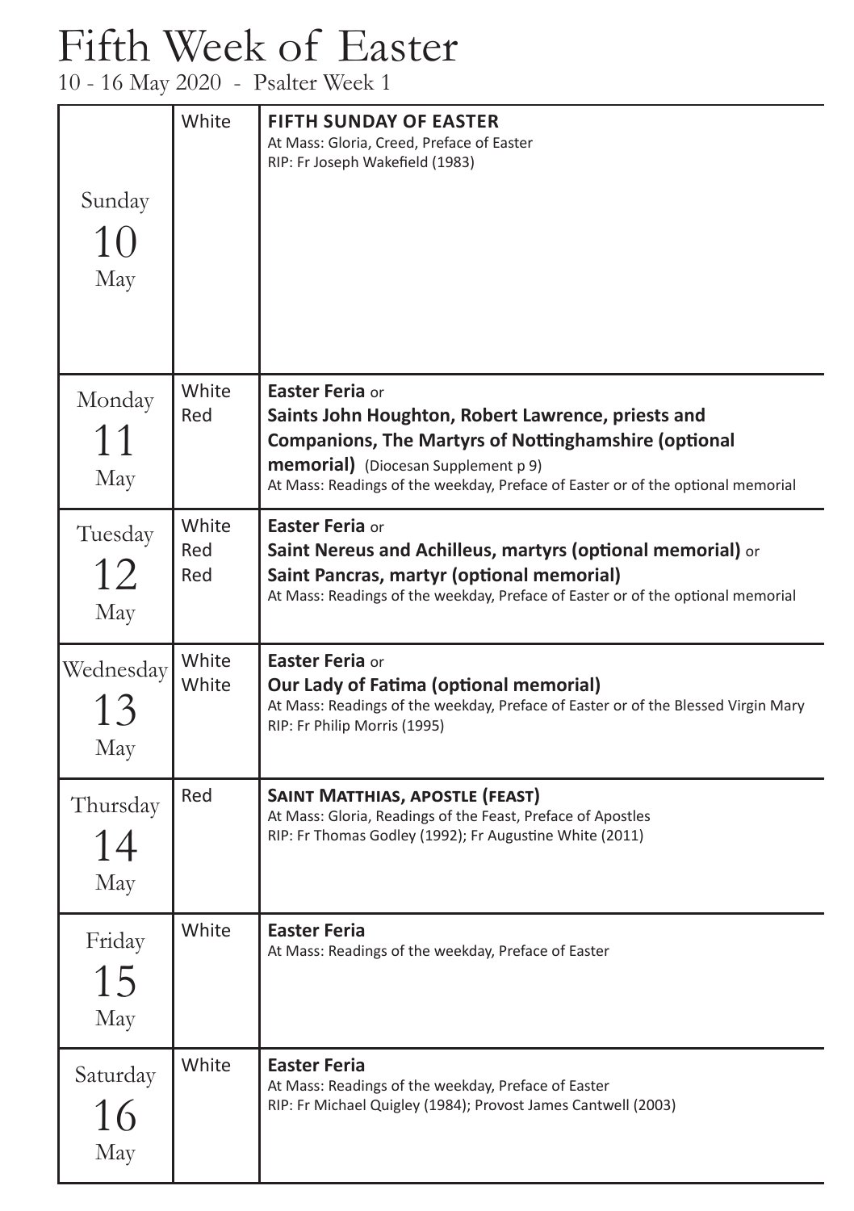# Fifth Week of Easter

10 - 16 May 2020 - Psalter Week 1

| Day | Colour | Celebration |
|---|---|---|
| Sunday 10 May | White | **FIFTH SUNDAY OF EASTER**<br>At Mass: Gloria, Creed, Preface of Easter<br>RIP: Fr Joseph Wakefield (1983) |
| Monday 11 May | White<br>Red | **Easter Feria** or<br>**Saints John Houghton, Robert Lawrence, priests and Companions, The Martyrs of Nottinghamshire (optional memorial)** (Diocesan Supplement p 9)<br>At Mass: Readings of the weekday, Preface of Easter or of the optional memorial |
| Tuesday 12 May | White<br>Red<br>Red | **Easter Feria** or<br>**Saint Nereus and Achilleus, martyrs (optional memorial)** or<br>**Saint Pancras, martyr (optional memorial)**<br>At Mass: Readings of the weekday, Preface of Easter or of the optional memorial |
| Wednesday 13 May | White<br>White | **Easter Feria** or<br>**Our Lady of Fatima (optional memorial)**<br>At Mass: Readings of the weekday, Preface of Easter or of the Blessed Virgin Mary<br>RIP: Fr Philip Morris (1995) |
| Thursday 14 May | Red | **SAINT MATTHIAS, APOSTLE (FEAST)**<br>At Mass: Gloria, Readings of the Feast, Preface of Apostles<br>RIP: Fr Thomas Godley (1992); Fr Augustine White (2011) |
| Friday 15 May | White | **Easter Feria**<br>At Mass: Readings of the weekday, Preface of Easter |
| Saturday 16 May | White | **Easter Feria**<br>At Mass: Readings of the weekday, Preface of Easter<br>RIP: Fr Michael Quigley (1984); Provost James Cantwell (2003) |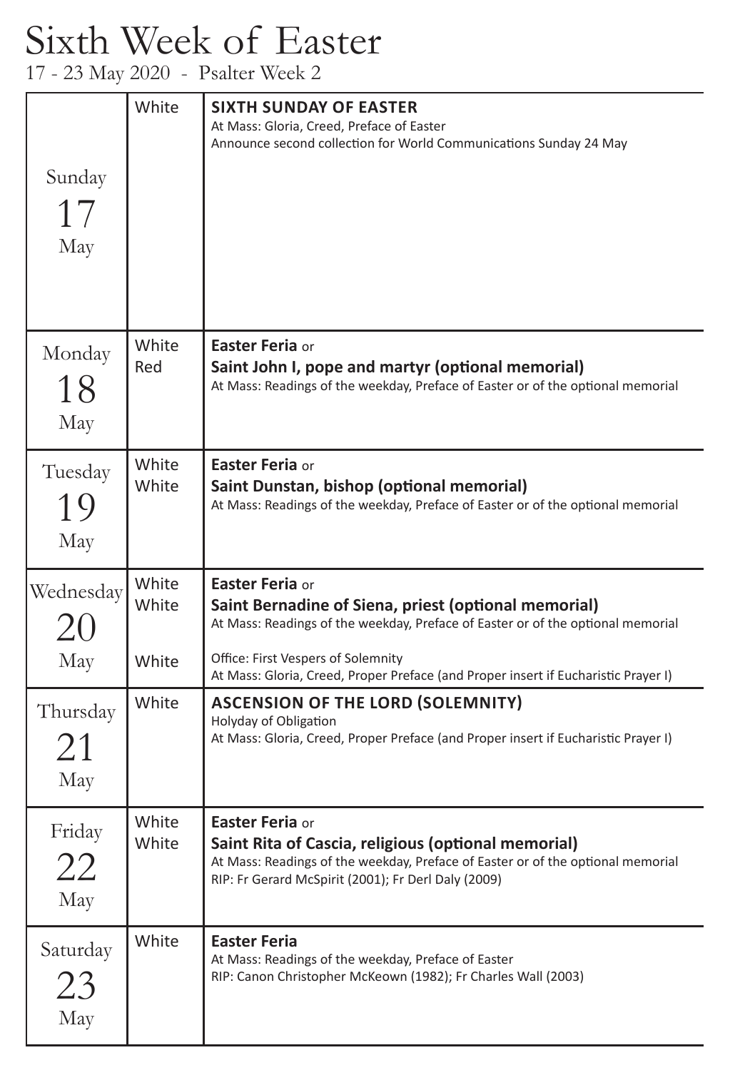# Sixth Week of Easter

17 - 23 May 2020 - Psalter Week 2

| Day | Colour | Celebration |
|---|---|---|
| Sunday 17 May | White | **SIXTH SUNDAY OF EASTER**<br>At Mass: Gloria, Creed, Preface of Easter<br>Announce second collection for World Communications Sunday 24 May |
| Monday 18 May | White<br>Red | **Easter Feria** or<br>**Saint John I, pope and martyr (optional memorial)**<br>At Mass: Readings of the weekday, Preface of Easter or of the optional memorial |
| Tuesday 19 May | White<br>White | **Easter Feria** or<br>**Saint Dunstan, bishop (optional memorial)**<br>At Mass: Readings of the weekday, Preface of Easter or of the optional memorial |
| Wednesday 20 May | White<br>White<br><br>White | **Easter Feria** or<br>**Saint Bernadine of Siena, priest (optional memorial)**<br>At Mass: Readings of the weekday, Preface of Easter or of the optional memorial<br><br>Office: First Vespers of Solemnity<br>At Mass: Gloria, Creed, Proper Preface (and Proper insert if Eucharistic Prayer I) |
| Thursday 21 May | White | **ASCENSION OF THE LORD (SOLEMNITY)**<br>Holyday of Obligation<br>At Mass: Gloria, Creed, Proper Preface (and Proper insert if Eucharistic Prayer I) |
| Friday 22 May | White<br>White | **Easter Feria** or<br>**Saint Rita of Cascia, religious (optional memorial)**<br>At Mass: Readings of the weekday, Preface of Easter or of the optional memorial<br>RIP: Fr Gerard McSpirit (2001); Fr Derl Daly (2009) |
| Saturday 23 May | White | **Easter Feria**<br>At Mass: Readings of the weekday, Preface of Easter<br>RIP: Canon Christopher McKeown (1982); Fr Charles Wall (2003) |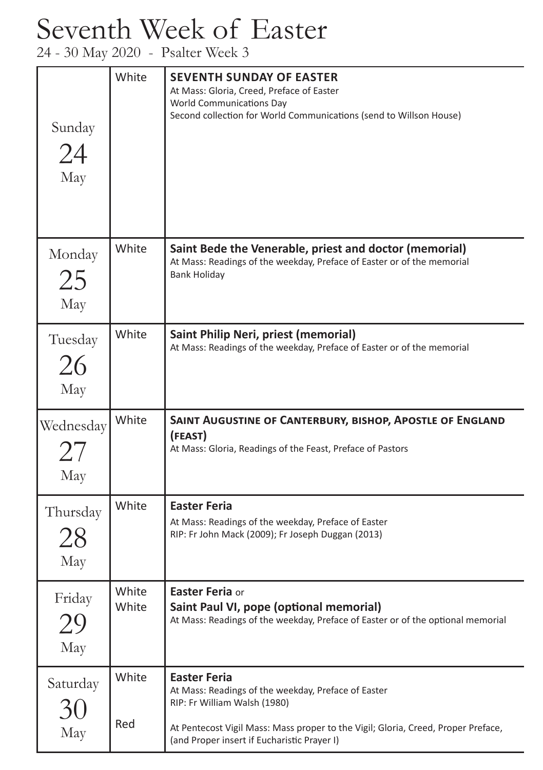# Seventh Week of Easter

24 - 30 May 2020 - Psalter Week 3

| Day | Colour | Celebration |
| --- | --- | --- |
| Sunday 24 May | White | **SEVENTH SUNDAY OF EASTER**<br>At Mass: Gloria, Creed, Preface of Easter<br>World Communications Day<br>Second collection for World Communications (send to Willson House) |
| Monday 25 May | White | **Saint Bede the Venerable, priest and doctor (memorial)**<br>At Mass: Readings of the weekday, Preface of Easter or of the memorial<br>Bank Holiday |
| Tuesday 26 May | White | **Saint Philip Neri, priest (memorial)**<br>At Mass: Readings of the weekday, Preface of Easter or of the memorial |
| Wednesday 27 May | White | **SAINT AUGUSTINE OF CANTERBURY, BISHOP, APOSTLE OF ENGLAND (FEAST)**<br>At Mass: Gloria, Readings of the Feast, Preface of Pastors |
| Thursday 28 May | White | **Easter Feria**<br>At Mass: Readings of the weekday, Preface of Easter<br>RIP: Fr John Mack (2009); Fr Joseph Duggan (2013) |
| Friday 29 May | White<br>White | **Easter Feria** or<br>**Saint Paul VI, pope (optional memorial)**<br>At Mass: Readings of the weekday, Preface of Easter or of the optional memorial |
| Saturday 30 May | White<br><br><br>Red | **Easter Feria**<br>At Mass: Readings of the weekday, Preface of Easter<br>RIP: Fr William Walsh (1980)<br><br>At Pentecost Vigil Mass: Mass proper to the Vigil; Gloria, Creed, Proper Preface, (and Proper insert if Eucharistic Prayer I) |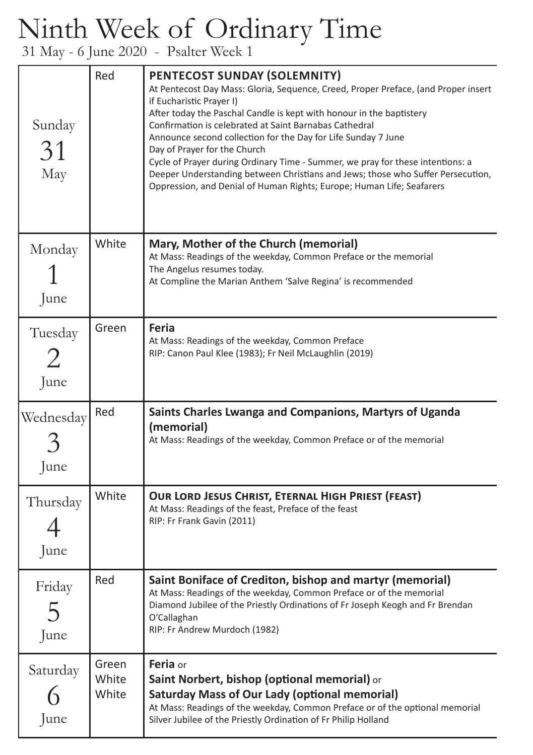# Ninth Week of Ordinary Time

31 May - 6 June 2020 - Psalter Week 1

| Day | Colour | Celebration |
|---|---|---|
| Sunday 31 May | Red | **PENTECOST SUNDAY (SOLEMNITY)**<br>At Pentecost Day Mass: Gloria, Sequence, Creed, Proper Preface, (and Proper insert if Eucharistic Prayer I)<br>After today the Paschal Candle is kept with honour in the baptistery<br>Confirmation is celebrated at Saint Barnabas Cathedral<br>Announce second collection for the Day for Life Sunday 7 June<br>Day of Prayer for the Church<br>Cycle of Prayer during Ordinary Time - Summer, we pray for these intentions: a Deeper Understanding between Christians and Jews; those who Suffer Persecution, Oppression, and Denial of Human Rights; Europe; Human Life; Seafarers |
| Monday 1 June | White | **Mary, Mother of the Church (memorial)**<br>At Mass: Readings of the weekday, Common Preface or the memorial<br>The Angelus resumes today.<br>At Compline the Marian Anthem 'Salve Regina' is recommended |
| Tuesday 2 June | Green | **Feria**<br>At Mass: Readings of the weekday, Common Preface<br>RIP: Canon Paul Klee (1983); Fr Neil McLaughlin (2019) |
| Wednesday 3 June | Red | **Saints Charles Lwanga and Companions, Martyrs of Uganda (memorial)**<br>At Mass: Readings of the weekday, Common Preface or of the memorial |
| Thursday 4 June | White | **OUR LORD JESUS CHRIST, ETERNAL HIGH PRIEST (FEAST)**<br>At Mass: Readings of the feast, Preface of the feast<br>RIP: Fr Frank Gavin (2011) |
| Friday 5 June | Red | **Saint Boniface of Crediton, bishop and martyr (memorial)**<br>At Mass: Readings of the weekday, Common Preface or of the memorial<br>Diamond Jubilee of the Priestly Ordinations of Fr Joseph Keogh and Fr Brendan O'Callaghan<br>RIP: Fr Andrew Murdoch (1982) |
| Saturday 6 June | Green<br>White<br>White | **Feria** or<br>**Saint Norbert, bishop (optional memorial)** or<br>**Saturday Mass of Our Lady (optional memorial)**<br>At Mass: Readings of the weekday, Common Preface or of the optional memorial<br>Silver Jubilee of the Priestly Ordination of Fr Philip Holland |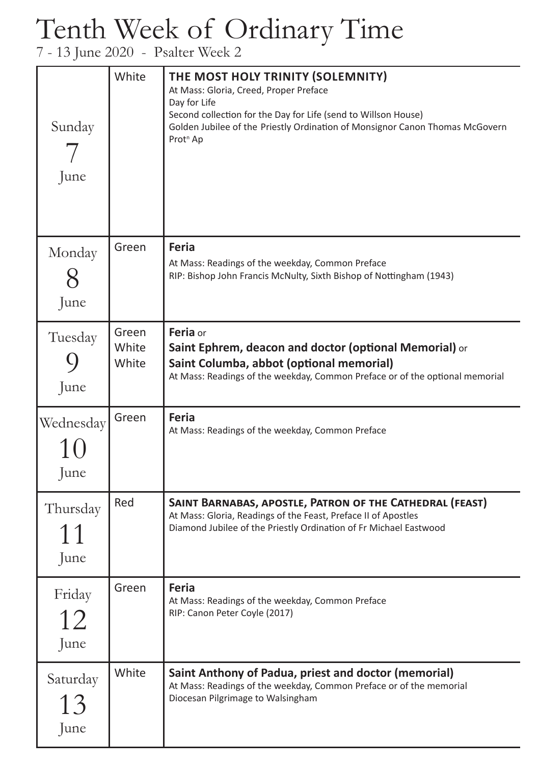# Tenth Week of Ordinary Time

7 - 13 June 2020 - Psalter Week 2

| Day | Colour | Celebration |
| --- | --- | --- |
| Sunday 7 June | White | **THE MOST HOLY TRINITY (SOLEMNITY)**<br>At Mass: Gloria, Creed, Proper Preface<br>Day for Life<br>Second collection for the Day for Life (send to Willson House)<br>Golden Jubilee of the Priestly Ordination of Monsignor Canon Thomas McGovern Prot[n] Ap |
| Monday 8 June | Green | **Feria**<br>At Mass: Readings of the weekday, Common Preface<br>RIP: Bishop John Francis McNulty, Sixth Bishop of Nottingham (1943) |
| Tuesday 9 June | Green<br>White<br>White | **Feria** or<br>**Saint Ephrem, deacon and doctor (optional Memorial)** or<br>**Saint Columba, abbot (optional memorial)**<br>At Mass: Readings of the weekday, Common Preface or of the optional memorial |
| Wednesday 10 June | Green | **Feria**<br>At Mass: Readings of the weekday, Common Preface |
| Thursday 11 June | Red | **SAINT BARNABAS, APOSTLE, PATRON OF THE CATHEDRAL (FEAST)**<br>At Mass: Gloria, Readings of the Feast, Preface II of Apostles<br>Diamond Jubilee of the Priestly Ordination of Fr Michael Eastwood |
| Friday 12 June | Green | **Feria**<br>At Mass: Readings of the weekday, Common Preface<br>RIP: Canon Peter Coyle (2017) |
| Saturday 13 June | White | **Saint Anthony of Padua, priest and doctor (memorial)**<br>At Mass: Readings of the weekday, Common Preface or of the memorial<br>Diocesan Pilgrimage to Walsingham |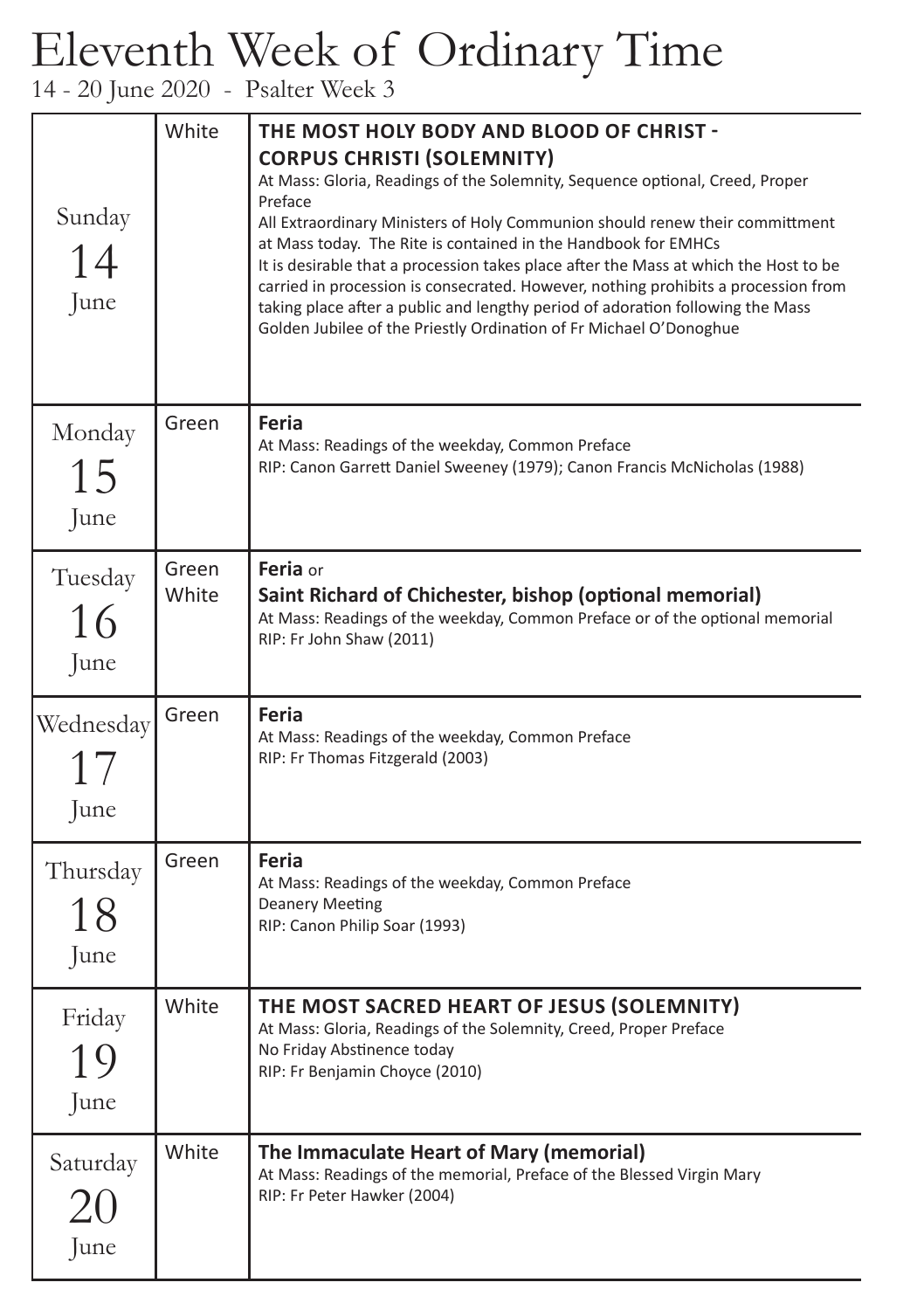# Eleventh Week of Ordinary Time

14 - 20 June 2020 - Psalter Week 3

| Day | Colour | Celebration |
|---|---|---|
| Sunday 14 June | White | **THE MOST HOLY BODY AND BLOOD OF CHRIST - CORPUS CHRISTI (SOLEMNITY)**<br>At Mass: Gloria, Readings of the Solemnity, Sequence optional, Creed, Proper Preface<br>All Extraordinary Ministers of Holy Communion should renew their committment at Mass today. The Rite is contained in the Handbook for EMHCs<br>It is desirable that a procession takes place after the Mass at which the Host to be carried in procession is consecrated. However, nothing prohibits a procession from taking place after a public and lengthy period of adoration following the Mass<br>Golden Jubilee of the Priestly Ordination of Fr Michael O'Donoghue |
| Monday 15 June | Green | **Feria**<br>At Mass: Readings of the weekday, Common Preface<br>RIP: Canon Garrett Daniel Sweeney (1979); Canon Francis McNicholas (1988) |
| Tuesday 16 June | Green<br>White | **Feria** or<br>**Saint Richard of Chichester, bishop (optional memorial)**<br>At Mass: Readings of the weekday, Common Preface or of the optional memorial<br>RIP: Fr John Shaw (2011) |
| Wednesday 17 June | Green | **Feria**<br>At Mass: Readings of the weekday, Common Preface<br>RIP: Fr Thomas Fitzgerald (2003) |
| Thursday 18 June | Green | **Feria**<br>At Mass: Readings of the weekday, Common Preface<br>Deanery Meeting<br>RIP: Canon Philip Soar (1993) |
| Friday 19 June | White | **THE MOST SACRED HEART OF JESUS (SOLEMNITY)**<br>At Mass: Gloria, Readings of the Solemnity, Creed, Proper Preface<br>No Friday Abstinence today<br>RIP: Fr Benjamin Choyce (2010) |
| Saturday 20 June | White | **The Immaculate Heart of Mary (memorial)**<br>At Mass: Readings of the memorial, Preface of the Blessed Virgin Mary<br>RIP: Fr Peter Hawker (2004) |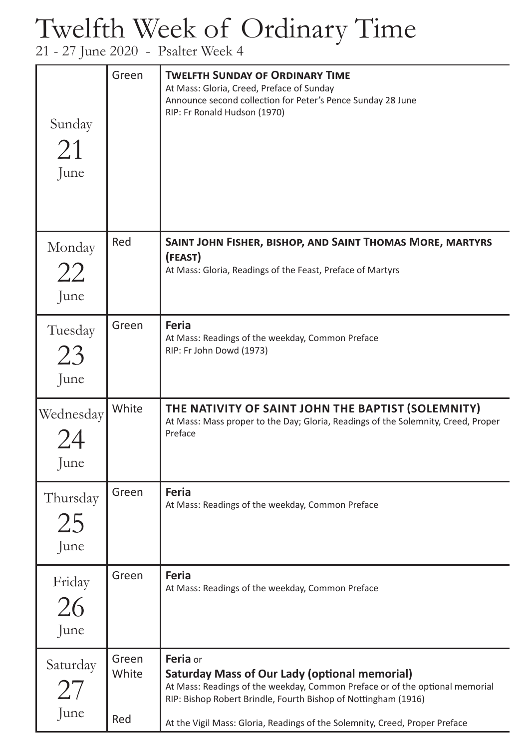# Twelfth Week of Ordinary Time

21 - 27 June 2020 - Psalter Week 4

| Day | Colour | Celebration |
|---|---|---|
| Sunday 21 June | Green | **TWELFTH SUNDAY OF ORDINARY TIME**<br>At Mass: Gloria, Creed, Preface of Sunday<br>Announce second collection for Peter's Pence Sunday 28 June<br>RIP: Fr Ronald Hudson (1970) |
| Monday 22 June | Red | **SAINT JOHN FISHER, BISHOP, AND SAINT THOMAS MORE, MARTYRS (FEAST)**<br>At Mass: Gloria, Readings of the Feast, Preface of Martyrs |
| Tuesday 23 June | Green | **Feria**<br>At Mass: Readings of the weekday, Common Preface<br>RIP: Fr John Dowd (1973) |
| Wednesday 24 June | White | **THE NATIVITY OF SAINT JOHN THE BAPTIST (SOLEMNITY)**<br>At Mass: Mass proper to the Day; Gloria, Readings of the Solemnity, Creed, Proper Preface |
| Thursday 25 June | Green | **Feria**<br>At Mass: Readings of the weekday, Common Preface |
| Friday 26 June | Green | **Feria**<br>At Mass: Readings of the weekday, Common Preface |
| Saturday 27 June | Green<br>White<br><br>Red | **Feria** or<br>**Saturday Mass of Our Lady (optional memorial)**<br>At Mass: Readings of the weekday, Common Preface or of the optional memorial<br>RIP: Bishop Robert Brindle, Fourth Bishop of Nottingham (1916)<br><br>At the Vigil Mass: Gloria, Readings of the Solemnity, Creed, Proper Preface |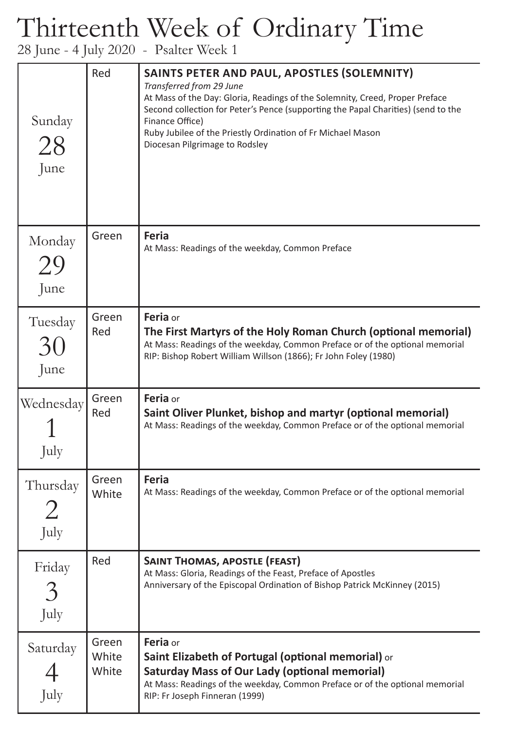# Thirteenth Week of Ordinary Time

28 June - 4 July 2020 - Psalter Week 1

| Day | Colour | Celebration |
| --- | --- | --- |
| Sunday 28 June | Red | **SAINTS PETER AND PAUL, APOSTLES (SOLEMNITY)**<br>*Transferred from 29 June*<br>At Mass of the Day: Gloria, Readings of the Solemnity, Creed, Proper Preface<br>Second collection for Peter's Pence (supporting the Papal Charities) (send to the Finance Office)<br>Ruby Jubilee of the Priestly Ordination of Fr Michael Mason<br>Diocesan Pilgrimage to Rodsley |
| Monday 29 June | Green | **Feria**<br>At Mass: Readings of the weekday, Common Preface |
| Tuesday 30 June | Green<br>Red | **Feria** or<br>**The First Martyrs of the Holy Roman Church (optional memorial)**<br>At Mass: Readings of the weekday, Common Preface or of the optional memorial<br>RIP: Bishop Robert William Willson (1866); Fr John Foley (1980) |
| Wednesday 1 July | Green<br>Red | **Feria** or<br>**Saint Oliver Plunket, bishop and martyr (optional memorial)**<br>At Mass: Readings of the weekday, Common Preface or of the optional memorial |
| Thursday 2 July | Green<br>White | **Feria**<br>At Mass: Readings of the weekday, Common Preface or of the optional memorial |
| Friday 3 July | Red | **SAINT THOMAS, APOSTLE (FEAST)**<br>At Mass: Gloria, Readings of the Feast, Preface of Apostles<br>Anniversary of the Episcopal Ordination of Bishop Patrick McKinney (2015) |
| Saturday 4 July | Green<br>White<br>White | **Feria** or<br>**Saint Elizabeth of Portugal (optional memorial)** or<br>**Saturday Mass of Our Lady (optional memorial)**<br>At Mass: Readings of the weekday, Common Preface or of the optional memorial<br>RIP: Fr Joseph Finneran (1999) |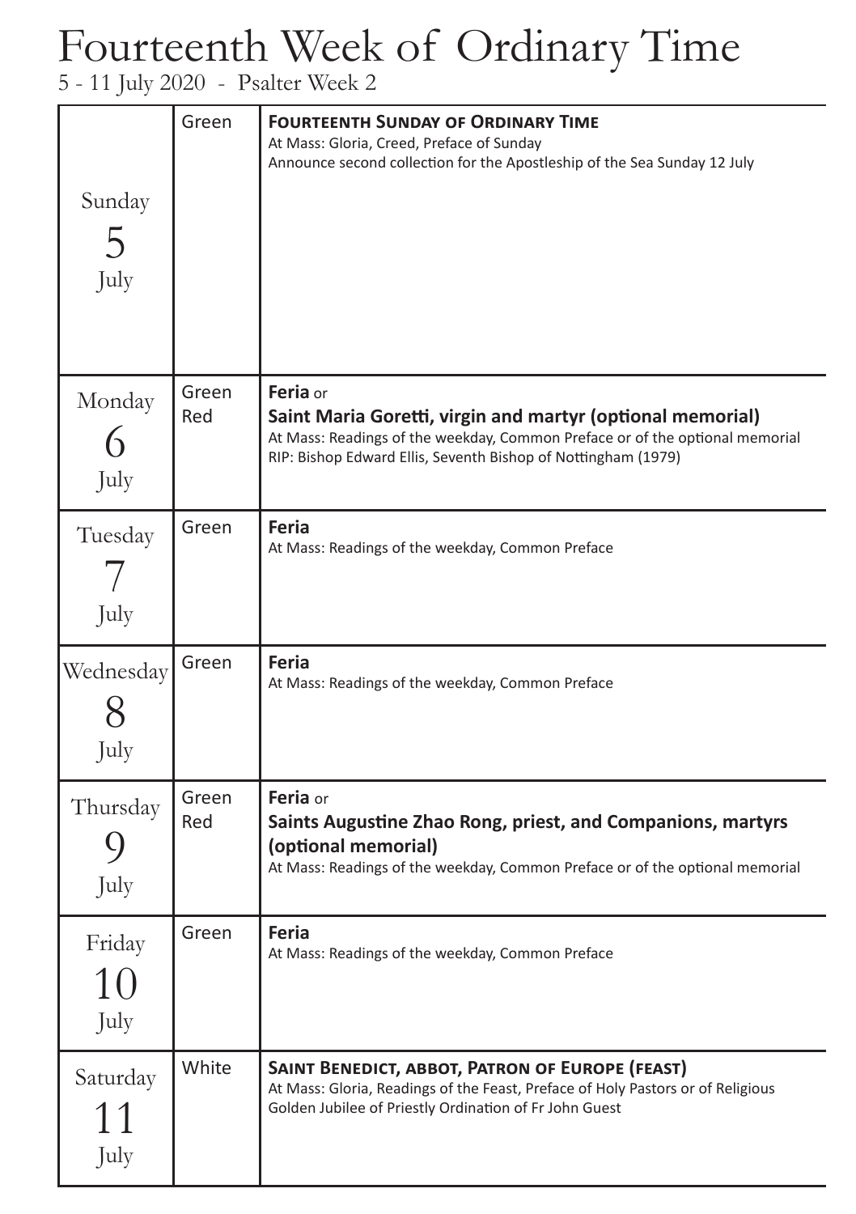# Fourteenth Week of Ordinary Time

5 - 11 July 2020 - Psalter Week 2

| Day | Colour | Celebration |
| --- | --- | --- |
| Sunday 5 July | Green | **FOURTEENTH SUNDAY OF ORDINARY TIME**<br>At Mass: Gloria, Creed, Preface of Sunday<br>Announce second collection for the Apostleship of the Sea Sunday 12 July |
| Monday 6 July | Green<br>Red | **Feria** or<br>**Saint Maria Goretti, virgin and martyr (optional memorial)**<br>At Mass: Readings of the weekday, Common Preface or of the optional memorial<br>RIP: Bishop Edward Ellis, Seventh Bishop of Nottingham (1979) |
| Tuesday 7 July | Green | **Feria**<br>At Mass: Readings of the weekday, Common Preface |
| Wednesday 8 July | Green | **Feria**<br>At Mass: Readings of the weekday, Common Preface |
| Thursday 9 July | Green<br>Red | **Feria** or<br>**Saints Augustine Zhao Rong, priest, and Companions, martyrs (optional memorial)**<br>At Mass: Readings of the weekday, Common Preface or of the optional memorial |
| Friday 10 July | Green | **Feria**<br>At Mass: Readings of the weekday, Common Preface |
| Saturday 11 July | White | **SAINT BENEDICT, ABBOT, PATRON OF EUROPE (FEAST)**<br>At Mass: Gloria, Readings of the Feast, Preface of Holy Pastors or of Religious<br>Golden Jubilee of Priestly Ordination of Fr John Guest |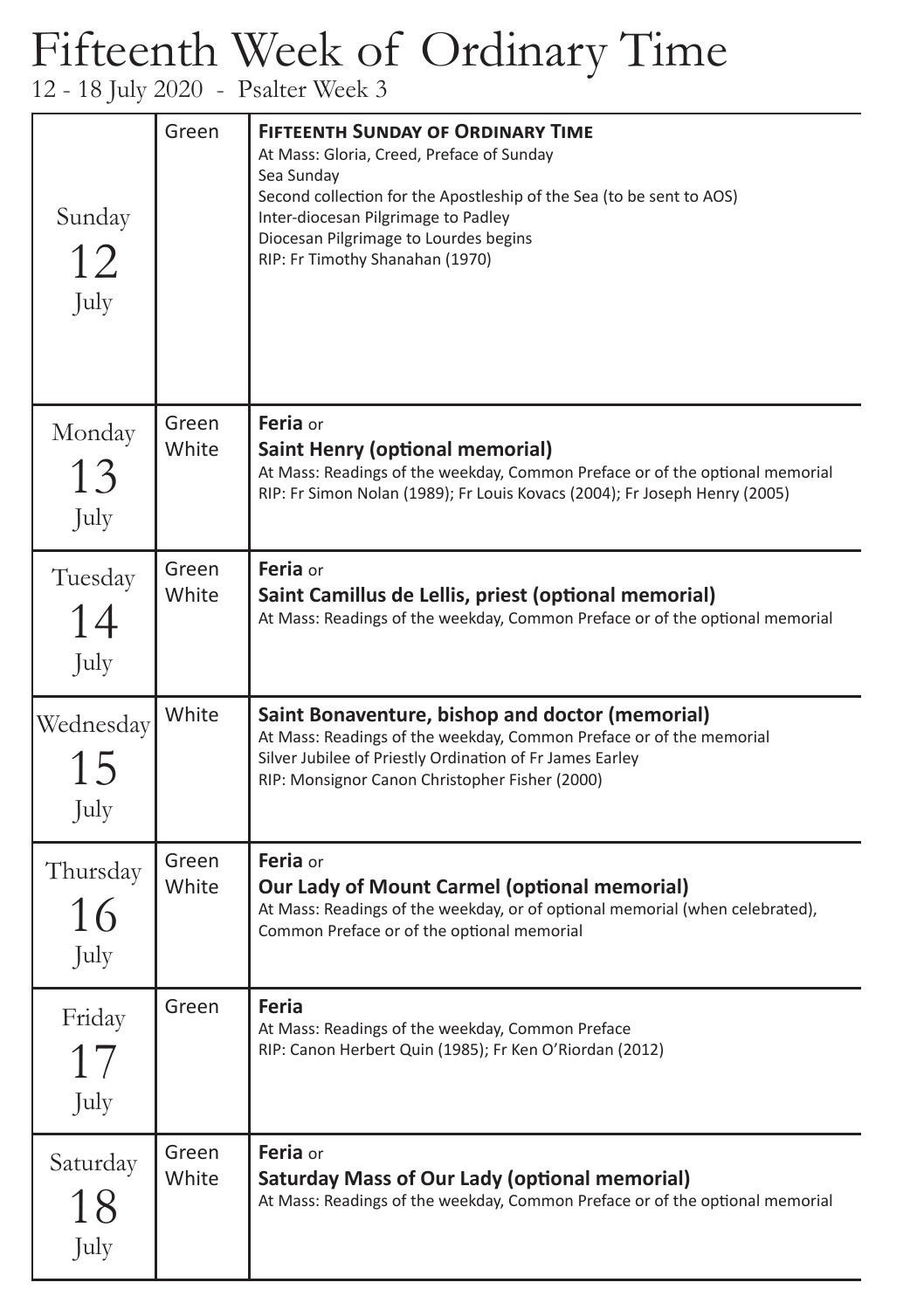# Fifteenth Week of Ordinary Time

12 - 18 July 2020 - Psalter Week 3

| Day | Colour | Celebration |
|---|---|---|
| Sunday 12 July | Green | **FIFTEENTH SUNDAY OF ORDINARY TIME**<br>At Mass: Gloria, Creed, Preface of Sunday<br>Sea Sunday<br>Second collection for the Apostleship of the Sea (to be sent to AOS)<br>Inter-diocesan Pilgrimage to Padley<br>Diocesan Pilgrimage to Lourdes begins<br>RIP: Fr Timothy Shanahan (1970) |
| Monday 13 July | Green<br>White | **Feria** or<br>**Saint Henry (optional memorial)**<br>At Mass: Readings of the weekday, Common Preface or of the optional memorial<br>RIP: Fr Simon Nolan (1989); Fr Louis Kovacs (2004); Fr Joseph Henry (2005) |
| Tuesday 14 July | Green<br>White | **Feria** or<br>**Saint Camillus de Lellis, priest (optional memorial)**<br>At Mass: Readings of the weekday, Common Preface or of the optional memorial |
| Wednesday 15 July | White | **Saint Bonaventure, bishop and doctor (memorial)**<br>At Mass: Readings of the weekday, Common Preface or of the memorial<br>Silver Jubilee of Priestly Ordination of Fr James Earley<br>RIP: Monsignor Canon Christopher Fisher (2000) |
| Thursday 16 July | Green<br>White | **Feria** or<br>**Our Lady of Mount Carmel (optional memorial)**<br>At Mass: Readings of the weekday, or of optional memorial (when celebrated), Common Preface or of the optional memorial |
| Friday 17 July | Green | **Feria**<br>At Mass: Readings of the weekday, Common Preface<br>RIP: Canon Herbert Quin (1985); Fr Ken O'Riordan (2012) |
| Saturday 18 July | Green<br>White | **Feria** or<br>**Saturday Mass of Our Lady (optional memorial)**<br>At Mass: Readings of the weekday, Common Preface or of the optional memorial |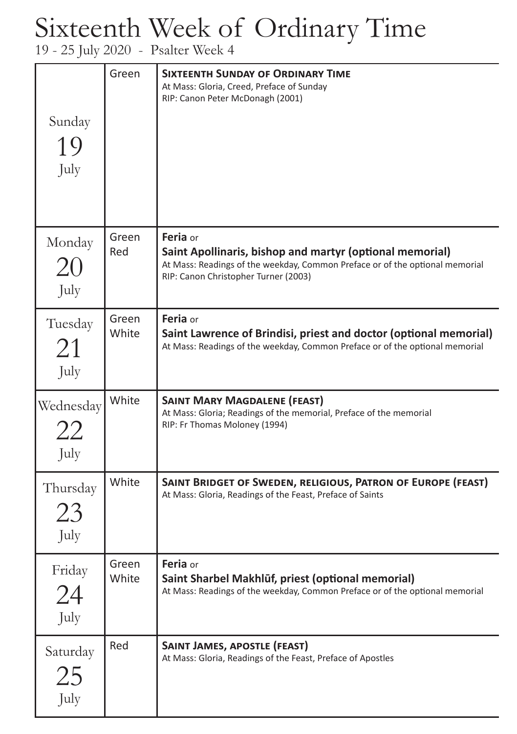# Sixteenth Week of Ordinary Time

19 - 25 July 2020 - Psalter Week 4

| Day | Colour | Celebration |
|---|---|---|
| Sunday 19 July | Green | **SIXTEENTH SUNDAY OF ORDINARY TIME**<br>At Mass: Gloria, Creed, Preface of Sunday<br>RIP: Canon Peter McDonagh (2001) |
| Monday 20 July | Green<br>Red | **Feria** or<br>**Saint Apollinaris, bishop and martyr (optional memorial)**<br>At Mass: Readings of the weekday, Common Preface or of the optional memorial<br>RIP: Canon Christopher Turner (2003) |
| Tuesday 21 July | Green<br>White | **Feria** or<br>**Saint Lawrence of Brindisi, priest and doctor (optional memorial)**<br>At Mass: Readings of the weekday, Common Preface or of the optional memorial |
| Wednesday 22 July | White | **SAINT MARY MAGDALENE (FEAST)**<br>At Mass: Gloria; Readings of the memorial, Preface of the memorial<br>RIP: Fr Thomas Moloney (1994) |
| Thursday 23 July | White | **SAINT BRIDGET OF SWEDEN, RELIGIOUS, PATRON OF EUROPE (FEAST)**<br>At Mass: Gloria, Readings of the Feast, Preface of Saints |
| Friday 24 July | Green<br>White | **Feria** or<br>**Saint Sharbel Makhlūf, priest (optional memorial)**<br>At Mass: Readings of the weekday, Common Preface or of the optional memorial |
| Saturday 25 July | Red | **SAINT JAMES, APOSTLE (FEAST)**<br>At Mass: Gloria, Readings of the Feast, Preface of Apostles |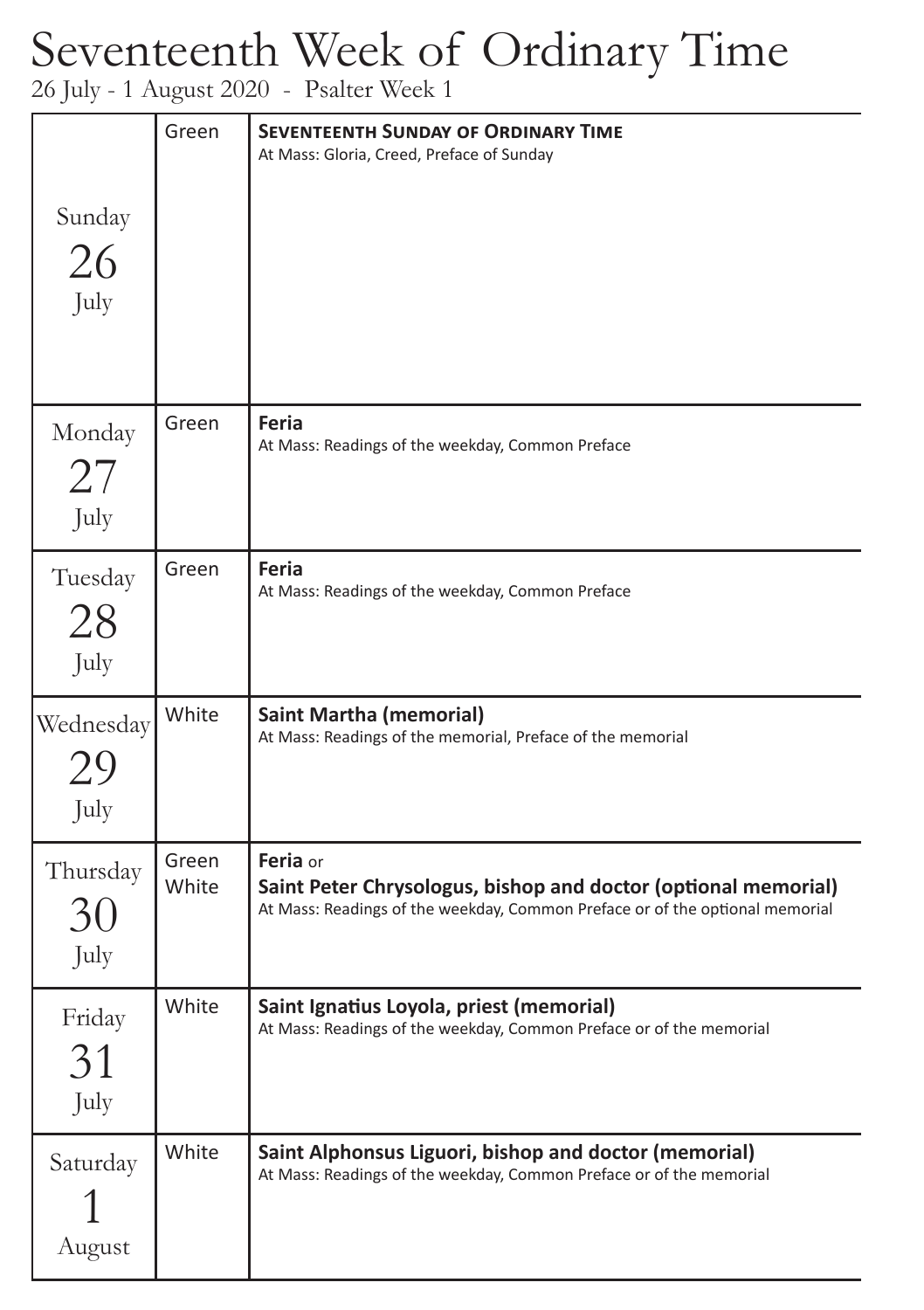# Seventeenth Week of Ordinary Time

26 July - 1 August 2020 - Psalter Week 1

| Day | Colour | Celebration |
|---|---|---|
| Sunday 26 July | Green | **SEVENTEENTH SUNDAY OF ORDINARY TIME**<br>At Mass: Gloria, Creed, Preface of Sunday |
| Monday 27 July | Green | **Feria**<br>At Mass: Readings of the weekday, Common Preface |
| Tuesday 28 July | Green | **Feria**<br>At Mass: Readings of the weekday, Common Preface |
| Wednesday 29 July | White | **Saint Martha (memorial)**<br>At Mass: Readings of the memorial, Preface of the memorial |
| Thursday 30 July | Green<br>White | **Feria** or<br>**Saint Peter Chrysologus, bishop and doctor (optional memorial)**<br>At Mass: Readings of the weekday, Common Preface or of the optional memorial |
| Friday 31 July | White | **Saint Ignatius Loyola, priest (memorial)**<br>At Mass: Readings of the weekday, Common Preface or of the memorial |
| Saturday 1 August | White | **Saint Alphonsus Liguori, bishop and doctor (memorial)**<br>At Mass: Readings of the weekday, Common Preface or of the memorial |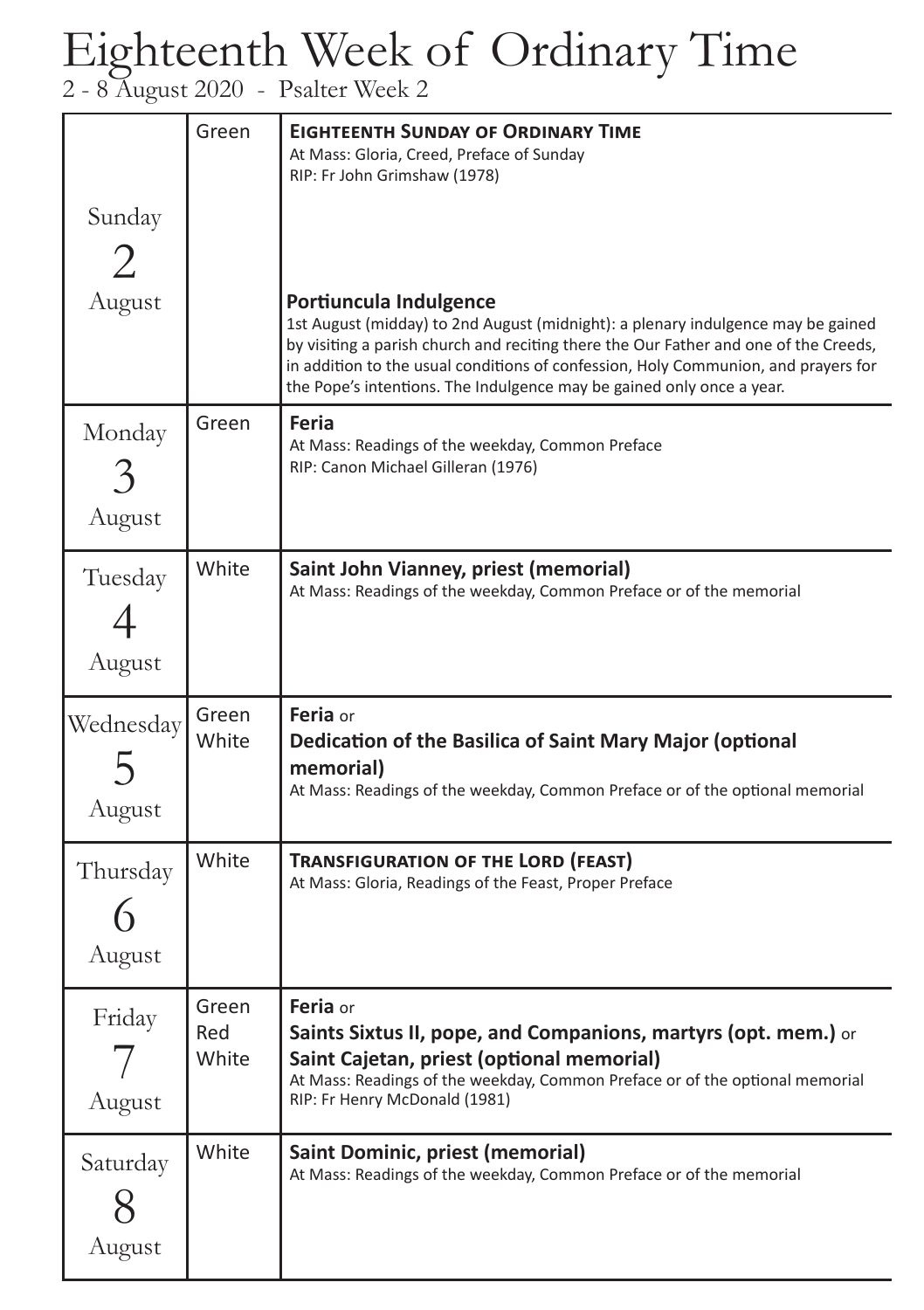# Eighteenth Week of Ordinary Time

2 - 8 August 2020 - Psalter Week 2

| Day | Colour | Celebration |
|---|---|---|
| Sunday 2 August | Green | **Eighteenth Sunday of Ordinary Time**<br>At Mass: Gloria, Creed, Preface of Sunday<br>RIP: Fr John Grimshaw (1978)<br><br>**Portiuncula Indulgence**<br>1st August (midday) to 2nd August (midnight): a plenary indulgence may be gained by visiting a parish church and reciting there the Our Father and one of the Creeds, in addition to the usual conditions of confession, Holy Communion, and prayers for the Pope's intentions. The Indulgence may be gained only once a year. |
| Monday 3 August | Green | **Feria**<br>At Mass: Readings of the weekday, Common Preface<br>RIP: Canon Michael Gilleran (1976) |
| Tuesday 4 August | White | **Saint John Vianney, priest (memorial)**<br>At Mass: Readings of the weekday, Common Preface or of the memorial |
| Wednesday 5 August | Green<br>White | **Feria** or<br>**Dedication of the Basilica of Saint Mary Major (optional memorial)**<br>At Mass: Readings of the weekday, Common Preface or of the optional memorial |
| Thursday 6 August | White | **Transfiguration of the Lord (feast)**<br>At Mass: Gloria, Readings of the Feast, Proper Preface |
| Friday 7 August | Green<br>Red<br>White | **Feria** or<br>**Saints Sixtus II, pope, and Companions, martyrs (opt. mem.)** or<br>**Saint Cajetan, priest (optional memorial)**<br>At Mass: Readings of the weekday, Common Preface or of the optional memorial<br>RIP: Fr Henry McDonald (1981) |
| Saturday 8 August | White | **Saint Dominic, priest (memorial)**<br>At Mass: Readings of the weekday, Common Preface or of the memorial |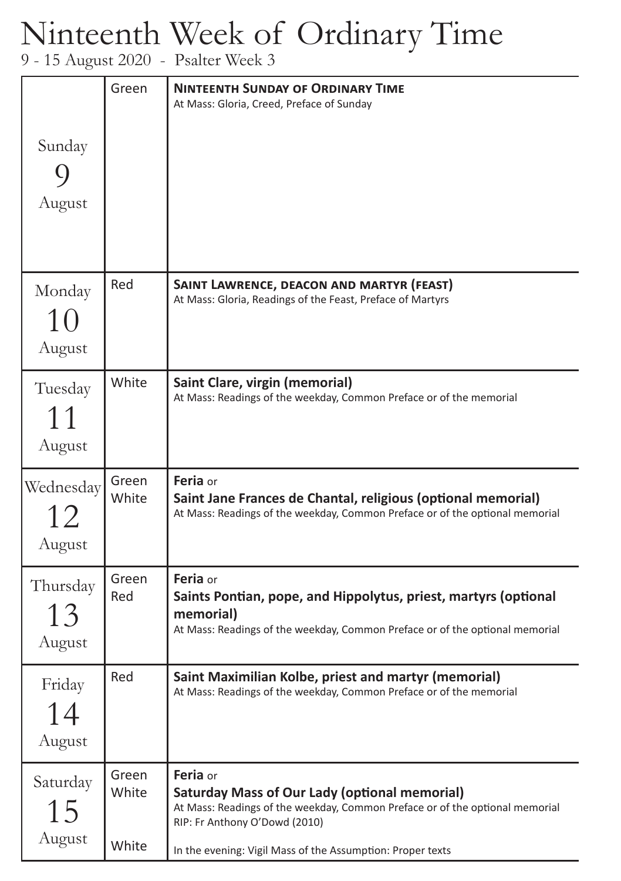# Ninteenth Week of Ordinary Time

9 - 15 August 2020 - Psalter Week 3

| Day | Colour | Celebration |
|---|---|---|
| Sunday 9 August | Green | **NINTEENTH SUNDAY OF ORDINARY TIME**<br>At Mass: Gloria, Creed, Preface of Sunday |
| Monday 10 August | Red | **SAINT LAWRENCE, DEACON AND MARTYR (FEAST)**<br>At Mass: Gloria, Readings of the Feast, Preface of Martyrs |
| Tuesday 11 August | White | **Saint Clare, virgin (memorial)**<br>At Mass: Readings of the weekday, Common Preface or of the memorial |
| Wednesday 12 August | Green<br>White | **Feria** or<br>**Saint Jane Frances de Chantal, religious (optional memorial)**<br>At Mass: Readings of the weekday, Common Preface or of the optional memorial |
| Thursday 13 August | Green<br>Red | **Feria** or<br>**Saints Pontian, pope, and Hippolytus, priest, martyrs (optional memorial)**<br>At Mass: Readings of the weekday, Common Preface or of the optional memorial |
| Friday 14 August | Red | **Saint Maximilian Kolbe, priest and martyr (memorial)**<br>At Mass: Readings of the weekday, Common Preface or of the memorial |
| Saturday 15 August | Green<br>White<br><br>White | **Feria** or<br>**Saturday Mass of Our Lady (optional memorial)**<br>At Mass: Readings of the weekday, Common Preface or of the optional memorial<br>RIP: Fr Anthony O'Dowd (2010)<br><br>In the evening: Vigil Mass of the Assumption: Proper texts |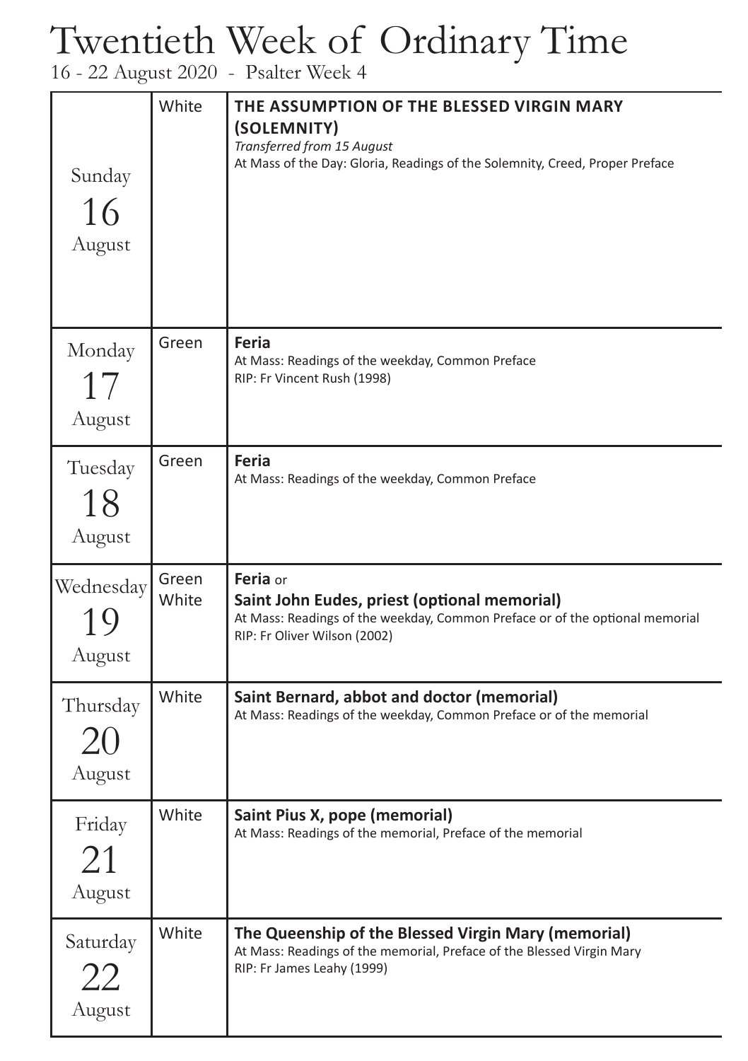# Twentieth Week of Ordinary Time

16 - 22 August 2020 - Psalter Week 4

| Day | Colour | Celebration |
|---|---|---|
| Sunday 16 August | White | **THE ASSUMPTION OF THE BLESSED VIRGIN MARY (SOLEMNITY)**<br>*Transferred from 15 August*<br>At Mass of the Day: Gloria, Readings of the Solemnity, Creed, Proper Preface |
| Monday 17 August | Green | **Feria**<br>At Mass: Readings of the weekday, Common Preface<br>RIP: Fr Vincent Rush (1998) |
| Tuesday 18 August | Green | **Feria**<br>At Mass: Readings of the weekday, Common Preface |
| Wednesday 19 August | Green<br>White | **Feria** or<br>**Saint John Eudes, priest (optional memorial)**<br>At Mass: Readings of the weekday, Common Preface or of the optional memorial<br>RIP: Fr Oliver Wilson (2002) |
| Thursday 20 August | White | **Saint Bernard, abbot and doctor (memorial)**<br>At Mass: Readings of the weekday, Common Preface or of the memorial |
| Friday 21 August | White | **Saint Pius X, pope (memorial)**<br>At Mass: Readings of the memorial, Preface of the memorial |
| Saturday 22 August | White | **The Queenship of the Blessed Virgin Mary (memorial)**<br>At Mass: Readings of the memorial, Preface of the Blessed Virgin Mary<br>RIP: Fr James Leahy (1999) |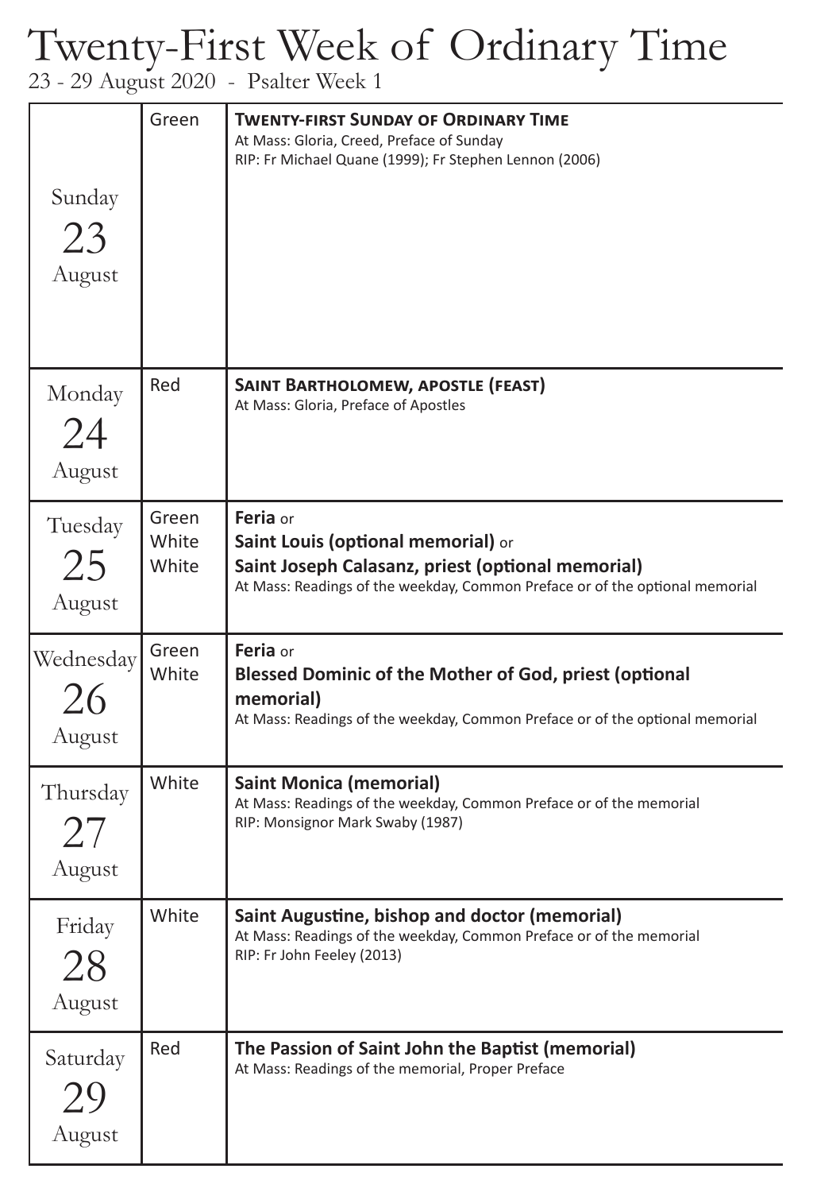# Twenty-First Week of Ordinary Time

23 - 29 August 2020 - Psalter Week 1

| Day | Colour | Celebration |
|---|---|---|
| Sunday 23 August | Green | **TWENTY-FIRST SUNDAY OF ORDINARY TIME**<br>At Mass: Gloria, Creed, Preface of Sunday<br>RIP: Fr Michael Quane (1999); Fr Stephen Lennon (2006) |
| Monday 24 August | Red | **SAINT BARTHOLOMEW, APOSTLE (FEAST)**<br>At Mass: Gloria, Preface of Apostles |
| Tuesday 25 August | Green<br>White<br>White | **Feria** or<br>**Saint Louis (optional memorial)** or<br>**Saint Joseph Calasanz, priest (optional memorial)**<br>At Mass: Readings of the weekday, Common Preface or of the optional memorial |
| Wednesday 26 August | Green<br>White | **Feria** or<br>**Blessed Dominic of the Mother of God, priest (optional memorial)**<br>At Mass: Readings of the weekday, Common Preface or of the optional memorial |
| Thursday 27 August | White | **Saint Monica (memorial)**<br>At Mass: Readings of the weekday, Common Preface or of the memorial<br>RIP: Monsignor Mark Swaby (1987) |
| Friday 28 August | White | **Saint Augustine, bishop and doctor (memorial)**<br>At Mass: Readings of the weekday, Common Preface or of the memorial<br>RIP: Fr John Feeley (2013) |
| Saturday 29 August | Red | **The Passion of Saint John the Baptist (memorial)**<br>At Mass: Readings of the memorial, Proper Preface |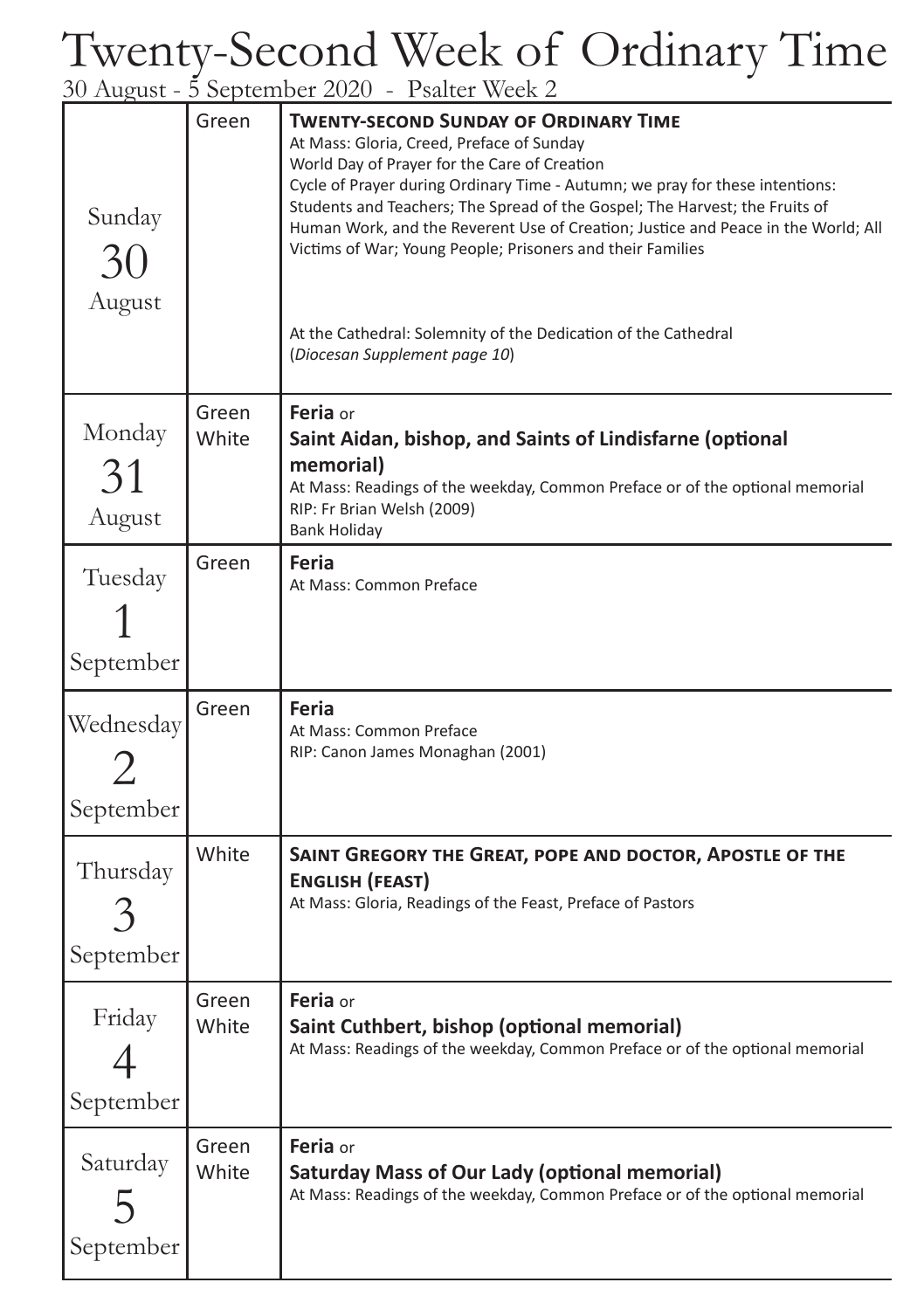# Twenty-Second Week of Ordinary Time

30 August - 5 September 2020 - Psalter Week 2

| Day | Colour | Celebration |
|---|---|---|
| Sunday 30 August | Green | **TWENTY-SECOND SUNDAY OF ORDINARY TIME**<br>At Mass: Gloria, Creed, Preface of Sunday<br>World Day of Prayer for the Care of Creation<br>Cycle of Prayer during Ordinary Time - Autumn; we pray for these intentions: Students and Teachers; The Spread of the Gospel; The Harvest; the Fruits of Human Work, and the Reverent Use of Creation; Justice and Peace in the World; All Victims of War; Young People; Prisoners and their Families<br><br>At the Cathedral: Solemnity of the Dedication of the Cathedral<br>(*Diocesan Supplement page 10*) |
| Monday 31 August | Green<br>White | **Feria** or<br>**Saint Aidan, bishop, and Saints of Lindisfarne (optional memorial)**<br>At Mass: Readings of the weekday, Common Preface or of the optional memorial<br>RIP: Fr Brian Welsh (2009)<br>Bank Holiday |
| Tuesday 1 September | Green | **Feria**<br>At Mass: Common Preface |
| Wednesday 2 September | Green | **Feria**<br>At Mass: Common Preface<br>RIP: Canon James Monaghan (2001) |
| Thursday 3 September | White | **SAINT GREGORY THE GREAT, POPE AND DOCTOR, APOSTLE OF THE ENGLISH (FEAST)**<br>At Mass: Gloria, Readings of the Feast, Preface of Pastors |
| Friday 4 September | Green<br>White | **Feria** or<br>**Saint Cuthbert, bishop (optional memorial)**<br>At Mass: Readings of the weekday, Common Preface or of the optional memorial |
| Saturday 5 September | Green<br>White | **Feria** or<br>**Saturday Mass of Our Lady (optional memorial)**<br>At Mass: Readings of the weekday, Common Preface or of the optional memorial |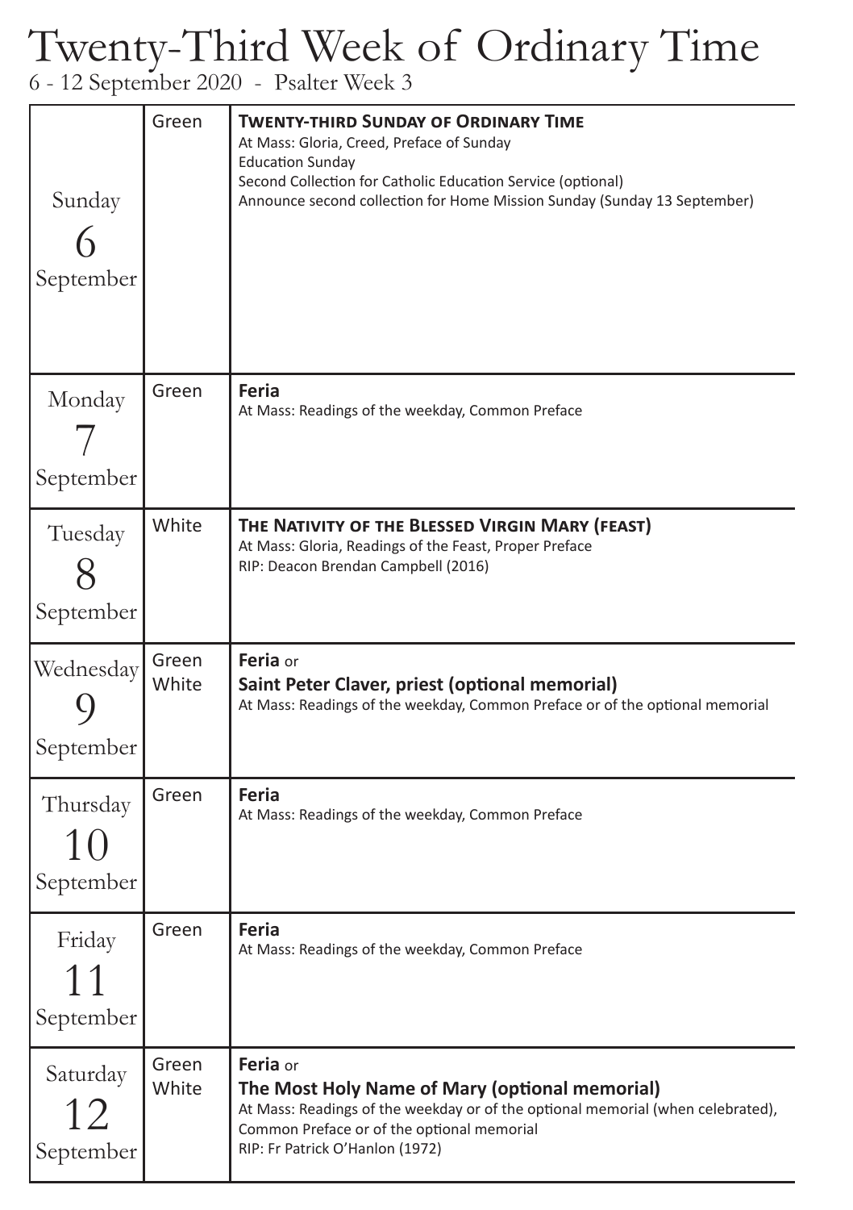# Twenty-Third Week of Ordinary Time

6 - 12 September 2020 - Psalter Week 3

| Day | Colour | Celebration |
|---|---|---|
| Sunday 6 September | Green | **Twenty-third Sunday of Ordinary Time**<br>At Mass: Gloria, Creed, Preface of Sunday<br>Education Sunday<br>Second Collection for Catholic Education Service (optional)<br>Announce second collection for Home Mission Sunday (Sunday 13 September) |
| Monday 7 September | Green | **Feria**<br>At Mass: Readings of the weekday, Common Preface |
| Tuesday 8 September | White | **The Nativity of the Blessed Virgin Mary (feast)**<br>At Mass: Gloria, Readings of the Feast, Proper Preface<br>RIP: Deacon Brendan Campbell (2016) |
| Wednesday 9 September | Green<br>White | **Feria** or<br>**Saint Peter Claver, priest (optional memorial)**<br>At Mass: Readings of the weekday, Common Preface or of the optional memorial |
| Thursday 10 September | Green | **Feria**<br>At Mass: Readings of the weekday, Common Preface |
| Friday 11 September | Green | **Feria**<br>At Mass: Readings of the weekday, Common Preface |
| Saturday 12 September | Green<br>White | **Feria** or<br>**The Most Holy Name of Mary (optional memorial)**<br>At Mass: Readings of the weekday or of the optional memorial (when celebrated), Common Preface or of the optional memorial<br>RIP: Fr Patrick O'Hanlon (1972) |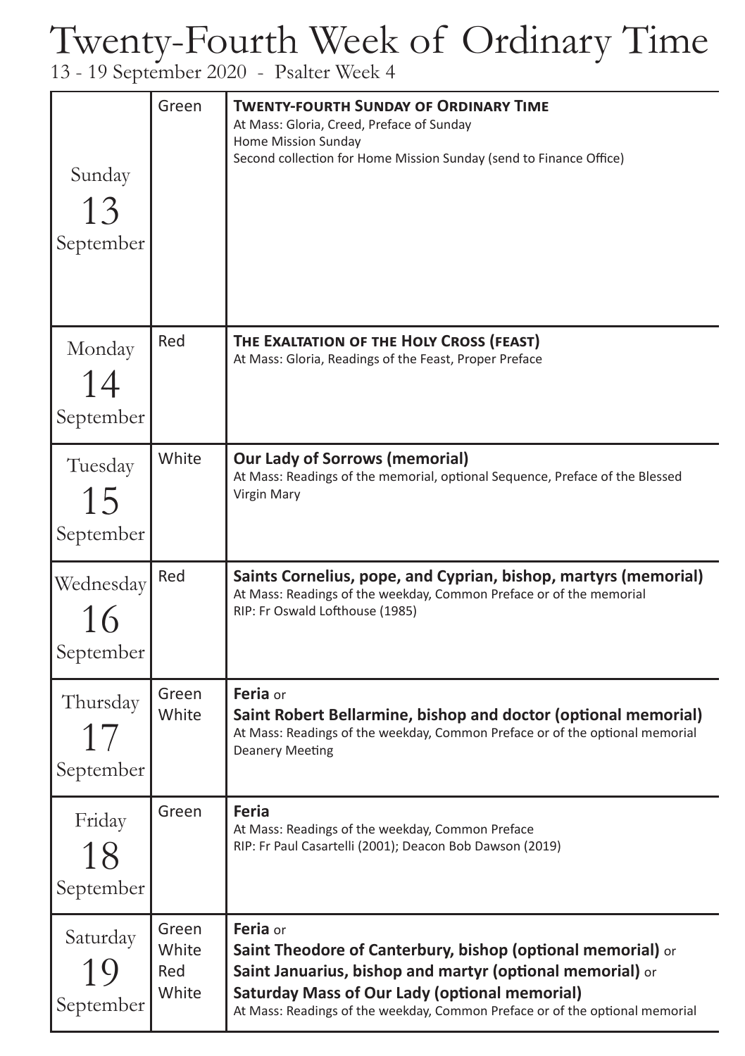# Twenty-Fourth Week of Ordinary Time

13 - 19 September 2020 - Psalter Week 4

| Day | Colour | Celebration |
|---|---|---|
| Sunday 13 September | Green | **TWENTY-FOURTH SUNDAY OF ORDINARY TIME**<br>At Mass: Gloria, Creed, Preface of Sunday<br>Home Mission Sunday<br>Second collection for Home Mission Sunday (send to Finance Office) |
| Monday 14 September | Red | **THE EXALTATION OF THE HOLY CROSS (FEAST)**<br>At Mass: Gloria, Readings of the Feast, Proper Preface |
| Tuesday 15 September | White | **Our Lady of Sorrows (memorial)**<br>At Mass: Readings of the memorial, optional Sequence, Preface of the Blessed Virgin Mary |
| Wednesday 16 September | Red | **Saints Cornelius, pope, and Cyprian, bishop, martyrs (memorial)**<br>At Mass: Readings of the weekday, Common Preface or of the memorial<br>RIP: Fr Oswald Lofthouse (1985) |
| Thursday 17 September | Green<br>White | **Feria** or<br>**Saint Robert Bellarmine, bishop and doctor (optional memorial)**<br>At Mass: Readings of the weekday, Common Preface or of the optional memorial<br>Deanery Meeting |
| Friday 18 September | Green | **Feria**<br>At Mass: Readings of the weekday, Common Preface<br>RIP: Fr Paul Casartelli (2001); Deacon Bob Dawson (2019) |
| Saturday 19 September | Green<br>White<br>Red<br>White | **Feria** or<br>**Saint Theodore of Canterbury, bishop (optional memorial)** or<br>**Saint Januarius, bishop and martyr (optional memorial)** or<br>**Saturday Mass of Our Lady (optional memorial)**<br>At Mass: Readings of the weekday, Common Preface or of the optional memorial |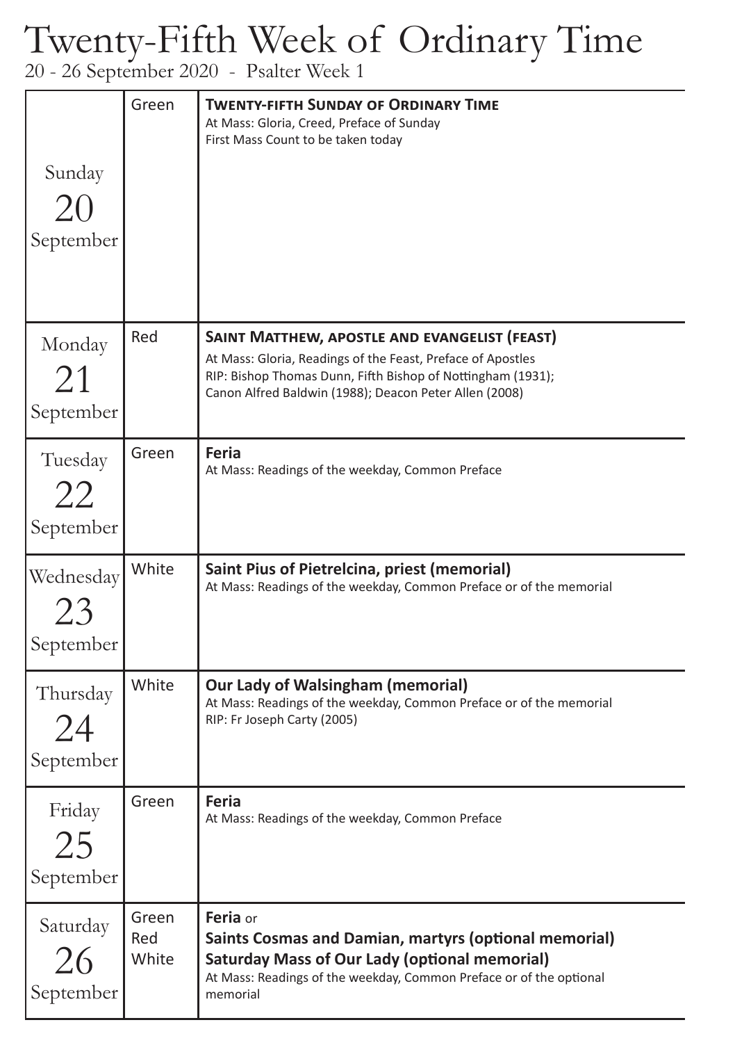# Twenty-Fifth Week of Ordinary Time

20 - 26 September 2020 - Psalter Week 1

| Day | Colour | Celebration |
|---|---|---|
| Sunday 20 September | Green | **Twenty-fifth Sunday of Ordinary Time**<br>At Mass: Gloria, Creed, Preface of Sunday<br>First Mass Count to be taken today |
| Monday 21 September | Red | **Saint Matthew, apostle and evangelist (feast)**<br>At Mass: Gloria, Readings of the Feast, Preface of Apostles<br>RIP: Bishop Thomas Dunn, Fifth Bishop of Nottingham (1931); Canon Alfred Baldwin (1988); Deacon Peter Allen (2008) |
| Tuesday 22 September | Green | **Feria**<br>At Mass: Readings of the weekday, Common Preface |
| Wednesday 23 September | White | **Saint Pius of Pietrelcina, priest (memorial)**<br>At Mass: Readings of the weekday, Common Preface or of the memorial |
| Thursday 24 September | White | **Our Lady of Walsingham (memorial)**<br>At Mass: Readings of the weekday, Common Preface or of the memorial<br>RIP: Fr Joseph Carty (2005) |
| Friday 25 September | Green | **Feria**<br>At Mass: Readings of the weekday, Common Preface |
| Saturday 26 September | Green<br>Red<br>White | **Feria** or<br>**Saints Cosmas and Damian, martyrs (optional memorial)**<br>**Saturday Mass of Our Lady (optional memorial)**<br>At Mass: Readings of the weekday, Common Preface or of the optional memorial |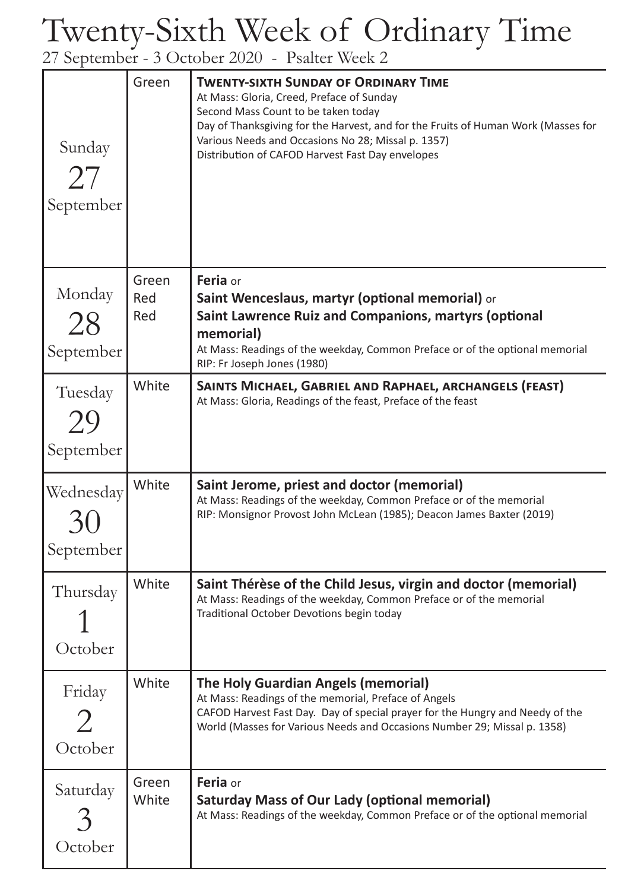# Twenty-Sixth Week of Ordinary Time

27 September - 3 October 2020 - Psalter Week 2

| Day | Colour | Celebration |
|---|---|---|
| Sunday 27 September | Green | **Twenty-sixth Sunday of Ordinary Time**<br>At Mass: Gloria, Creed, Preface of Sunday<br>Second Mass Count to be taken today<br>Day of Thanksgiving for the Harvest, and for the Fruits of Human Work (Masses for Various Needs and Occasions No 28; Missal p. 1357)<br>Distribution of CAFOD Harvest Fast Day envelopes |
| Monday 28 September | Green<br>Red<br>Red | **Feria** or<br>**Saint Wenceslaus, martyr (optional memorial)** or<br>**Saint Lawrence Ruiz and Companions, martyrs (optional memorial)**<br>At Mass: Readings of the weekday, Common Preface or of the optional memorial<br>RIP: Fr Joseph Jones (1980) |
| Tuesday 29 September | White | **Saints Michael, Gabriel and Raphael, archangels (feast)**<br>At Mass: Gloria, Readings of the feast, Preface of the feast |
| Wednesday 30 September | White | **Saint Jerome, priest and doctor (memorial)**<br>At Mass: Readings of the weekday, Common Preface or of the memorial<br>RIP: Monsignor Provost John McLean (1985); Deacon James Baxter (2019) |
| Thursday 1 October | White | **Saint Thérèse of the Child Jesus, virgin and doctor (memorial)**<br>At Mass: Readings of the weekday, Common Preface or of the memorial<br>Traditional October Devotions begin today |
| Friday 2 October | White | **The Holy Guardian Angels (memorial)**<br>At Mass: Readings of the memorial, Preface of Angels<br>CAFOD Harvest Fast Day. Day of special prayer for the Hungry and Needy of the World (Masses for Various Needs and Occasions Number 29; Missal p. 1358) |
| Saturday 3 October | Green<br>White | **Feria** or<br>**Saturday Mass of Our Lady (optional memorial)**<br>At Mass: Readings of the weekday, Common Preface or of the optional memorial |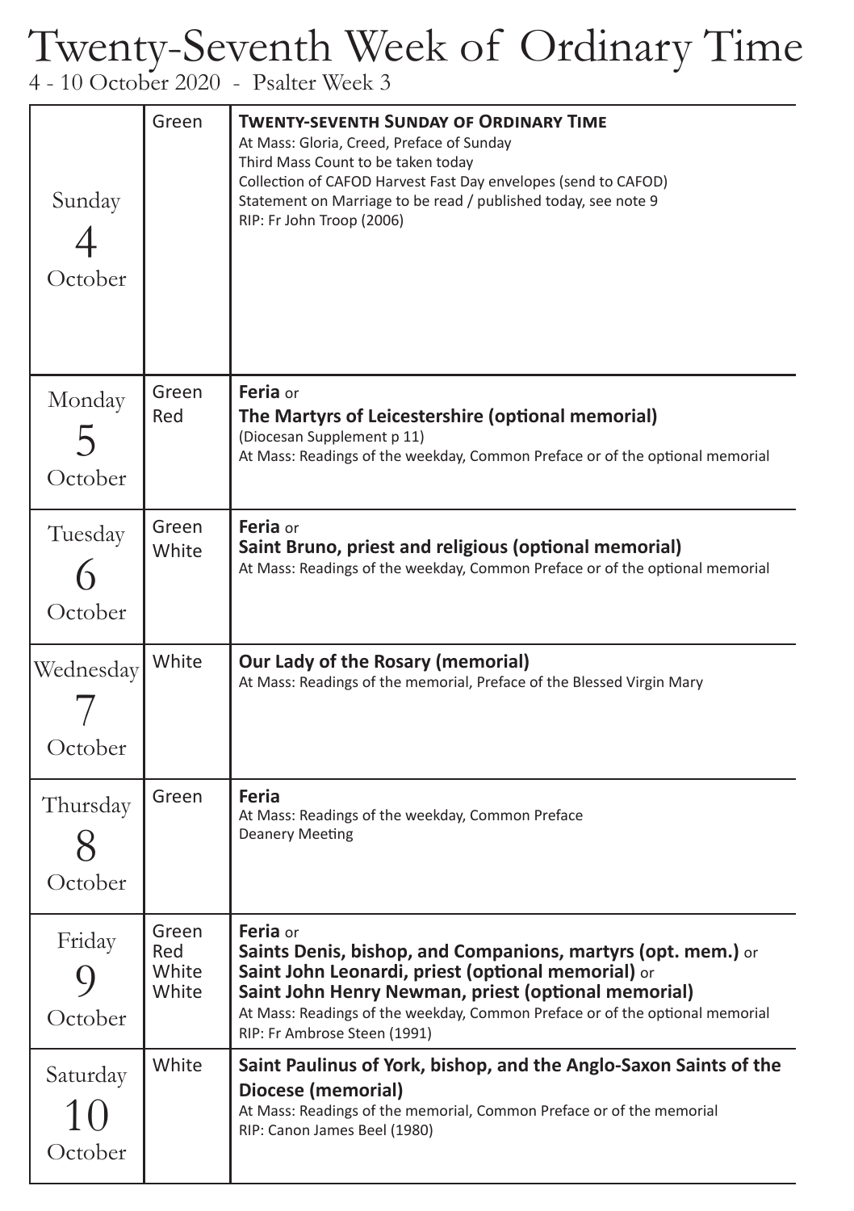# Twenty-Seventh Week of Ordinary Time

4 - 10 October 2020 - Psalter Week 3

| Day | Colour | Celebration |
|---|---|---|
| Sunday 4 October | Green | **TWENTY-SEVENTH SUNDAY OF ORDINARY TIME**<br>At Mass: Gloria, Creed, Preface of Sunday<br>Third Mass Count to be taken today<br>Collection of CAFOD Harvest Fast Day envelopes (send to CAFOD)<br>Statement on Marriage to be read / published today, see note 9<br>RIP: Fr John Troop (2006) |
| Monday 5 October | Green<br>Red | **Feria** or<br>**The Martyrs of Leicestershire (optional memorial)**<br>(Diocesan Supplement p 11)<br>At Mass: Readings of the weekday, Common Preface or of the optional memorial |
| Tuesday 6 October | Green<br>White | **Feria** or<br>**Saint Bruno, priest and religious (optional memorial)**<br>At Mass: Readings of the weekday, Common Preface or of the optional memorial |
| Wednesday 7 October | White | **Our Lady of the Rosary (memorial)**<br>At Mass: Readings of the memorial, Preface of the Blessed Virgin Mary |
| Thursday 8 October | Green | **Feria**<br>At Mass: Readings of the weekday, Common Preface<br>Deanery Meeting |
| Friday 9 October | Green<br>Red<br>White<br>White | **Feria** or<br>**Saints Denis, bishop, and Companions, martyrs (opt. mem.)** or<br>**Saint John Leonardi, priest (optional memorial)** or<br>**Saint John Henry Newman, priest (optional memorial)**<br>At Mass: Readings of the weekday, Common Preface or of the optional memorial<br>RIP: Fr Ambrose Steen (1991) |
| Saturday 10 October | White | **Saint Paulinus of York, bishop, and the Anglo-Saxon Saints of the Diocese (memorial)**<br>At Mass: Readings of the memorial, Common Preface or of the memorial<br>RIP: Canon James Beel (1980) |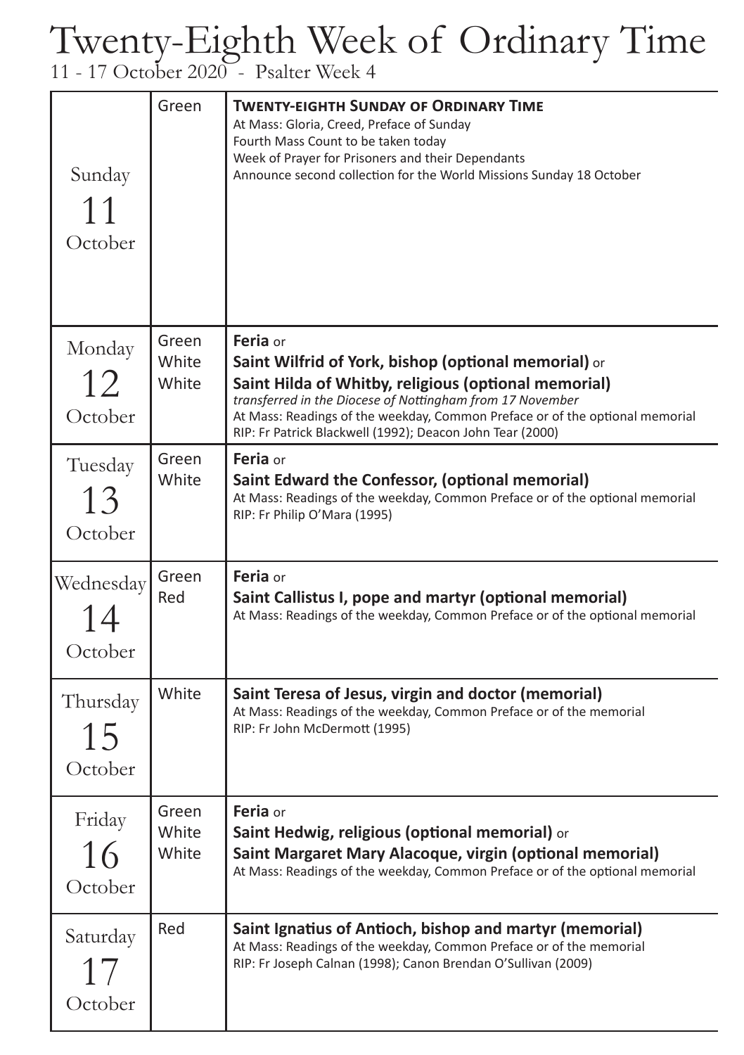# Twenty-Eighth Week of Ordinary Time

11 - 17 October 2020 - Psalter Week 4

| Day | Colour | Celebration |
|---|---|---|
| Sunday 11 October | Green | **TWENTY-EIGHTH SUNDAY OF ORDINARY TIME**<br>At Mass: Gloria, Creed, Preface of Sunday<br>Fourth Mass Count to be taken today<br>Week of Prayer for Prisoners and their Dependants<br>Announce second collection for the World Missions Sunday 18 October |
| Monday 12 October | Green<br>White<br>White | **Feria** or<br>**Saint Wilfrid of York, bishop (optional memorial)** or<br>**Saint Hilda of Whitby, religious (optional memorial)**<br>*transferred in the Diocese of Nottingham from 17 November*<br>At Mass: Readings of the weekday, Common Preface or of the optional memorial<br>RIP: Fr Patrick Blackwell (1992); Deacon John Tear (2000) |
| Tuesday 13 October | Green<br>White | **Feria** or<br>**Saint Edward the Confessor, (optional memorial)**<br>At Mass: Readings of the weekday, Common Preface or of the optional memorial<br>RIP: Fr Philip O'Mara (1995) |
| Wednesday 14 October | Green<br>Red | **Feria** or<br>**Saint Callistus I, pope and martyr (optional memorial)**<br>At Mass: Readings of the weekday, Common Preface or of the optional memorial |
| Thursday 15 October | White | **Saint Teresa of Jesus, virgin and doctor (memorial)**<br>At Mass: Readings of the weekday, Common Preface or of the memorial<br>RIP: Fr John McDermott (1995) |
| Friday 16 October | Green<br>White<br>White | **Feria** or<br>**Saint Hedwig, religious (optional memorial)** or<br>**Saint Margaret Mary Alacoque, virgin (optional memorial)**<br>At Mass: Readings of the weekday, Common Preface or of the optional memorial |
| Saturday 17 October | Red | **Saint Ignatius of Antioch, bishop and martyr (memorial)**<br>At Mass: Readings of the weekday, Common Preface or of the memorial<br>RIP: Fr Joseph Calnan (1998); Canon Brendan O'Sullivan (2009) |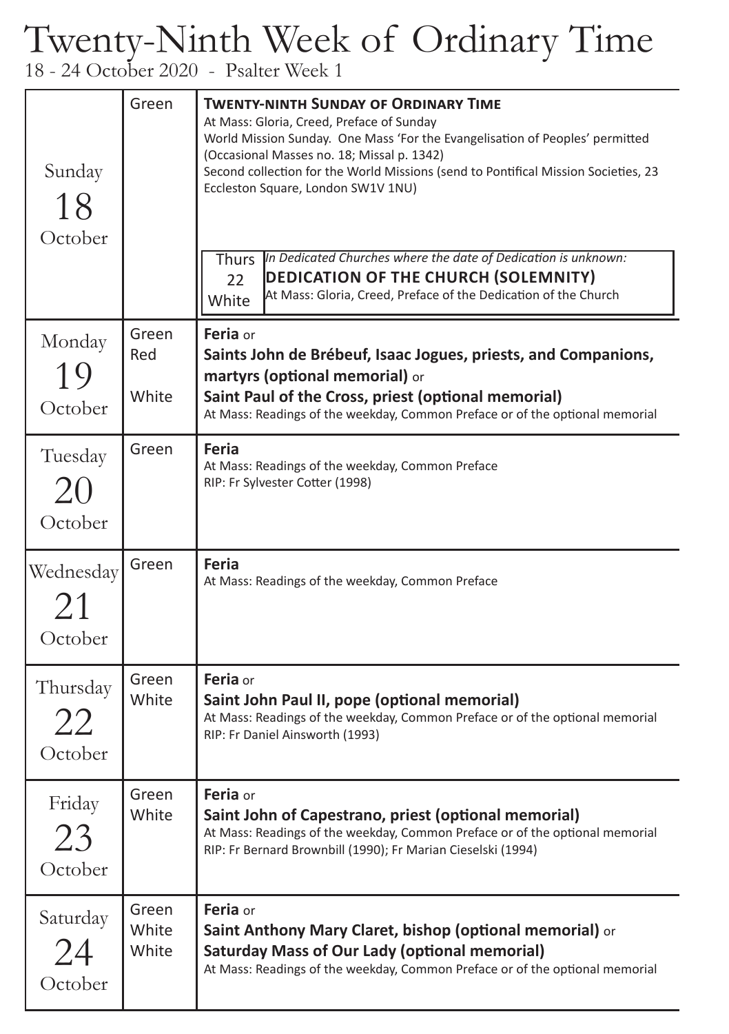# Twenty-Ninth Week of Ordinary Time

18 - 24 October 2020 - Psalter Week 1

| Day | Colour | Celebration |
| --- | --- | --- |
| Sunday 18 October | Green | **TWENTY-NINTH SUNDAY OF ORDINARY TIME**<br>At Mass: Gloria, Creed, Preface of Sunday<br>World Mission Sunday. One Mass 'For the Evangelisation of Peoples' permitted (Occasional Masses no. 18; Missal p. 1342)<br>Second collection for the World Missions (send to Pontifical Mission Societies, 23 Eccleston Square, London SW1V 1NU)<br><br>Thurs 22 White — *In Dedicated Churches where the date of Dedication is unknown:*<br>**DEDICATION OF THE CHURCH (SOLEMNITY)**<br>At Mass: Gloria, Creed, Preface of the Dedication of the Church |
| Monday 19 October | Green<br>Red<br><br>White | **Feria** or<br>**Saints John de Brébeuf, Isaac Jogues, priests, and Companions, martyrs (optional memorial)** or<br>**Saint Paul of the Cross, priest (optional memorial)**<br>At Mass: Readings of the weekday, Common Preface or of the optional memorial |
| Tuesday 20 October | Green | **Feria**<br>At Mass: Readings of the weekday, Common Preface<br>RIP: Fr Sylvester Cotter (1998) |
| Wednesday 21 October | Green | **Feria**<br>At Mass: Readings of the weekday, Common Preface |
| Thursday 22 October | Green<br>White | **Feria** or<br>**Saint John Paul II, pope (optional memorial)**<br>At Mass: Readings of the weekday, Common Preface or of the optional memorial<br>RIP: Fr Daniel Ainsworth (1993) |
| Friday 23 October | Green<br>White | **Feria** or<br>**Saint John of Capestrano, priest (optional memorial)**<br>At Mass: Readings of the weekday, Common Preface or of the optional memorial<br>RIP: Fr Bernard Brownbill (1990); Fr Marian Cieselski (1994) |
| Saturday 24 October | Green<br>White<br>White | **Feria** or<br>**Saint Anthony Mary Claret, bishop (optional memorial)** or<br>**Saturday Mass of Our Lady (optional memorial)**<br>At Mass: Readings of the weekday, Common Preface or of the optional memorial |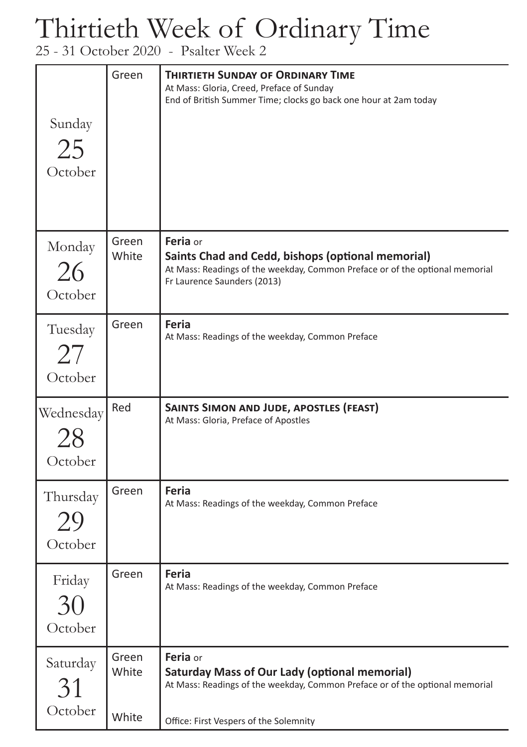# Thirtieth Week of Ordinary Time

25 - 31 October 2020 - Psalter Week 2

| Day | Colour | Celebration |
|---|---|---|
| Sunday 25 October | Green | **THIRTIETH SUNDAY OF ORDINARY TIME**<br>At Mass: Gloria, Creed, Preface of Sunday<br>End of British Summer Time; clocks go back one hour at 2am today |
| Monday 26 October | Green<br>White | **Feria** or<br>**Saints Chad and Cedd, bishops (optional memorial)**<br>At Mass: Readings of the weekday, Common Preface or of the optional memorial<br>Fr Laurence Saunders (2013) |
| Tuesday 27 October | Green | **Feria**<br>At Mass: Readings of the weekday, Common Preface |
| Wednesday 28 October | Red | **SAINTS SIMON AND JUDE, APOSTLES (FEAST)**<br>At Mass: Gloria, Preface of Apostles |
| Thursday 29 October | Green | **Feria**<br>At Mass: Readings of the weekday, Common Preface |
| Friday 30 October | Green | **Feria**<br>At Mass: Readings of the weekday, Common Preface |
| Saturday 31 October | Green<br>White<br><br>White | **Feria** or<br>**Saturday Mass of Our Lady (optional memorial)**<br>At Mass: Readings of the weekday, Common Preface or of the optional memorial<br><br>Office: First Vespers of the Solemnity |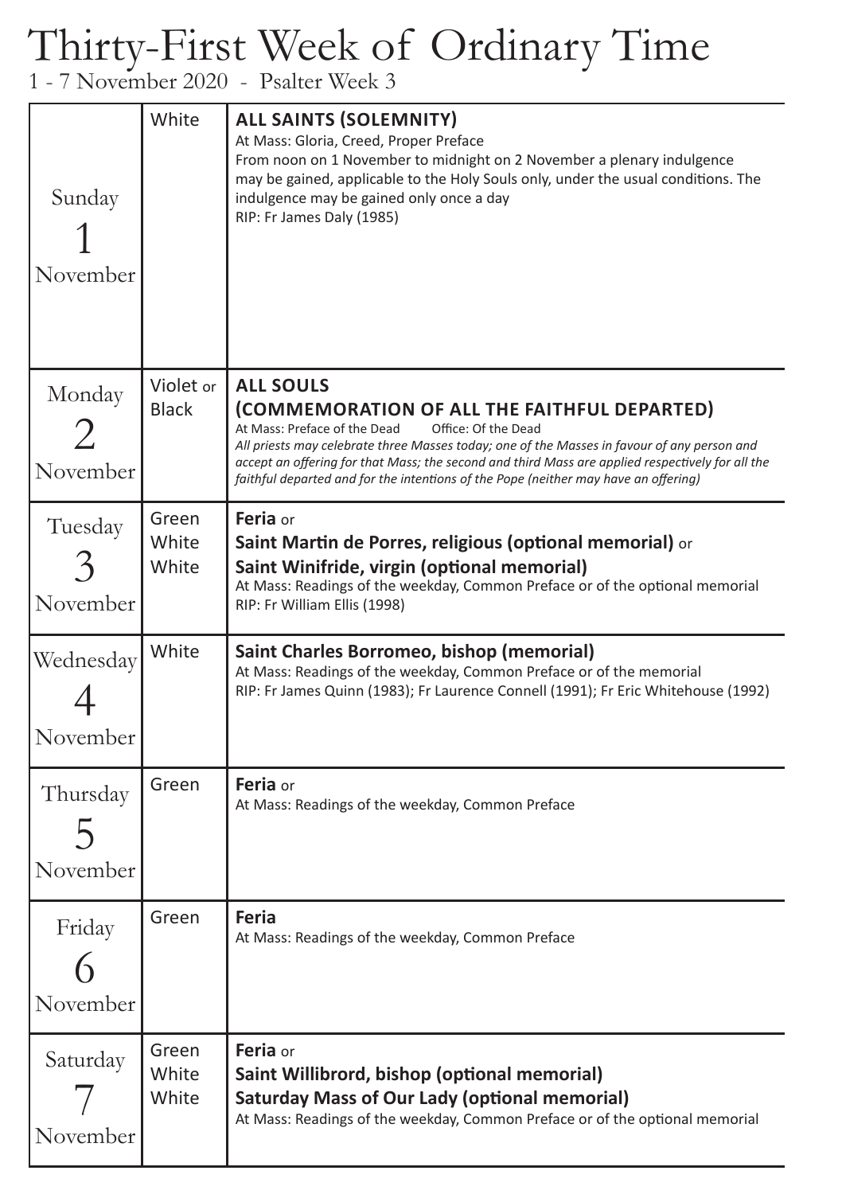# Thirty-First Week of Ordinary Time

1 - 7 November 2020 - Psalter Week 3

| Day | Colour | Celebration |
|---|---|---|
| Sunday 1 November | White | **ALL SAINTS (SOLEMNITY)**<br>At Mass: Gloria, Creed, Proper Preface<br>From noon on 1 November to midnight on 2 November a plenary indulgence may be gained, applicable to the Holy Souls only, under the usual conditions. The indulgence may be gained only once a day<br>RIP: Fr James Daly (1985) |
| Monday 2 November | Violet or Black | **ALL SOULS (COMMEMORATION OF ALL THE FAITHFUL DEPARTED)**<br>At Mass: Preface of the Dead Office: Of the Dead<br>*All priests may celebrate three Masses today; one of the Masses in favour of any person and accept an offering for that Mass; the second and third Mass are applied respectively for all the faithful departed and for the intentions of the Pope (neither may have an offering)* |
| Tuesday 3 November | Green<br>White<br>White | **Feria** or<br>**Saint Martin de Porres, religious (optional memorial)** or<br>**Saint Winifride, virgin (optional memorial)**<br>At Mass: Readings of the weekday, Common Preface or of the optional memorial<br>RIP: Fr William Ellis (1998) |
| Wednesday 4 November | White | **Saint Charles Borromeo, bishop (memorial)**<br>At Mass: Readings of the weekday, Common Preface or of the memorial<br>RIP: Fr James Quinn (1983); Fr Laurence Connell (1991); Fr Eric Whitehouse (1992) |
| Thursday 5 November | Green | **Feria** or<br>At Mass: Readings of the weekday, Common Preface |
| Friday 6 November | Green | **Feria**<br>At Mass: Readings of the weekday, Common Preface |
| Saturday 7 November | Green<br>White<br>White | **Feria** or<br>**Saint Willibrord, bishop (optional memorial)**<br>**Saturday Mass of Our Lady (optional memorial)**<br>At Mass: Readings of the weekday, Common Preface or of the optional memorial |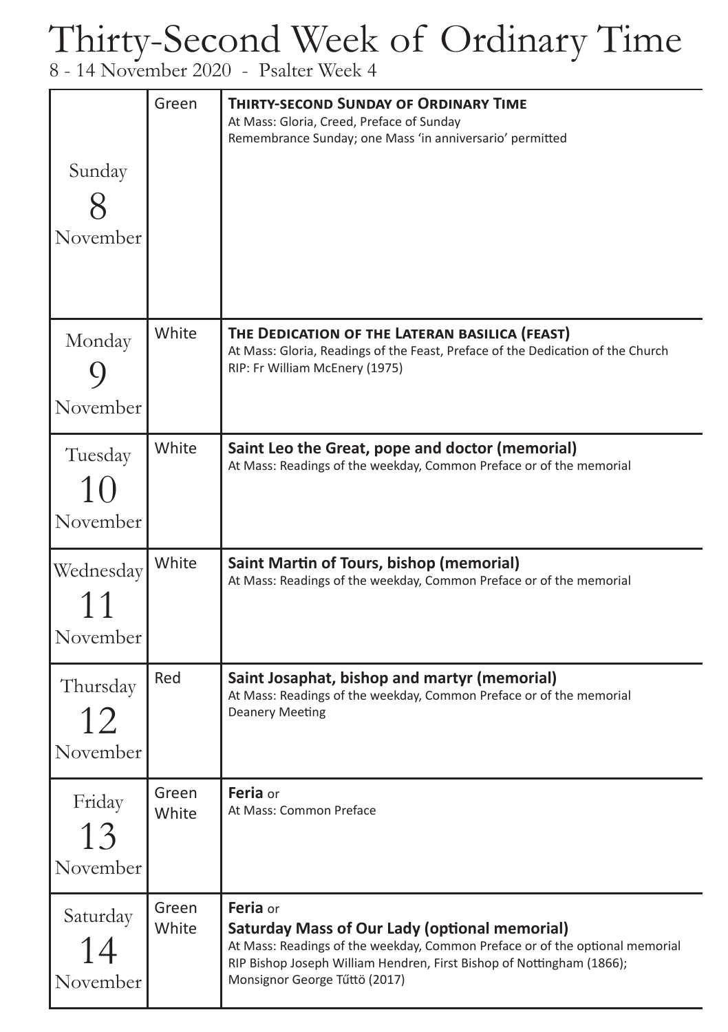# Thirty-Second Week of Ordinary Time

8 - 14 November 2020 - Psalter Week 4

| Day | Colour | Celebration |
|---|---|---|
| Sunday 8 November | Green | **THIRTY-SECOND SUNDAY OF ORDINARY TIME**<br>At Mass: Gloria, Creed, Preface of Sunday<br>Remembrance Sunday; one Mass 'in anniversario' permitted |
| Monday 9 November | White | **THE DEDICATION OF THE LATERAN BASILICA (FEAST)**<br>At Mass: Gloria, Readings of the Feast, Preface of the Dedication of the Church<br>RIP: Fr William McEnery (1975) |
| Tuesday 10 November | White | **Saint Leo the Great, pope and doctor (memorial)**<br>At Mass: Readings of the weekday, Common Preface or of the memorial |
| Wednesday 11 November | White | **Saint Martin of Tours, bishop (memorial)**<br>At Mass: Readings of the weekday, Common Preface or of the memorial |
| Thursday 12 November | Red | **Saint Josaphat, bishop and martyr (memorial)**<br>At Mass: Readings of the weekday, Common Preface or of the memorial<br>Deanery Meeting |
| Friday 13 November | Green<br>White | **Feria** or<br>At Mass: Common Preface |
| Saturday 14 November | Green<br>White | **Feria** or<br>**Saturday Mass of Our Lady (optional memorial)**<br>At Mass: Readings of the weekday, Common Preface or of the optional memorial<br>RIP Bishop Joseph William Hendren, First Bishop of Nottingham (1866);<br>Monsignor George Tűttö (2017) |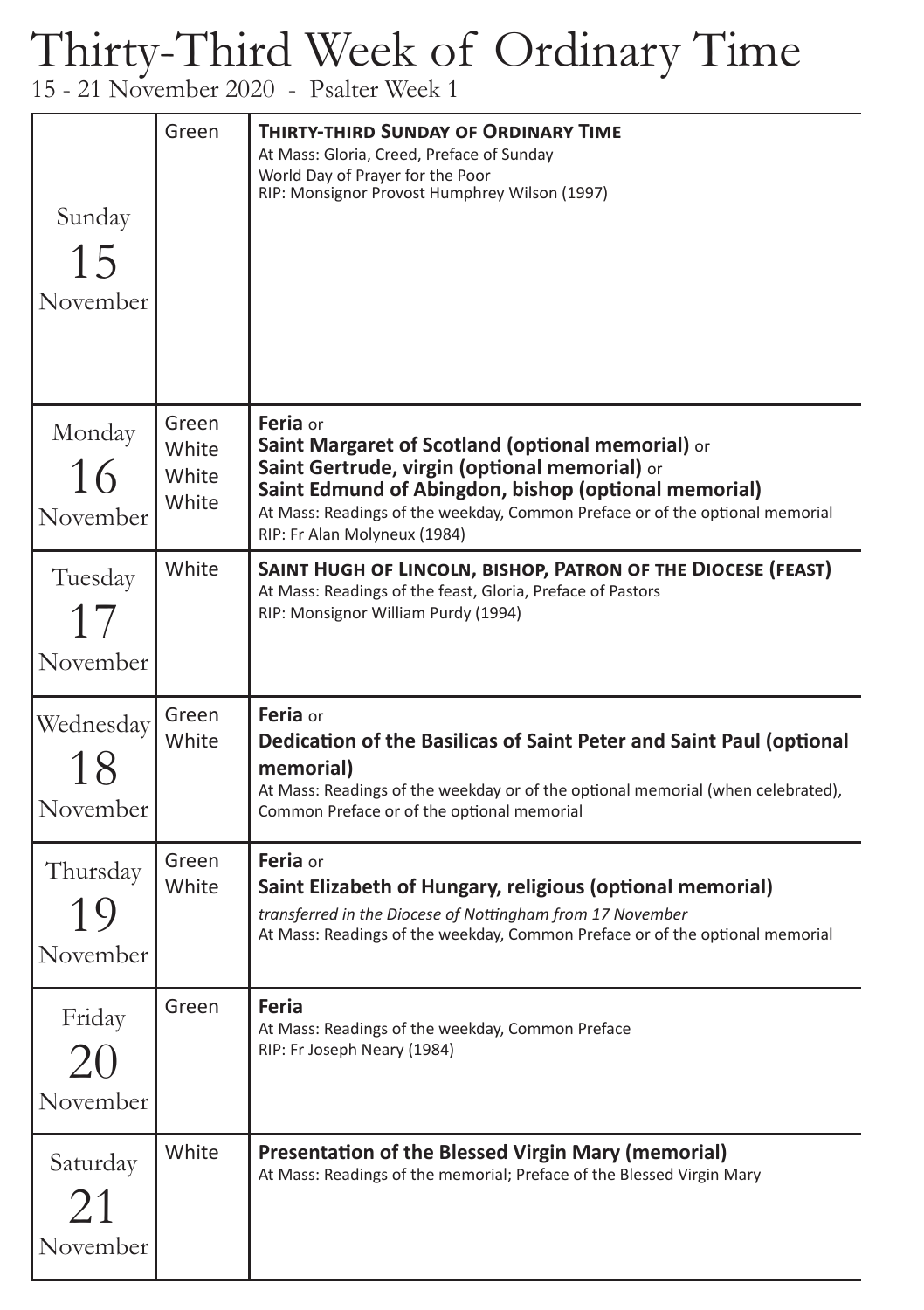# Thirty-Third Week of Ordinary Time

15 - 21 November 2020 - Psalter Week 1

| Day | Colour | Celebration |
|---|---|---|
| Sunday 15 November | Green | **THIRTY-THIRD SUNDAY OF ORDINARY TIME**<br>At Mass: Gloria, Creed, Preface of Sunday<br>World Day of Prayer for the Poor<br>RIP: Monsignor Provost Humphrey Wilson (1997) |
| Monday 16 November | Green<br>White<br>White<br>White | **Feria** or<br>**Saint Margaret of Scotland (optional memorial)** or<br>**Saint Gertrude, virgin (optional memorial)** or<br>**Saint Edmund of Abingdon, bishop (optional memorial)**<br>At Mass: Readings of the weekday, Common Preface or of the optional memorial<br>RIP: Fr Alan Molyneux (1984) |
| Tuesday 17 November | White | **SAINT HUGH OF LINCOLN, BISHOP, PATRON OF THE DIOCESE (FEAST)**<br>At Mass: Readings of the feast, Gloria, Preface of Pastors<br>RIP: Monsignor William Purdy (1994) |
| Wednesday 18 November | Green<br>White | **Feria** or<br>**Dedication of the Basilicas of Saint Peter and Saint Paul (optional memorial)**<br>At Mass: Readings of the weekday or of the optional memorial (when celebrated), Common Preface or of the optional memorial |
| Thursday 19 November | Green<br>White | **Feria** or<br>**Saint Elizabeth of Hungary, religious (optional memorial)**<br>*transferred in the Diocese of Nottingham from 17 November*<br>At Mass: Readings of the weekday, Common Preface or of the optional memorial |
| Friday 20 November | Green | **Feria**<br>At Mass: Readings of the weekday, Common Preface<br>RIP: Fr Joseph Neary (1984) |
| Saturday 21 November | White | **Presentation of the Blessed Virgin Mary (memorial)**<br>At Mass: Readings of the memorial; Preface of the Blessed Virgin Mary |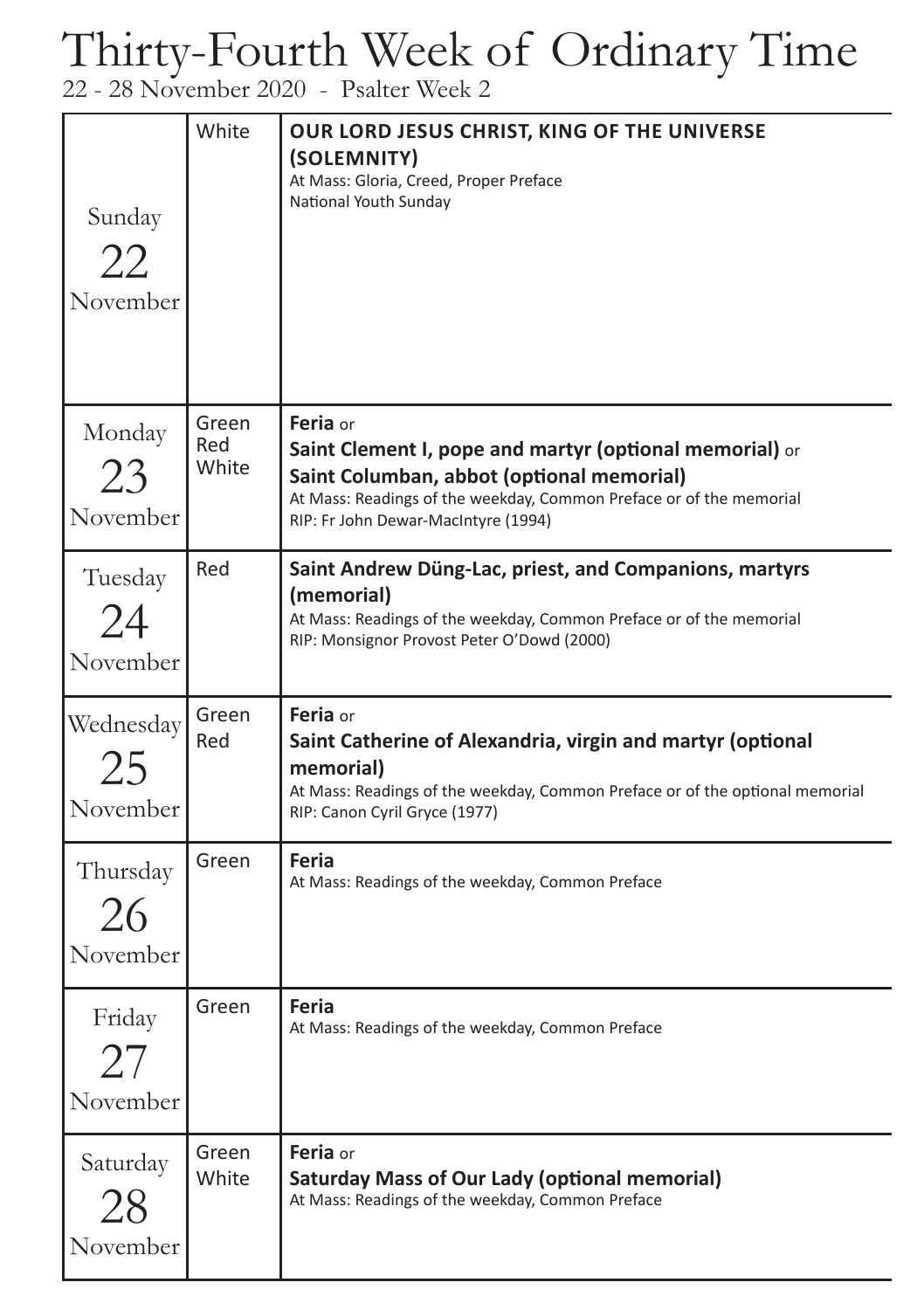# Thirty-Fourth Week of Ordinary Time

22 - 28 November 2020 - Psalter Week 2

| Day | Colour | Celebration |
|---|---|---|
| Sunday 22 November | White | **OUR LORD JESUS CHRIST, KING OF THE UNIVERSE (SOLEMNITY)**<br>At Mass: Gloria, Creed, Proper Preface<br>National Youth Sunday |
| Monday 23 November | Green<br>Red<br>White | **Feria** or<br>**Saint Clement I, pope and martyr (optional memorial)** or<br>**Saint Columban, abbot (optional memorial)**<br>At Mass: Readings of the weekday, Common Preface or of the memorial<br>RIP: Fr John Dewar-MacIntyre (1994) |
| Tuesday 24 November | Red | **Saint Andrew Düng-Lac, priest, and Companions, martyrs (memorial)**<br>At Mass: Readings of the weekday, Common Preface or of the memorial<br>RIP: Monsignor Provost Peter O'Dowd (2000) |
| Wednesday 25 November | Green<br>Red | **Feria** or<br>**Saint Catherine of Alexandria, virgin and martyr (optional memorial)**<br>At Mass: Readings of the weekday, Common Preface or of the optional memorial<br>RIP: Canon Cyril Gryce (1977) |
| Thursday 26 November | Green | **Feria**<br>At Mass: Readings of the weekday, Common Preface |
| Friday 27 November | Green | **Feria**<br>At Mass: Readings of the weekday, Common Preface |
| Saturday 28 November | Green<br>White | **Feria** or<br>**Saturday Mass of Our Lady (optional memorial)**<br>At Mass: Readings of the weekday, Common Preface |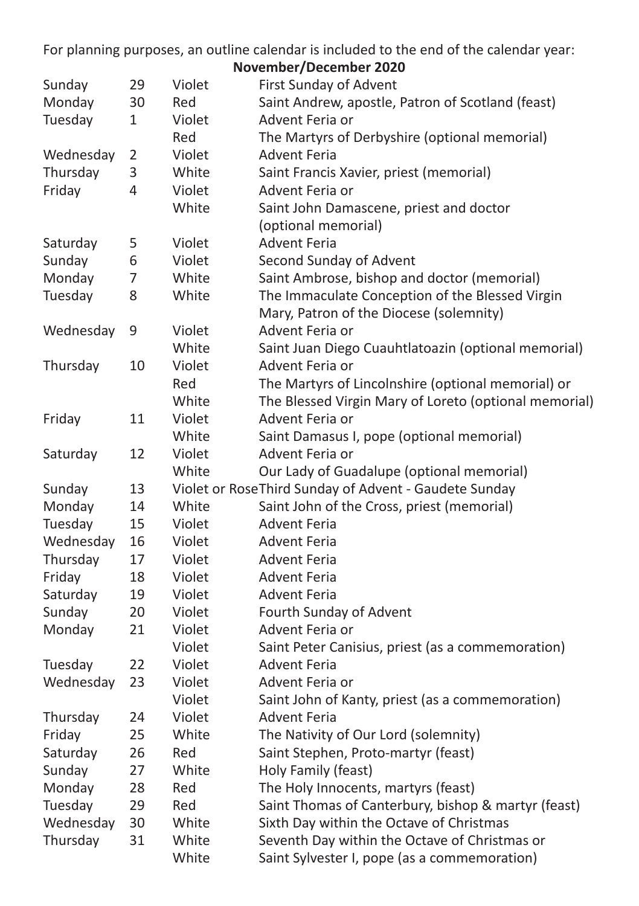For planning purposes, an outline calendar is included to the end of the calendar year:

**November/December 2020**

| | | | |
|---|---|---|---|
| Sunday | 29 | Violet | First Sunday of Advent |
| Monday | 30 | Red | Saint Andrew, apostle, Patron of Scotland (feast) |
| Tuesday | 1 | Violet | Advent Feria or |
| | | Red | The Martyrs of Derbyshire (optional memorial) |
| Wednesday | 2 | Violet | Advent Feria |
| Thursday | 3 | White | Saint Francis Xavier, priest (memorial) |
| Friday | 4 | Violet | Advent Feria or |
| | | White | Saint John Damascene, priest and doctor (optional memorial) |
| Saturday | 5 | Violet | Advent Feria |
| Sunday | 6 | Violet | Second Sunday of Advent |
| Monday | 7 | White | Saint Ambrose, bishop and doctor (memorial) |
| Tuesday | 8 | White | The Immaculate Conception of the Blessed Virgin Mary, Patron of the Diocese (solemnity) |
| Wednesday | 9 | Violet | Advent Feria or |
| | | White | Saint Juan Diego Cuauhtlatoazin (optional memorial) |
| Thursday | 10 | Violet | Advent Feria or |
| | | Red | The Martyrs of Lincolnshire (optional memorial) or |
| | | White | The Blessed Virgin Mary of Loreto (optional memorial) |
| Friday | 11 | Violet | Advent Feria or |
| | | White | Saint Damasus I, pope (optional memorial) |
| Saturday | 12 | Violet | Advent Feria or |
| | | White | Our Lady of Guadalupe (optional memorial) |
| Sunday | 13 | Violet or Rose | Third Sunday of Advent - Gaudete Sunday |
| Monday | 14 | White | Saint John of the Cross, priest (memorial) |
| Tuesday | 15 | Violet | Advent Feria |
| Wednesday | 16 | Violet | Advent Feria |
| Thursday | 17 | Violet | Advent Feria |
| Friday | 18 | Violet | Advent Feria |
| Saturday | 19 | Violet | Advent Feria |
| Sunday | 20 | Violet | Fourth Sunday of Advent |
| Monday | 21 | Violet | Advent Feria or |
| | | Violet | Saint Peter Canisius, priest (as a commemoration) |
| Tuesday | 22 | Violet | Advent Feria |
| Wednesday | 23 | Violet | Advent Feria or |
| | | Violet | Saint John of Kanty, priest (as a commemoration) |
| Thursday | 24 | Violet | Advent Feria |
| Friday | 25 | White | The Nativity of Our Lord (solemnity) |
| Saturday | 26 | Red | Saint Stephen, Proto-martyr (feast) |
| Sunday | 27 | White | Holy Family (feast) |
| Monday | 28 | Red | The Holy Innocents, martyrs (feast) |
| Tuesday | 29 | Red | Saint Thomas of Canterbury, bishop & martyr (feast) |
| Wednesday | 30 | White | Sixth Day within the Octave of Christmas |
| Thursday | 31 | White | Seventh Day within the Octave of Christmas or |
| | | White | Saint Sylvester I, pope (as a commemoration) |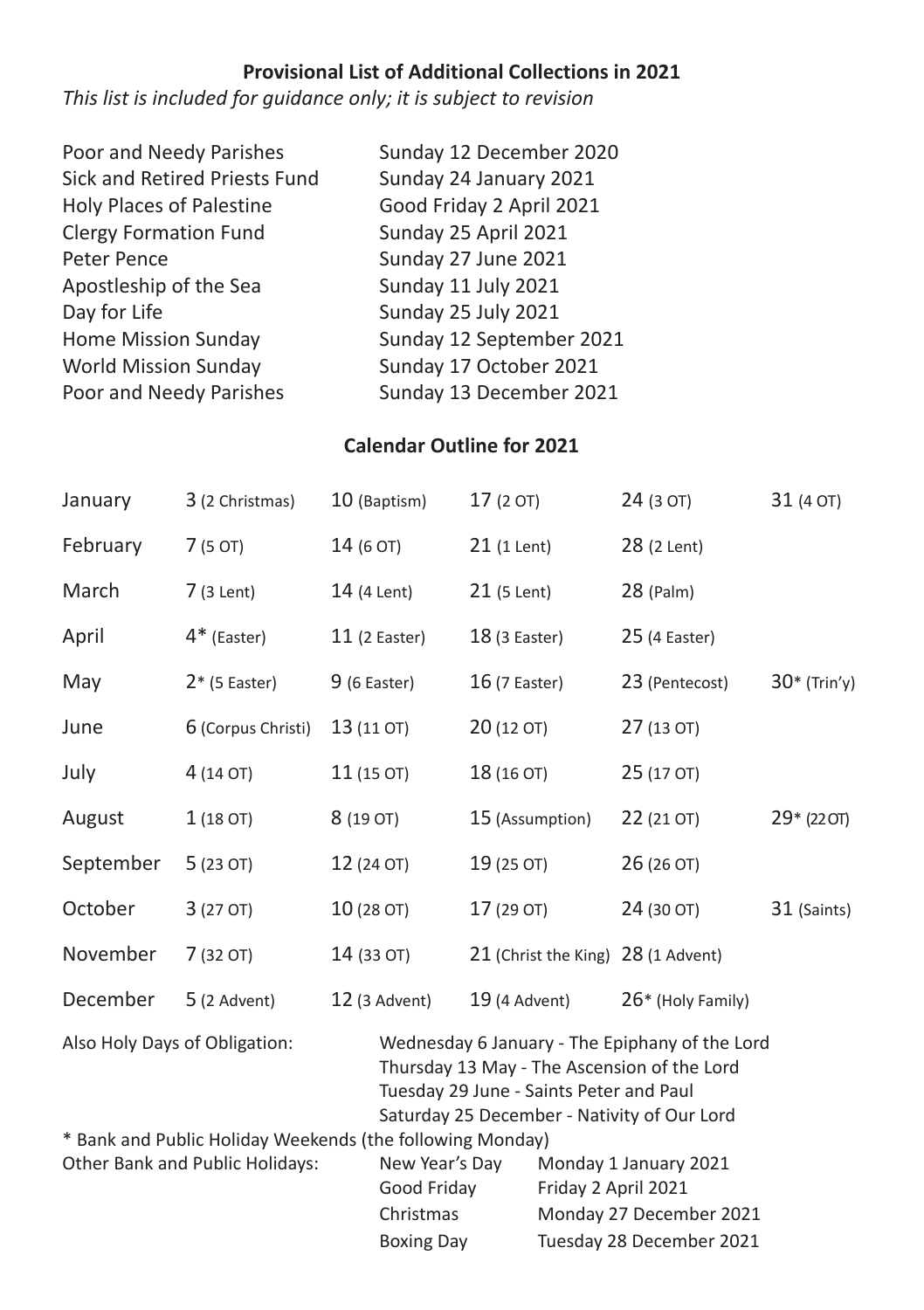## Provisional List of Additional Collections in 2021

*This list is included for guidance only; it is subject to revision*

| | |
|---|---|
| Poor and Needy Parishes | Sunday 12 December 2020 |
| Sick and Retired Priests Fund | Sunday 24 January 2021 |
| Holy Places of Palestine | Good Friday 2 April 2021 |
| Clergy Formation Fund | Sunday 25 April 2021 |
| Peter Pence | Sunday 27 June 2021 |
| Apostleship of the Sea | Sunday 11 July 2021 |
| Day for Life | Sunday 25 July 2021 |
| Home Mission Sunday | Sunday 12 September 2021 |
| World Mission Sunday | Sunday 17 October 2021 |
| Poor and Needy Parishes | Sunday 13 December 2021 |

## Calendar Outline for 2021

| | | | | | |
|---|---|---|---|---|---|
| January | 3 (2 Christmas) | 10 (Baptism) | 17 (2 OT) | 24 (3 OT) | 31 (4 OT) |
| February | 7 (5 OT) | 14 (6 OT) | 21 (1 Lent) | 28 (2 Lent) | |
| March | 7 (3 Lent) | 14 (4 Lent) | 21 (5 Lent) | 28 (Palm) | |
| April | 4* (Easter) | 11 (2 Easter) | 18 (3 Easter) | 25 (4 Easter) | |
| May | 2* (5 Easter) | 9 (6 Easter) | 16 (7 Easter) | 23 (Pentecost) | 30* (Trin'y) |
| June | 6 (Corpus Christi) | 13 (11 OT) | 20 (12 OT) | 27 (13 OT) | |
| July | 4 (14 OT) | 11 (15 OT) | 18 (16 OT) | 25 (17 OT) | |
| August | 1 (18 OT) | 8 (19 OT) | 15 (Assumption) | 22 (21 OT) | 29* (22 OT) |
| September | 5 (23 OT) | 12 (24 OT) | 19 (25 OT) | 26 (26 OT) | |
| October | 3 (27 OT) | 10 (28 OT) | 17 (29 OT) | 24 (30 OT) | 31 (Saints) |
| November | 7 (32 OT) | 14 (33 OT) | 21 (Christ the King) | 28 (1 Advent) | |
| December | 5 (2 Advent) | 12 (3 Advent) | 19 (4 Advent) | 26* (Holy Family) | |

Also Holy Days of Obligation:
- Wednesday 6 January - The Epiphany of the Lord
- Thursday 13 May - The Ascension of the Lord
- Tuesday 29 June - Saints Peter and Paul
- Saturday 25 December - Nativity of Our Lord

* Bank and Public Holiday Weekends (the following Monday)

Other Bank and Public Holidays:

| | |
|---|---|
| New Year's Day | Monday 1 January 2021 |
| Good Friday | Friday 2 April 2021 |
| Christmas | Monday 27 December 2021 |
| Boxing Day | Tuesday 28 December 2021 |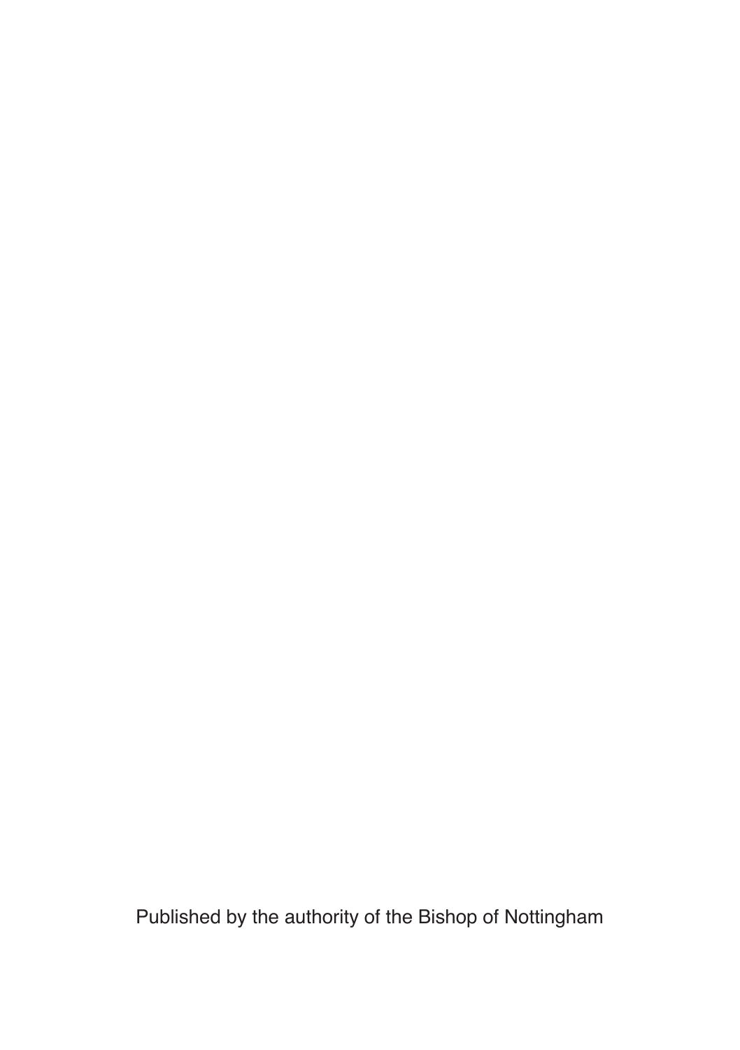Published by the authority of the Bishop of Nottingham